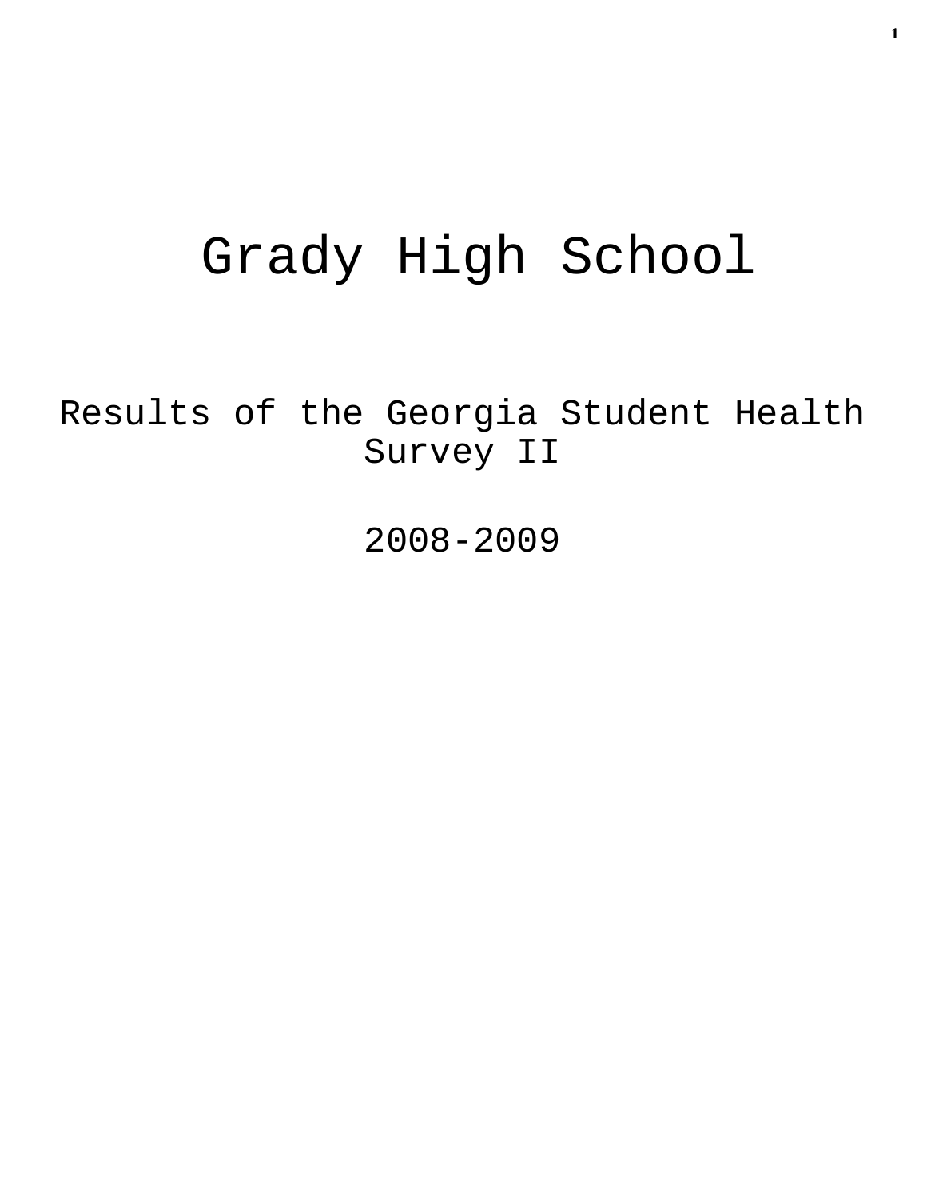# Grady High School

## Results of the Georgia Student Health Survey II

## 2008-2009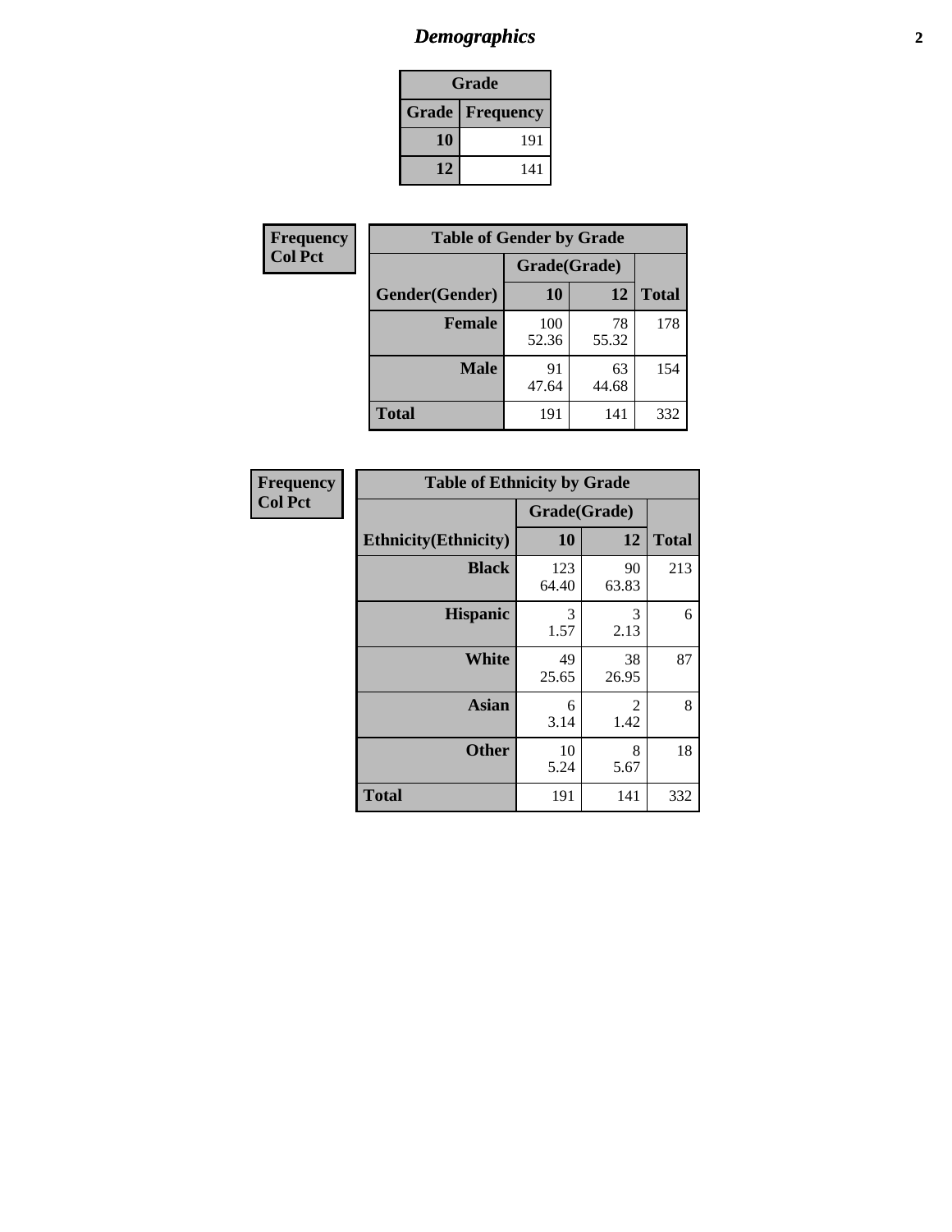# Demographics

| Grade | |
|---|---|
| **Grade** | **Frequency** |
| **10** | 191 |
| **12** | 141 |

**Frequency**
**Col Pct**

| Table of Gender by Grade | | | |
|---|---|---|---|
| | Grade(Grade) | | |
| **Gender(Gender)** | **10** | **12** | **Total** |
| **Female** | 100<br>52.36 | 78<br>55.32 | 178 |
| **Male** | 91<br>47.64 | 63<br>44.68 | 154 |
| **Total** | 191 | 141 | 332 |

**Frequency**
**Col Pct**

| Table of Ethnicity by Grade | | | |
|---|---|---|---|
| | Grade(Grade) | | |
| **Ethnicity(Ethnicity)** | **10** | **12** | **Total** |
| **Black** | 123<br>64.40 | 90<br>63.83 | 213 |
| **Hispanic** | 3<br>1.57 | 3<br>2.13 | 6 |
| **White** | 49<br>25.65 | 38<br>26.95 | 87 |
| **Asian** | 6<br>3.14 | 2<br>1.42 | 8 |
| **Other** | 10<br>5.24 | 8<br>5.67 | 18 |
| **Total** | 191 | 141 | 332 |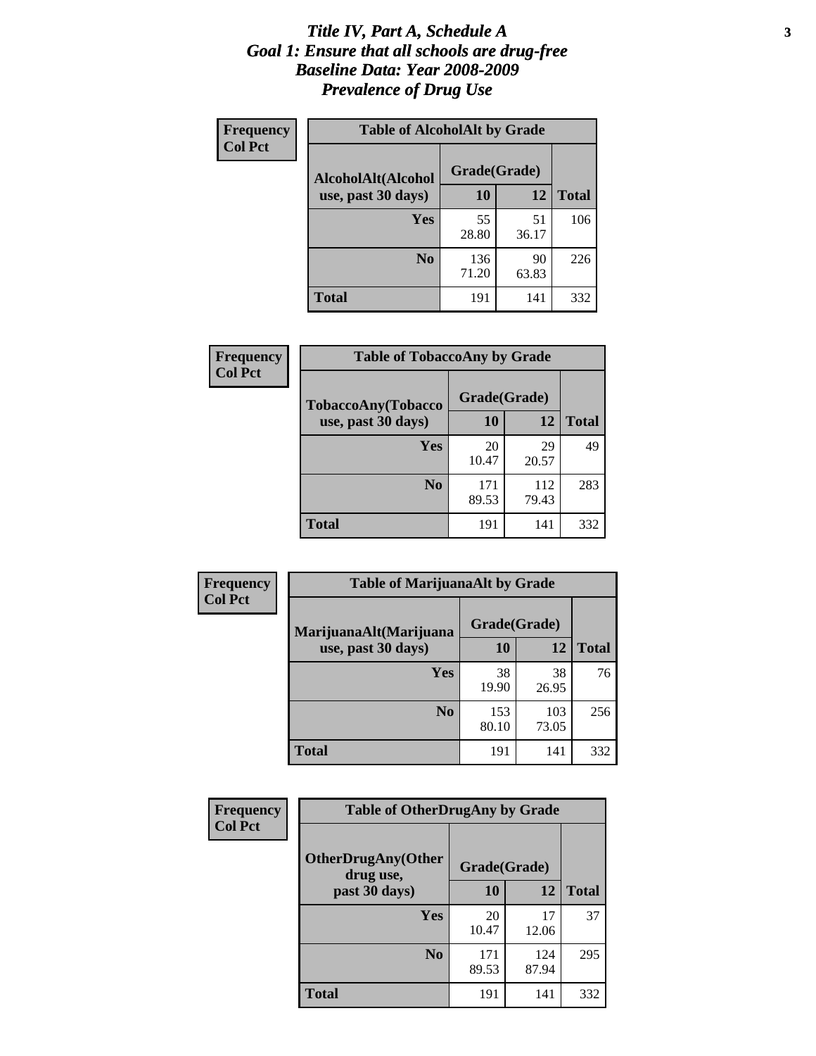# *Title IV, Part A, Schedule A*
# *Goal 1: Ensure that all schools are drug-free*
# *Baseline Data: Year 2008-2009*
# *Prevalence of Drug Use*

**Frequency**
**Col Pct**

**Table of AlcoholAlt by Grade**

| AlcoholAlt(Alcohol use, past 30 days) | Grade(Grade) | | Total |
|---|---|---|---|
| | 10 | 12 | |
| **Yes** | 55<br>28.80 | 51<br>36.17 | 106 |
| **No** | 136<br>71.20 | 90<br>63.83 | 226 |
| **Total** | 191 | 141 | 332 |

**Frequency**
**Col Pct**

**Table of TobaccoAny by Grade**

| TobaccoAny(Tobacco use, past 30 days) | Grade(Grade) | | Total |
|---|---|---|---|
| | 10 | 12 | |
| **Yes** | 20<br>10.47 | 29<br>20.57 | 49 |
| **No** | 171<br>89.53 | 112<br>79.43 | 283 |
| **Total** | 191 | 141 | 332 |

**Frequency**
**Col Pct**

**Table of MarijuanaAlt by Grade**

| MarijuanaAlt(Marijuana use, past 30 days) | Grade(Grade) | | Total |
|---|---|---|---|
| | 10 | 12 | |
| **Yes** | 38<br>19.90 | 38<br>26.95 | 76 |
| **No** | 153<br>80.10 | 103<br>73.05 | 256 |
| **Total** | 191 | 141 | 332 |

**Frequency**
**Col Pct**

**Table of OtherDrugAny by Grade**

| OtherDrugAny(Other drug use, past 30 days) | Grade(Grade) | | Total |
|---|---|---|---|
| | 10 | 12 | |
| **Yes** | 20<br>10.47 | 17<br>12.06 | 37 |
| **No** | 171<br>89.53 | 124<br>87.94 | 295 |
| **Total** | 191 | 141 | 332 |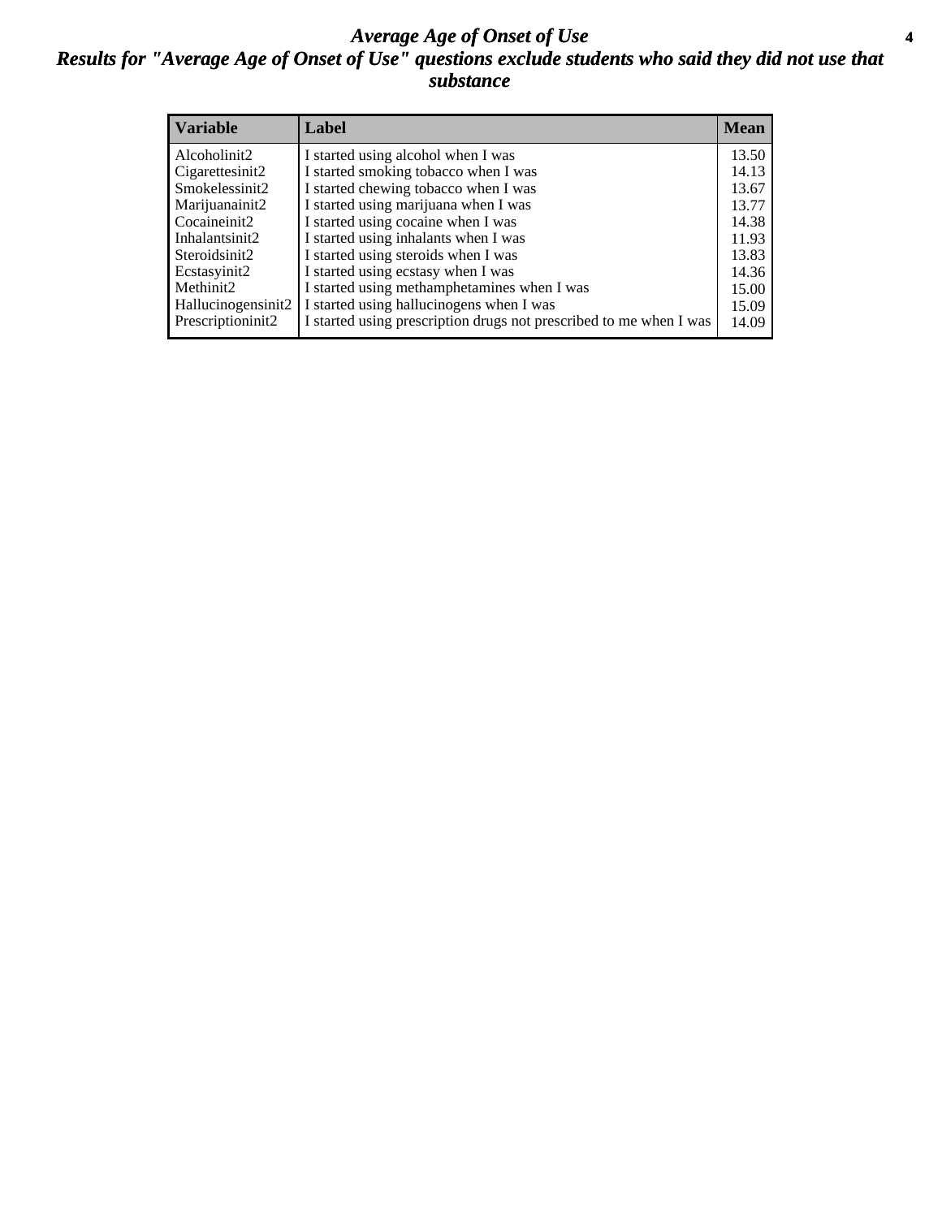# *Average Age of Onset of Use*

## *Results for "Average Age of Onset of Use" questions exclude students who said they did not use that substance*

| Variable | Label | Mean |
|---|---|---|
| Alcoholinit2 | I started using alcohol when I was | 13.50 |
| Cigarettesinit2 | I started smoking tobacco when I was | 14.13 |
| Smokelessinit2 | I started chewing tobacco when I was | 13.67 |
| Marijuanainit2 | I started using marijuana when I was | 13.77 |
| Cocaineinit2 | I started using cocaine when I was | 14.38 |
| Inhalantsinit2 | I started using inhalants when I was | 11.93 |
| Steroidsinit2 | I started using steroids when I was | 13.83 |
| Ecstasyinit2 | I started using ecstasy when I was | 14.36 |
| Methinit2 | I started using methamphetamines when I was | 15.00 |
| Hallucinogensinit2 | I started using hallucinogens when I was | 15.09 |
| Prescriptioninit2 | I started using prescription drugs not prescribed to me when I was | 14.09 |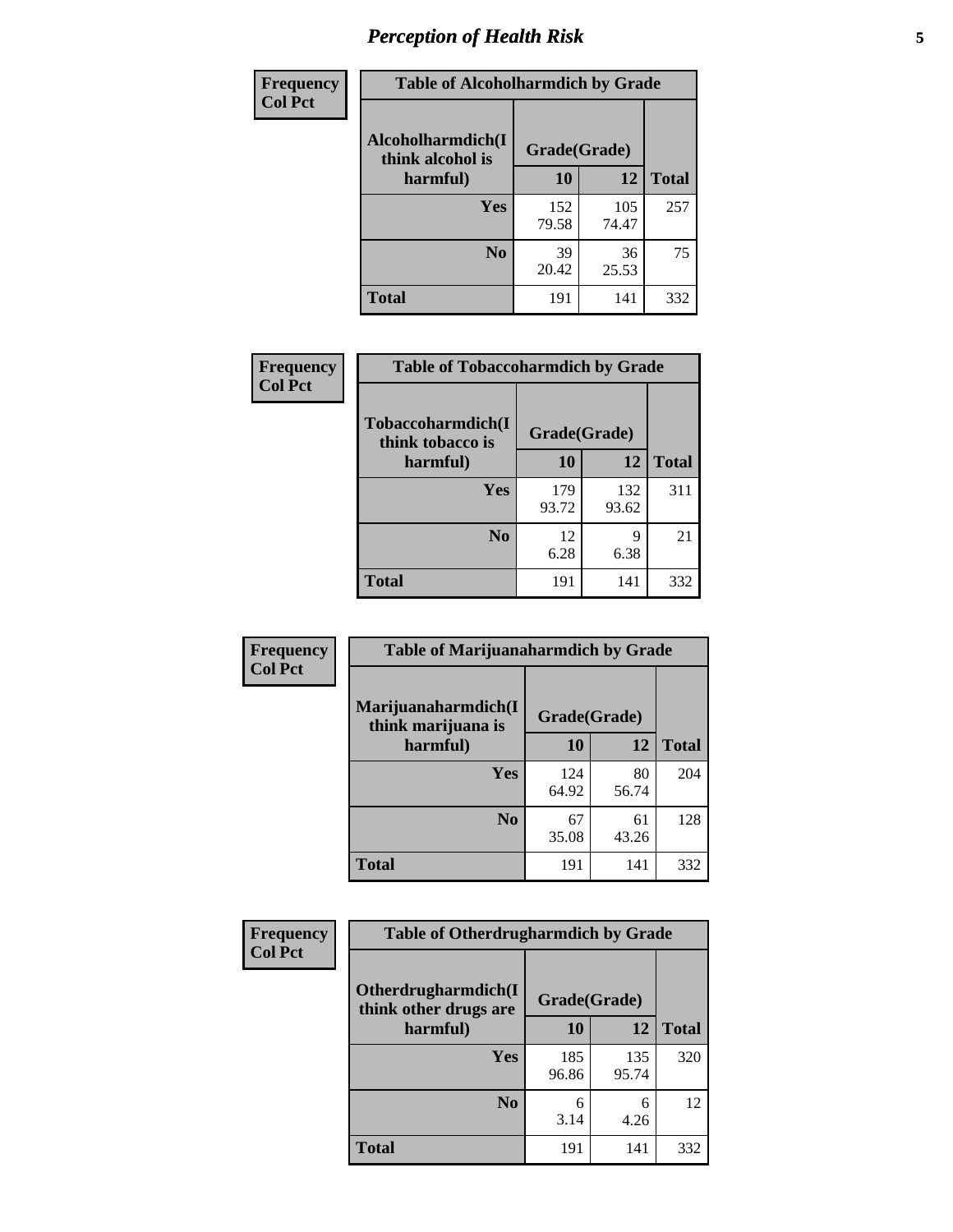# Perception of Health Risk

| Frequency Col Pct | Table of Alcoholharmdich by Grade | | |
|---|---|---|---|
| Alcoholharmdich(I think alcohol is harmful) | Grade(Grade) | | |
| | 10 | 12 | Total |
| Yes | 152<br>79.58 | 105<br>74.47 | 257 |
| No | 39<br>20.42 | 36<br>25.53 | 75 |
| Total | 191 | 141 | 332 |

| Frequency Col Pct | Table of Tobaccoharmdich by Grade | | |
|---|---|---|---|
| Tobaccoharmdich(I think tobacco is harmful) | Grade(Grade) | | |
| | 10 | 12 | Total |
| Yes | 179<br>93.72 | 132<br>93.62 | 311 |
| No | 12<br>6.28 | 9<br>6.38 | 21 |
| Total | 191 | 141 | 332 |

| Frequency Col Pct | Table of Marijuanaharmdich by Grade | | |
|---|---|---|---|
| Marijuanaharmdich(I think marijuana is harmful) | Grade(Grade) | | |
| | 10 | 12 | Total |
| Yes | 124<br>64.92 | 80<br>56.74 | 204 |
| No | 67<br>35.08 | 61<br>43.26 | 128 |
| Total | 191 | 141 | 332 |

| Frequency Col Pct | Table of Otherdrugharmdich by Grade | | |
|---|---|---|---|
| Otherdrugharmdich(I think other drugs are harmful) | Grade(Grade) | | |
| | 10 | 12 | Total |
| Yes | 185<br>96.86 | 135<br>95.74 | 320 |
| No | 6<br>3.14 | 6<br>4.26 | 12 |
| Total | 191 | 141 | 332 |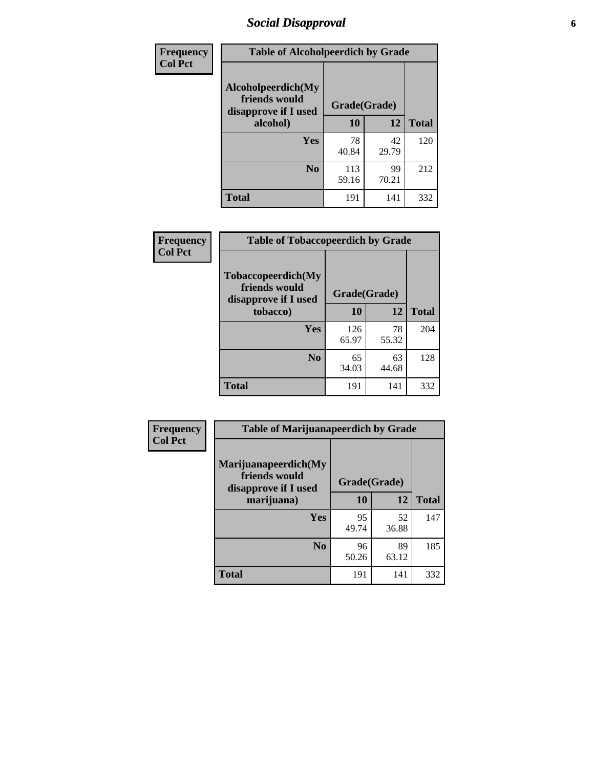# Social Disapproval

| Frequency Col Pct |
|---|

**Table of Alcoholpeerdich by Grade**

| Alcoholpeerdich(My friends would disapprove if I used alcohol) | Grade(Grade) | | |
|---|---|---|---|
| | 10 | 12 | Total |
| Yes | 78<br>40.84 | 42<br>29.79 | 120 |
| No | 113<br>59.16 | 99<br>70.21 | 212 |
| Total | 191 | 141 | 332 |

| Frequency Col Pct |
|---|

**Table of Tobaccopeerdich by Grade**

| Tobaccopeerdich(My friends would disapprove if I used tobacco) | Grade(Grade) | | |
|---|---|---|---|
| | 10 | 12 | Total |
| Yes | 126<br>65.97 | 78<br>55.32 | 204 |
| No | 65<br>34.03 | 63<br>44.68 | 128 |
| Total | 191 | 141 | 332 |

| Frequency Col Pct |
|---|

**Table of Marijuanapeerdich by Grade**

| Marijuanapeerdich(My friends would disapprove if I used marijuana) | Grade(Grade) | | |
|---|---|---|---|
| | 10 | 12 | Total |
| Yes | 95<br>49.74 | 52<br>36.88 | 147 |
| No | 96<br>50.26 | 89<br>63.12 | 185 |
| Total | 191 | 141 | 332 |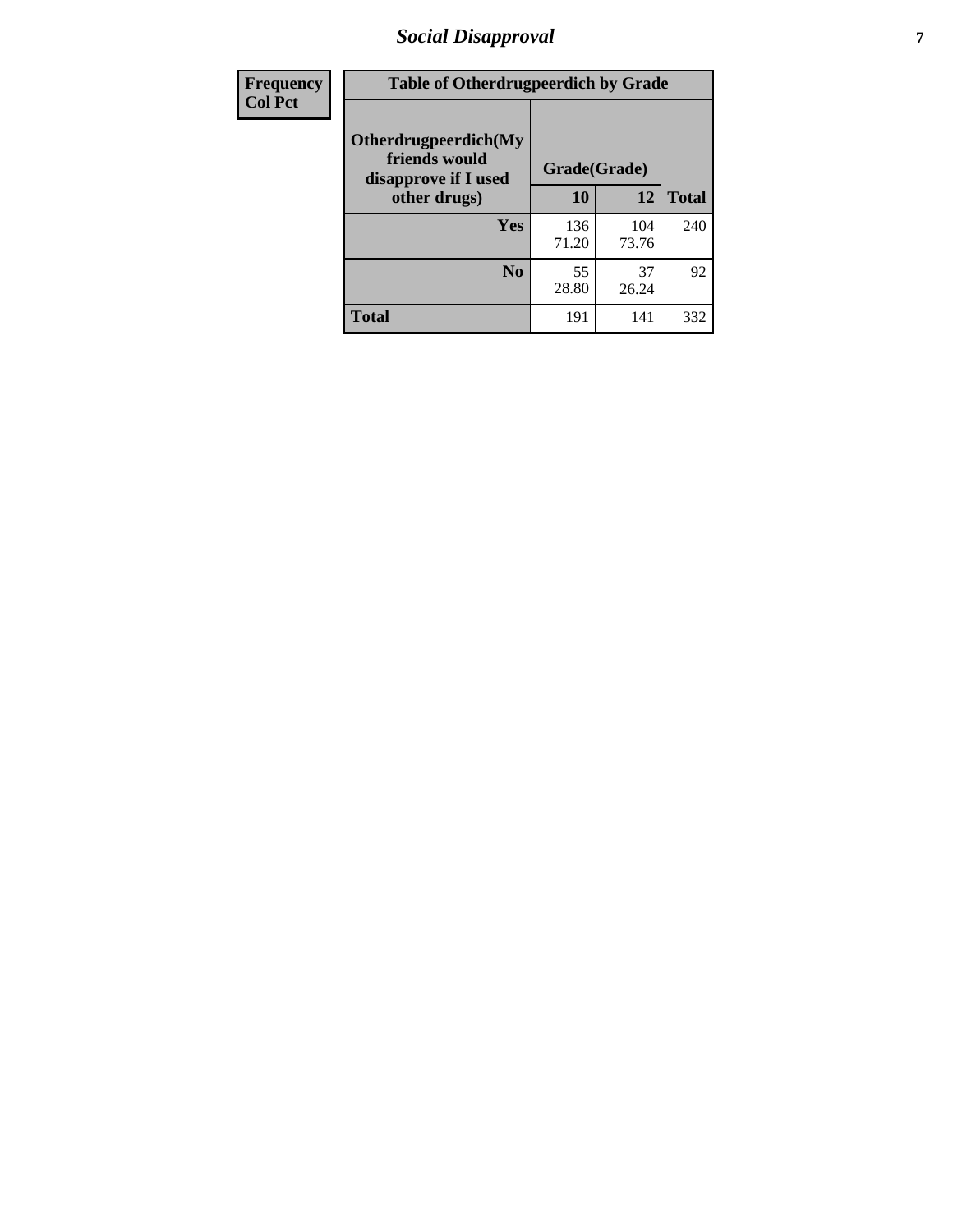| Frequency<br>Col Pct | Table of Otherdrugpeerdich by Grade | | | |
|---|---|---|---|---|
| | Otherdrugpeerdich(My friends would disapprove if I used other drugs) | Grade(Grade) | | |
| | | 10 | 12 | Total |
| | Yes | 136<br>71.20 | 104<br>73.76 | 240 |
| | No | 55<br>28.80 | 37<br>26.24 | 92 |
| | Total | 191 | 141 | 332 |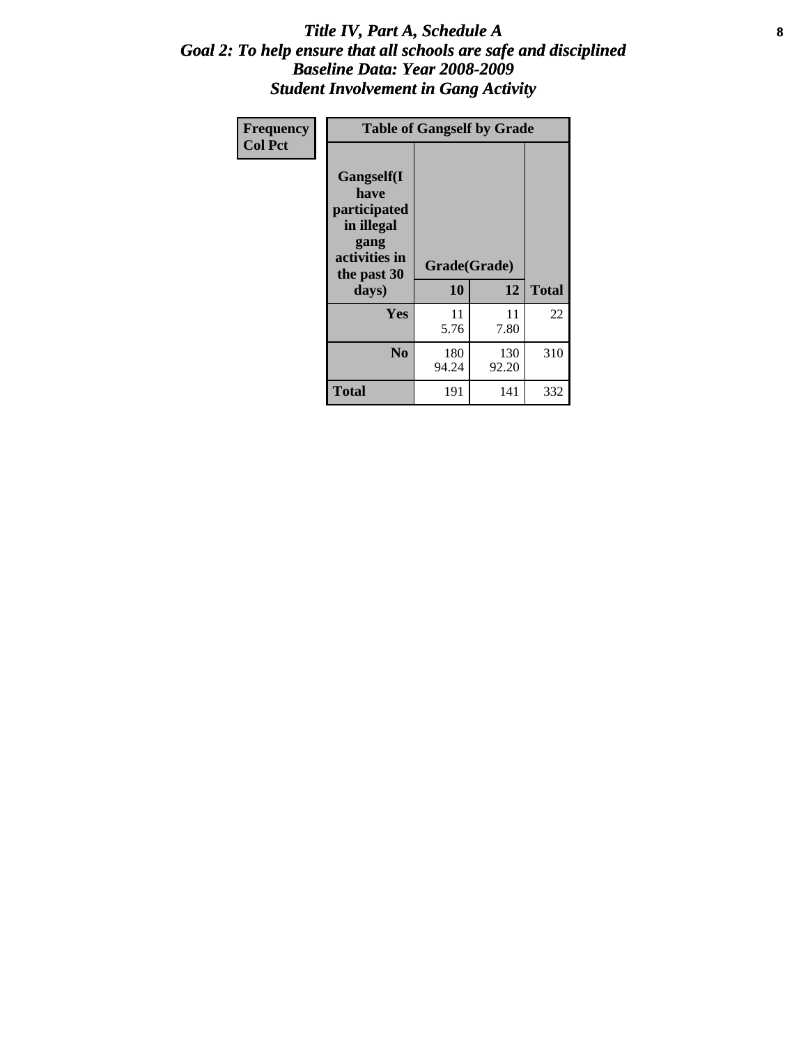# *Title IV, Part A, Schedule A*
## *Goal 2: To help ensure that all schools are safe and disciplined*
## *Baseline Data: Year 2008-2009*
## *Student Involvement in Gang Activity*

| Frequency<br>Col Pct | Table of Gangself by Grade | | |
|---|---|---|---|
| Gangself(I have participated in illegal gang activities in the past 30 days) | Grade(Grade) | | |
| | 10 | 12 | Total |
| Yes | 11<br>5.76 | 11<br>7.80 | 22 |
| No | 180<br>94.24 | 130<br>92.20 | 310 |
| Total | 191 | 141 | 332 |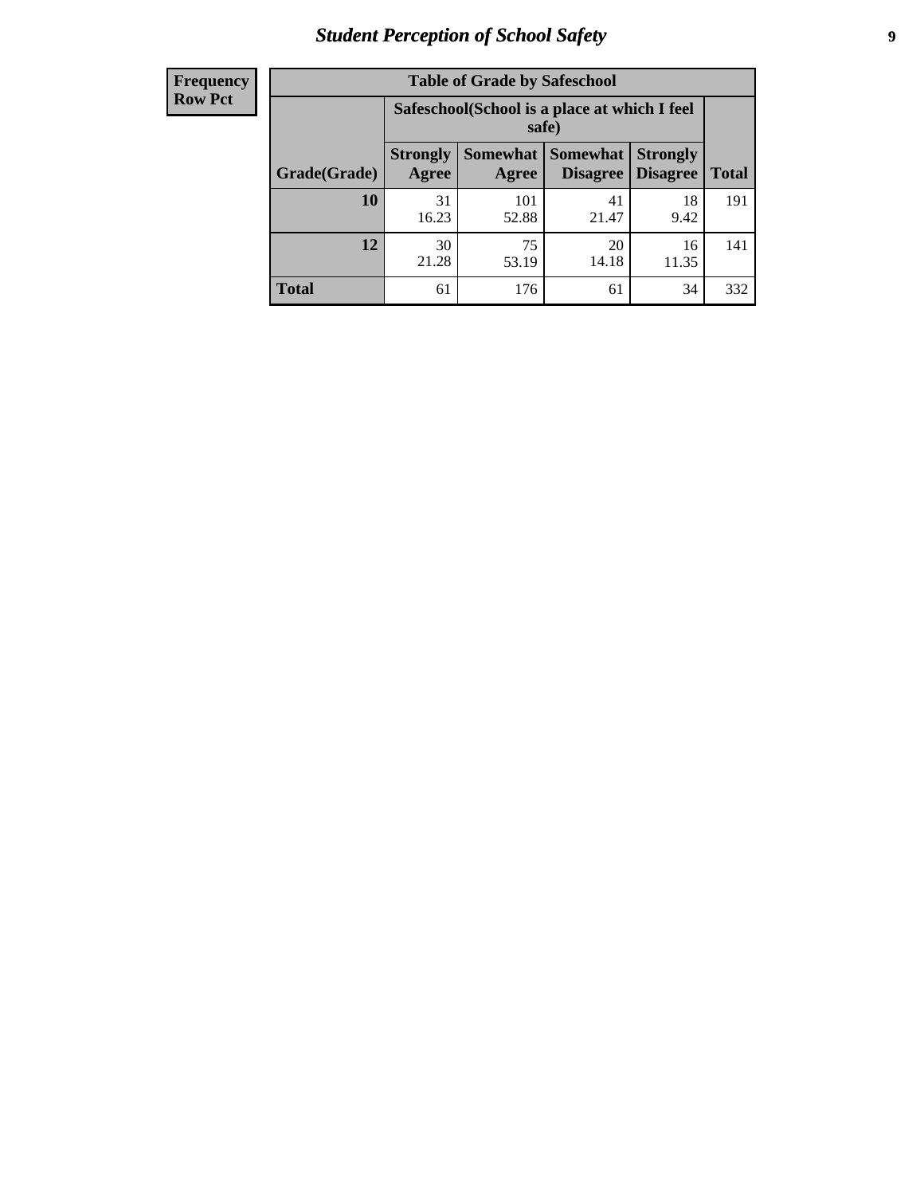| Frequency Row Pct |
|---|

| Table of Grade by Safeschool | | | | | |
|---|---|---|---|---|---|
| | Safeschool(School is a place at which I feel safe) | | | | |
| Grade(Grade) | Strongly Agree | Somewhat Agree | Somewhat Disagree | Strongly Disagree | Total |
| 10 | 31<br>16.23 | 101<br>52.88 | 41<br>21.47 | 18<br>9.42 | 191 |
| 12 | 30<br>21.28 | 75<br>53.19 | 20<br>14.18 | 16<br>11.35 | 141 |
| Total | 61 | 176 | 61 | 34 | 332 |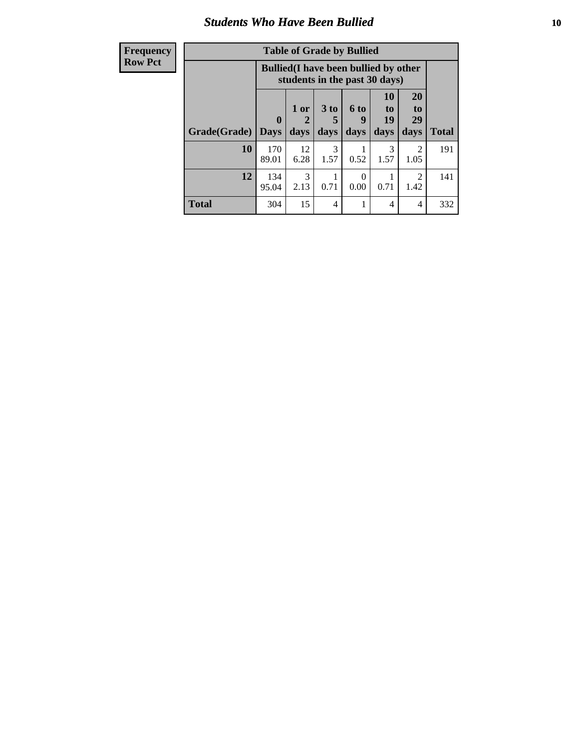# Students Who Have Been Bullied

| Frequency<br>Row Pct | | | | | | | |
|---|---|---|---|---|---|---|---|
| **Table of Grade by Bullied** | | | | | | | |
| | **Bullied(I have been bullied by other students in the past 30 days)** | | | | | | |
| **Grade(Grade)** | **0 Days** | **1 or 2 days** | **3 to 5 days** | **6 to 9 days** | **10 to 19 days** | **20 to 29 days** | **Total** |
| **10** | 170<br>89.01 | 12<br>6.28 | 3<br>1.57 | 1<br>0.52 | 3<br>1.57 | 2<br>1.05 | 191 |
| **12** | 134<br>95.04 | 3<br>2.13 | 1<br>0.71 | 0<br>0.00 | 1<br>0.71 | 2<br>1.42 | 141 |
| **Total** | 304 | 15 | 4 | 1 | 4 | 4 | 332 |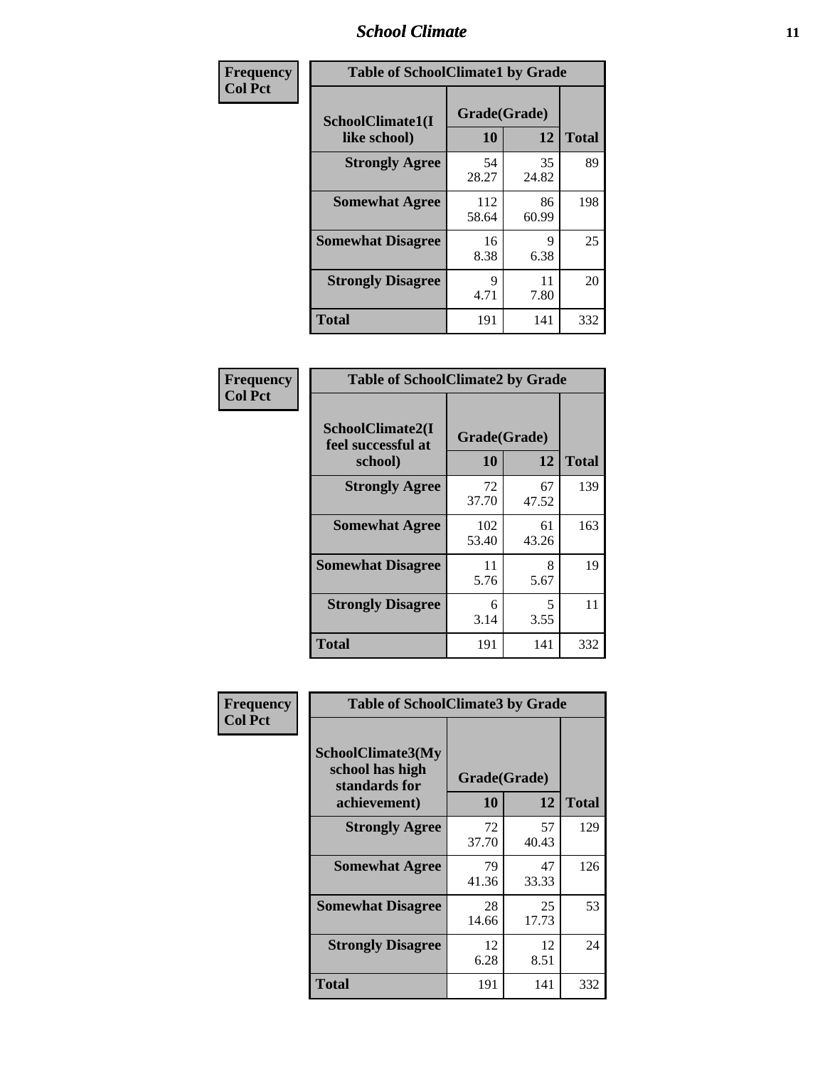| Frequency Col Pct |
|---|

| Table of SchoolClimate1 by Grade | | | |
|---|---|---|---|
| SchoolClimate1(I like school) | Grade(Grade) | | Total |
| | 10 | 12 | |
| Strongly Agree | 54<br>28.27 | 35<br>24.82 | 89 |
| Somewhat Agree | 112<br>58.64 | 86<br>60.99 | 198 |
| Somewhat Disagree | 16<br>8.38 | 9<br>6.38 | 25 |
| Strongly Disagree | 9<br>4.71 | 11<br>7.80 | 20 |
| Total | 191 | 141 | 332 |

| Frequency Col Pct |
|---|

| Table of SchoolClimate2 by Grade | | | |
|---|---|---|---|
| SchoolClimate2(I feel successful at school) | Grade(Grade) | | Total |
| | 10 | 12 | |
| Strongly Agree | 72<br>37.70 | 67<br>47.52 | 139 |
| Somewhat Agree | 102<br>53.40 | 61<br>43.26 | 163 |
| Somewhat Disagree | 11<br>5.76 | 8<br>5.67 | 19 |
| Strongly Disagree | 6<br>3.14 | 5<br>3.55 | 11 |
| Total | 191 | 141 | 332 |

| Frequency Col Pct |
|---|

| Table of SchoolClimate3 by Grade | | | |
|---|---|---|---|
| SchoolClimate3(My school has high standards for achievement) | Grade(Grade) | | Total |
| | 10 | 12 | |
| Strongly Agree | 72<br>37.70 | 57<br>40.43 | 129 |
| Somewhat Agree | 79<br>41.36 | 47<br>33.33 | 126 |
| Somewhat Disagree | 28<br>14.66 | 25<br>17.73 | 53 |
| Strongly Disagree | 12<br>6.28 | 12<br>8.51 | 24 |
| Total | 191 | 141 | 332 |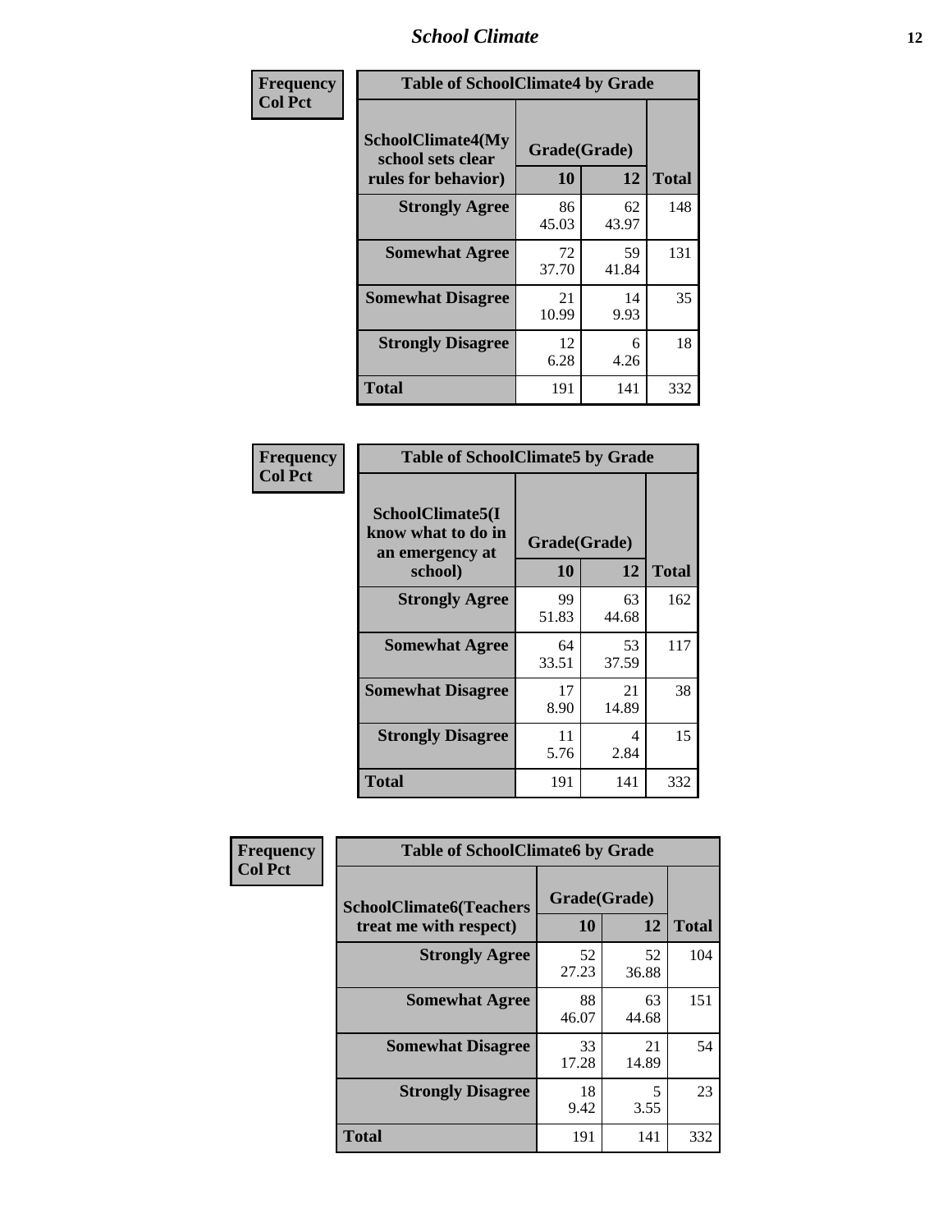| Frequency Col Pct | Table of SchoolClimate4 by Grade | | |
|---|---|---|---|
| SchoolClimate4(My school sets clear rules for behavior) | Grade(Grade) | | |
| | 10 | 12 | Total |
| Strongly Agree | 86<br>45.03 | 62<br>43.97 | 148 |
| Somewhat Agree | 72<br>37.70 | 59<br>41.84 | 131 |
| Somewhat Disagree | 21<br>10.99 | 14<br>9.93 | 35 |
| Strongly Disagree | 12<br>6.28 | 6<br>4.26 | 18 |
| Total | 191 | 141 | 332 |

| Frequency Col Pct | Table of SchoolClimate5 by Grade | | |
|---|---|---|---|
| SchoolClimate5(I know what to do in an emergency at school) | Grade(Grade) | | |
| | 10 | 12 | Total |
| Strongly Agree | 99<br>51.83 | 63<br>44.68 | 162 |
| Somewhat Agree | 64<br>33.51 | 53<br>37.59 | 117 |
| Somewhat Disagree | 17<br>8.90 | 21<br>14.89 | 38 |
| Strongly Disagree | 11<br>5.76 | 4<br>2.84 | 15 |
| Total | 191 | 141 | 332 |

| Frequency Col Pct | Table of SchoolClimate6 by Grade | | |
|---|---|---|---|
| SchoolClimate6(Teachers treat me with respect) | Grade(Grade) | | |
| | 10 | 12 | Total |
| Strongly Agree | 52<br>27.23 | 52<br>36.88 | 104 |
| Somewhat Agree | 88<br>46.07 | 63<br>44.68 | 151 |
| Somewhat Disagree | 33<br>17.28 | 21<br>14.89 | 54 |
| Strongly Disagree | 18<br>9.42 | 5<br>3.55 | 23 |
| Total | 191 | 141 | 332 |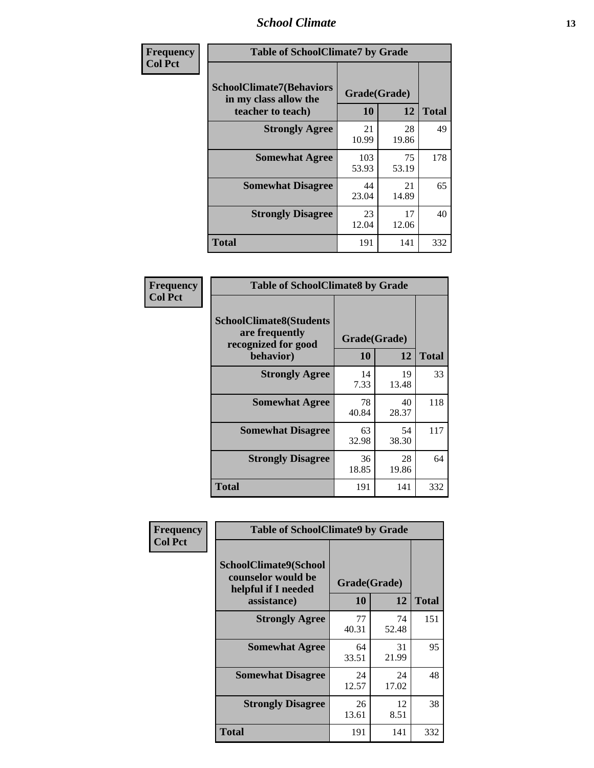| Frequency Col Pct |
|---|

**Table of SchoolClimate7 by Grade**

| SchoolClimate7(Behaviors in my class allow the teacher to teach) | Grade(Grade) | | Total |
|---|---|---|---|
| | 10 | 12 | |
| Strongly Agree | 21<br>10.99 | 28<br>19.86 | 49 |
| Somewhat Agree | 103<br>53.93 | 75<br>53.19 | 178 |
| Somewhat Disagree | 44<br>23.04 | 21<br>14.89 | 65 |
| Strongly Disagree | 23<br>12.04 | 17<br>12.06 | 40 |
| Total | 191 | 141 | 332 |

| Frequency Col Pct |
|---|

**Table of SchoolClimate8 by Grade**

| SchoolClimate8(Students are frequently recognized for good behavior) | Grade(Grade) | | Total |
|---|---|---|---|
| | 10 | 12 | |
| Strongly Agree | 14<br>7.33 | 19<br>13.48 | 33 |
| Somewhat Agree | 78<br>40.84 | 40<br>28.37 | 118 |
| Somewhat Disagree | 63<br>32.98 | 54<br>38.30 | 117 |
| Strongly Disagree | 36<br>18.85 | 28<br>19.86 | 64 |
| Total | 191 | 141 | 332 |

| Frequency Col Pct |
|---|

**Table of SchoolClimate9 by Grade**

| SchoolClimate9(School counselor would be helpful if I needed assistance) | Grade(Grade) | | Total |
|---|---|---|---|
| | 10 | 12 | |
| Strongly Agree | 77<br>40.31 | 74<br>52.48 | 151 |
| Somewhat Agree | 64<br>33.51 | 31<br>21.99 | 95 |
| Somewhat Disagree | 24<br>12.57 | 24<br>17.02 | 48 |
| Strongly Disagree | 26<br>13.61 | 12<br>8.51 | 38 |
| Total | 191 | 141 | 332 |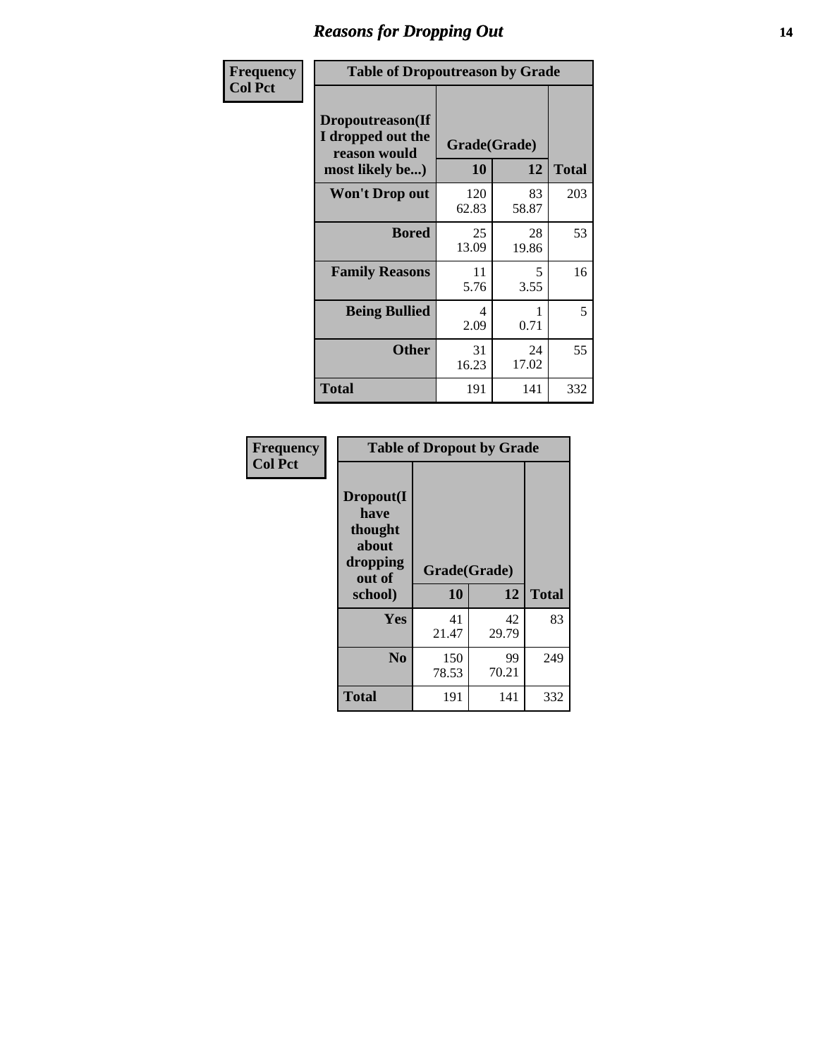# Reasons for Dropping Out

**Frequency**
**Col Pct**

| Table of Dropoutreason by Grade | | | |
|---|---|---|---|
| **Dropoutreason(If I dropped out the reason would most likely be...)** | **Grade(Grade)** | | |
| | **10** | **12** | **Total** |
| **Won't Drop out** | 120<br>62.83 | 83<br>58.87 | 203 |
| **Bored** | 25<br>13.09 | 28<br>19.86 | 53 |
| **Family Reasons** | 11<br>5.76 | 5<br>3.55 | 16 |
| **Being Bullied** | 4<br>2.09 | 1<br>0.71 | 5 |
| **Other** | 31<br>16.23 | 24<br>17.02 | 55 |
| **Total** | 191 | 141 | 332 |

**Frequency**
**Col Pct**

| Table of Dropout by Grade | | | |
|---|---|---|---|
| **Dropout(I have thought about dropping out of school)** | **Grade(Grade)** | | |
| | **10** | **12** | **Total** |
| **Yes** | 41<br>21.47 | 42<br>29.79 | 83 |
| **No** | 150<br>78.53 | 99<br>70.21 | 249 |
| **Total** | 191 | 141 | 332 |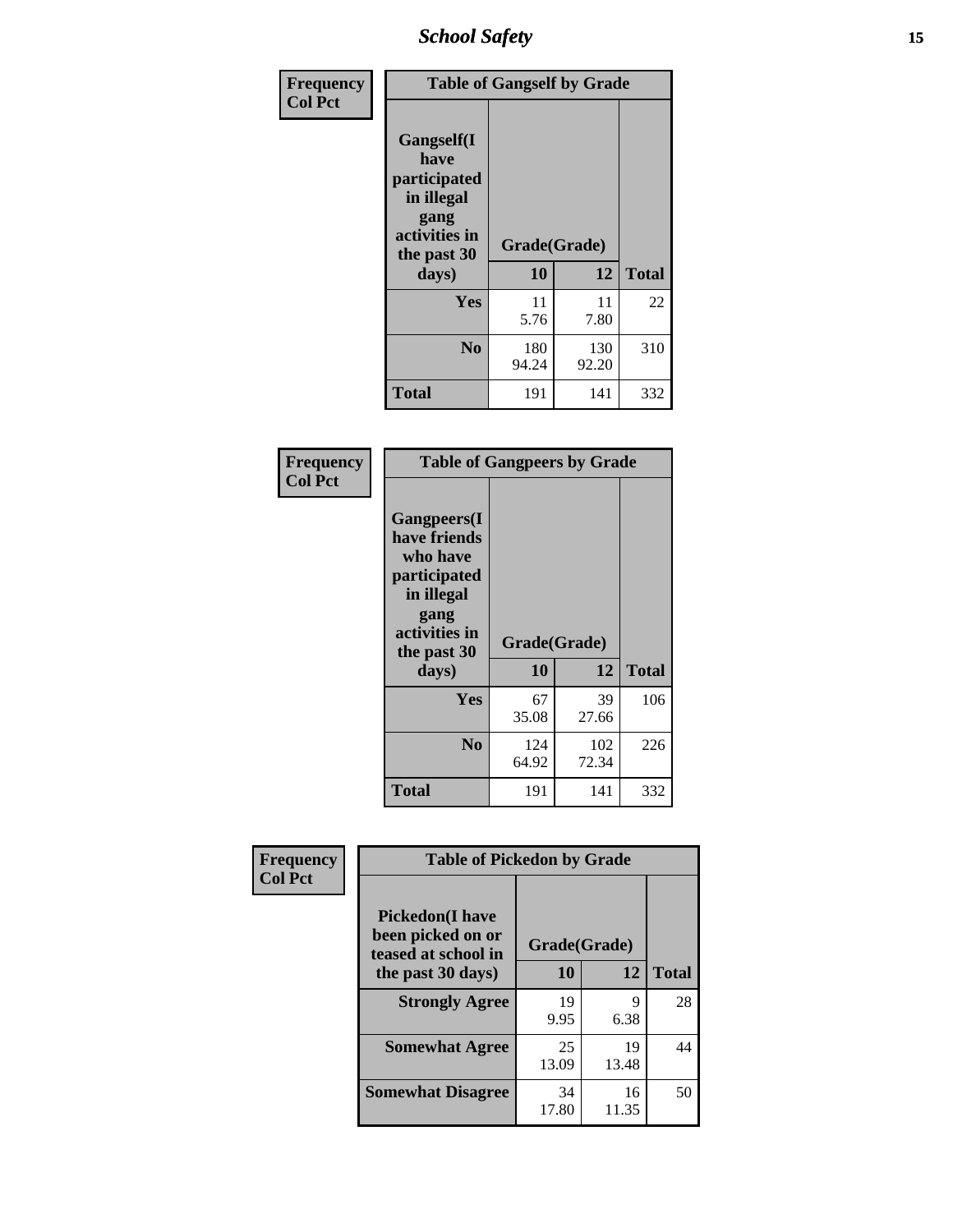| Frequency<br>Col Pct | Table of Gangself by Grade | | |
|---|---|---|---|
| Gangself(I have participated in illegal gang activities in the past 30 days) | Grade(Grade) | | |
| | 10 | 12 | Total |
| Yes | 11<br>5.76 | 11<br>7.80 | 22 |
| No | 180<br>94.24 | 130<br>92.20 | 310 |
| Total | 191 | 141 | 332 |

| Frequency<br>Col Pct | Table of Gangpeers by Grade | | |
|---|---|---|---|
| Gangpeers(I have friends who have participated in illegal gang activities in the past 30 days) | Grade(Grade) | | |
| | 10 | 12 | Total |
| Yes | 67<br>35.08 | 39<br>27.66 | 106 |
| No | 124<br>64.92 | 102<br>72.34 | 226 |
| Total | 191 | 141 | 332 |

| Frequency<br>Col Pct | Table of Pickedon by Grade | | |
|---|---|---|---|
| Pickedon(I have been picked on or teased at school in the past 30 days) | Grade(Grade) | | |
| | 10 | 12 | Total |
| Strongly Agree | 19<br>9.95 | 9<br>6.38 | 28 |
| Somewhat Agree | 25<br>13.09 | 19<br>13.48 | 44 |
| Somewhat Disagree | 34<br>17.80 | 16<br>11.35 | 50 |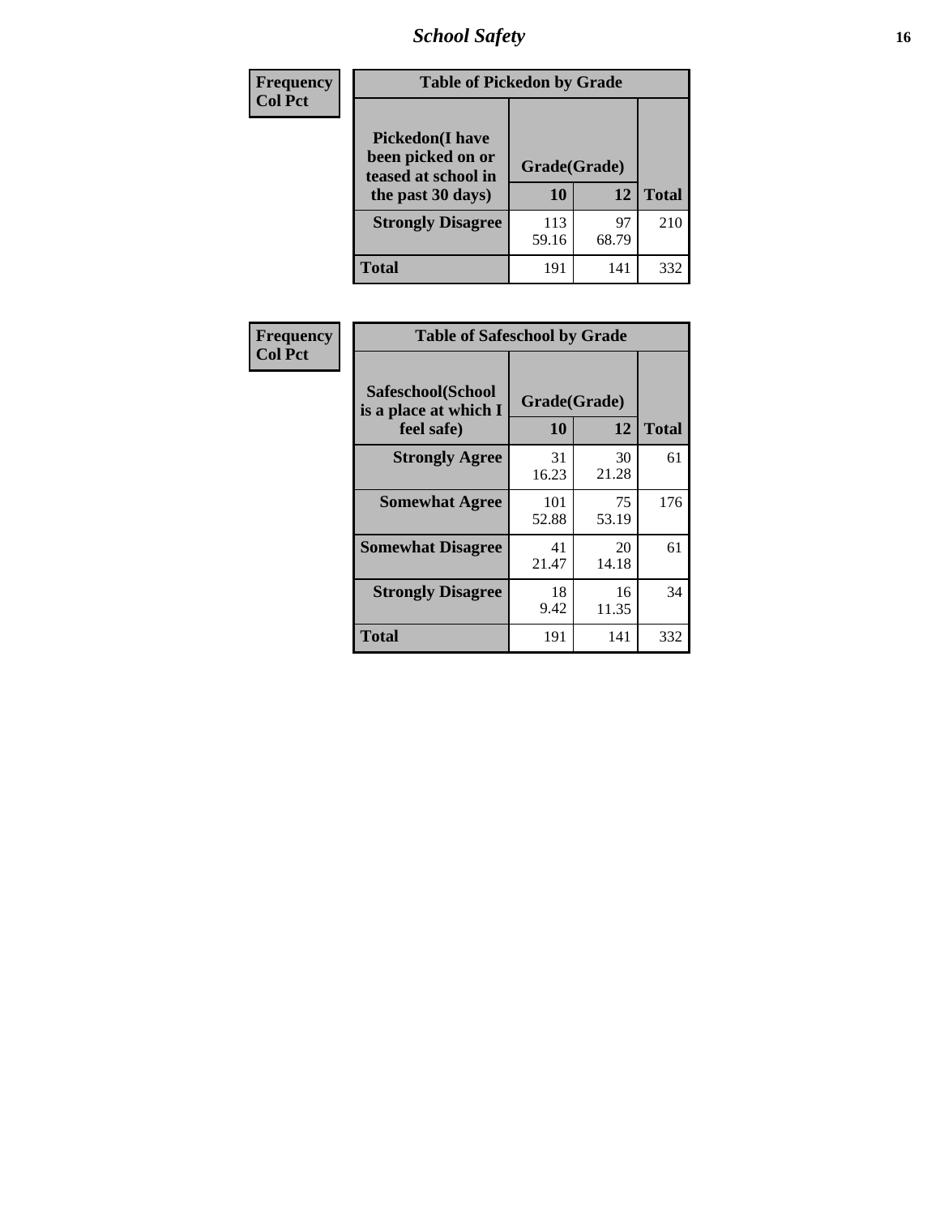| Frequency<br>Col Pct | Table of Pickedon by Grade | | |
|---|---|---|---|
| **Pickedon(I have been picked on or teased at school in the past 30 days)** | **Grade(Grade)** | | |
| | **10** | **12** | **Total** |
| **Strongly Disagree** | 113<br>59.16 | 97<br>68.79 | 210 |
| **Total** | 191 | 141 | 332 |

| Frequency<br>Col Pct | Table of Safeschool by Grade | | |
|---|---|---|---|
| **Safeschool(School is a place at which I feel safe)** | **Grade(Grade)** | | |
| | **10** | **12** | **Total** |
| **Strongly Agree** | 31<br>16.23 | 30<br>21.28 | 61 |
| **Somewhat Agree** | 101<br>52.88 | 75<br>53.19 | 176 |
| **Somewhat Disagree** | 41<br>21.47 | 20<br>14.18 | 61 |
| **Strongly Disagree** | 18<br>9.42 | 16<br>11.35 | 34 |
| **Total** | 191 | 141 | 332 |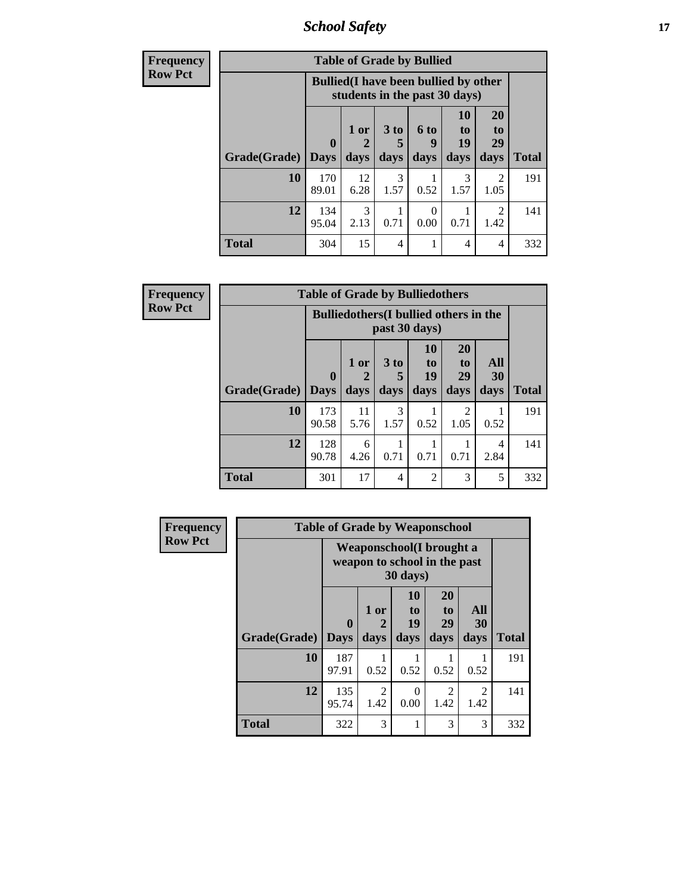**Frequency**
**Row Pct**

| Table of Grade by Bullied | | | | | | | |
|---|---|---|---|---|---|---|---|
| | Bullied(I have been bullied by other students in the past 30 days) | | | | | | |
| Grade(Grade) | 0 Days | 1 or 2 days | 3 to 5 days | 6 to 9 days | 10 to 19 days | 20 to 29 days | Total |
| **10** | 170<br>89.01 | 12<br>6.28 | 3<br>1.57 | 1<br>0.52 | 3<br>1.57 | 2<br>1.05 | 191 |
| **12** | 134<br>95.04 | 3<br>2.13 | 1<br>0.71 | 0<br>0.00 | 1<br>0.71 | 2<br>1.42 | 141 |
| **Total** | 304 | 15 | 4 | 1 | 4 | 4 | 332 |

**Frequency**
**Row Pct**

| Table of Grade by Bulliedothers | | | | | | | |
|---|---|---|---|---|---|---|---|
| | Bulliedothers(I bullied others in the past 30 days) | | | | | | |
| Grade(Grade) | 0 Days | 1 or 2 days | 3 to 5 days | 10 to 19 days | 20 to 29 days | All 30 days | Total |
| **10** | 173<br>90.58 | 11<br>5.76 | 3<br>1.57 | 1<br>0.52 | 2<br>1.05 | 1<br>0.52 | 191 |
| **12** | 128<br>90.78 | 6<br>4.26 | 1<br>0.71 | 1<br>0.71 | 1<br>0.71 | 4<br>2.84 | 141 |
| **Total** | 301 | 17 | 4 | 2 | 3 | 5 | 332 |

**Frequency**
**Row Pct**

| Table of Grade by Weaponschool | | | | | | |
|---|---|---|---|---|---|---|
| | Weaponschool(I brought a weapon to school in the past 30 days) | | | | | |
| Grade(Grade) | 0 Days | 1 or 2 days | 10 to 19 days | 20 to 29 days | All 30 days | Total |
| **10** | 187<br>97.91 | 1<br>0.52 | 1<br>0.52 | 1<br>0.52 | 1<br>0.52 | 191 |
| **12** | 135<br>95.74 | 2<br>1.42 | 0<br>0.00 | 2<br>1.42 | 2<br>1.42 | 141 |
| **Total** | 322 | 3 | 1 | 3 | 3 | 332 |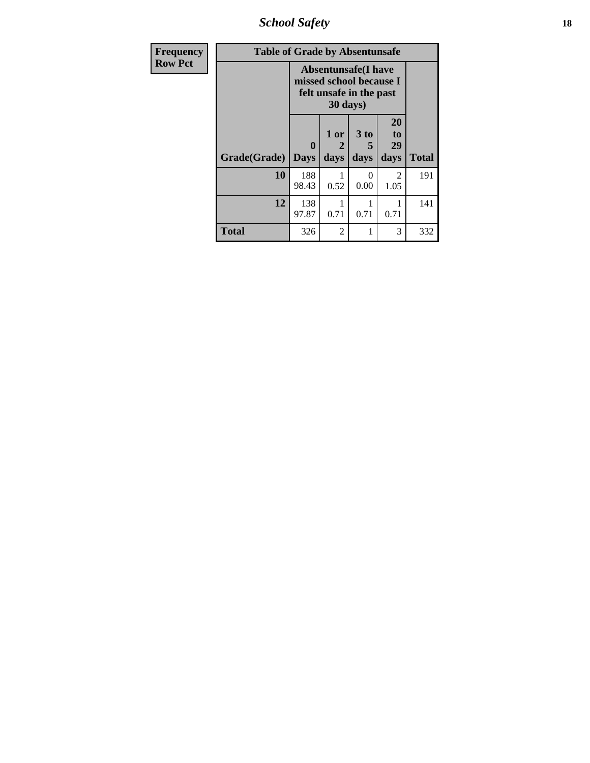| Frequency<br>Row Pct |
|---|

| Table of Grade by Absentunsafe | | | | | |
|---|---|---|---|---|---|
| | Absentunsafe(I have missed school because I felt unsafe in the past 30 days) | | | | |
| Grade(Grade) | 0 Days | 1 or 2 days | 3 to 5 days | 20 to 29 days | Total |
| **10** | 188<br>98.43 | 1<br>0.52 | 0<br>0.00 | 2<br>1.05 | 191 |
| **12** | 138<br>97.87 | 1<br>0.71 | 1<br>0.71 | 1<br>0.71 | 141 |
| **Total** | 326 | 2 | 1 | 3 | 332 |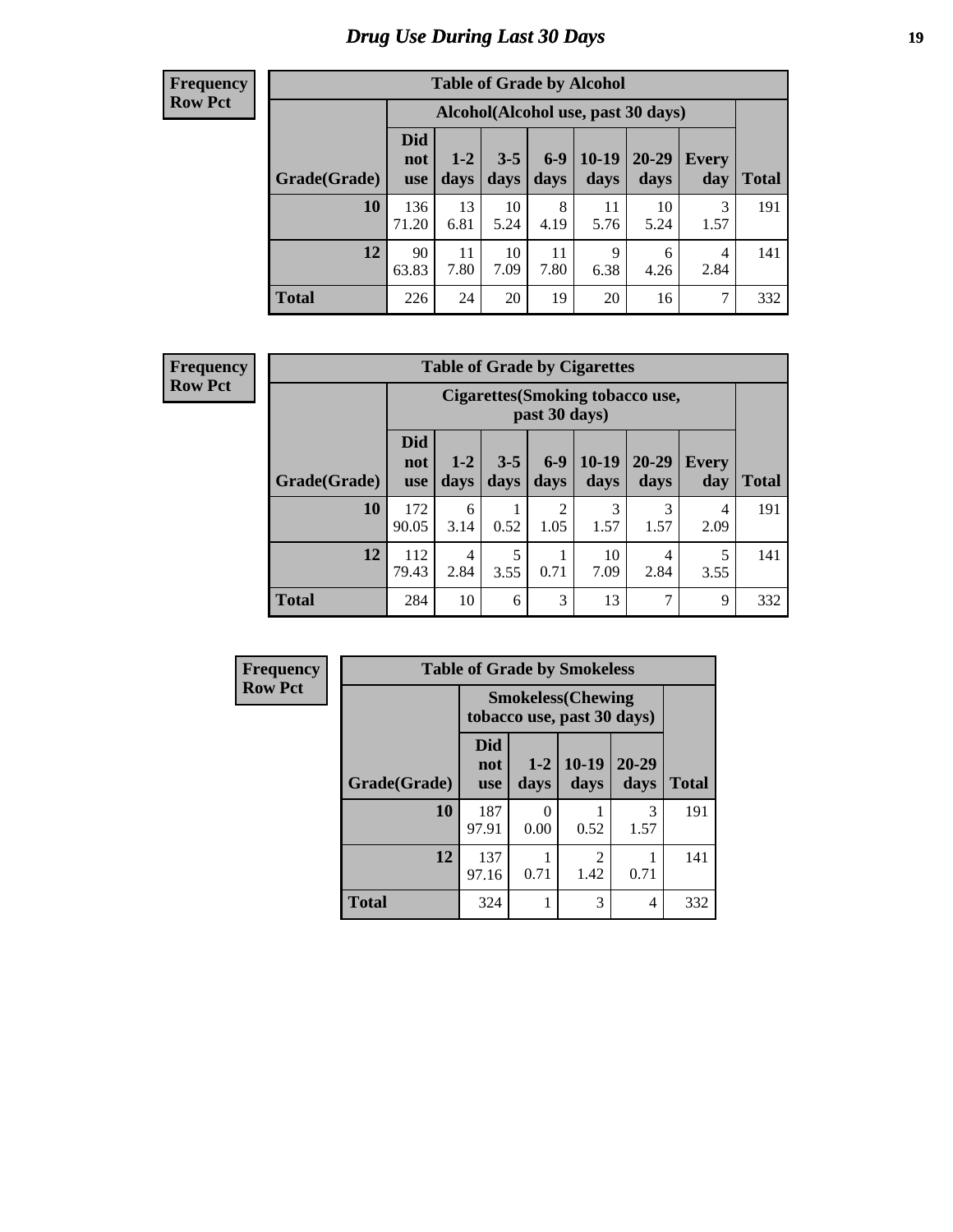# Drug Use During Last 30 Days

**Frequency**
**Row Pct**

| Table of Grade by Alcohol | | | | | | | | |
|---|---|---|---|---|---|---|---|---|
| | Alcohol(Alcohol use, past 30 days) | | | | | | | |
| Grade(Grade) | Did not use | 1-2 days | 3-5 days | 6-9 days | 10-19 days | 20-29 days | Every day | Total |
| **10** | 136<br>71.20 | 13<br>6.81 | 10<br>5.24 | 8<br>4.19 | 11<br>5.76 | 10<br>5.24 | 3<br>1.57 | 191 |
| **12** | 90<br>63.83 | 11<br>7.80 | 10<br>7.09 | 11<br>7.80 | 9<br>6.38 | 6<br>4.26 | 4<br>2.84 | 141 |
| **Total** | 226 | 24 | 20 | 19 | 20 | 16 | 7 | 332 |

**Frequency**
**Row Pct**

| Table of Grade by Cigarettes | | | | | | | | |
|---|---|---|---|---|---|---|---|---|
| | Cigarettes(Smoking tobacco use, past 30 days) | | | | | | | |
| Grade(Grade) | Did not use | 1-2 days | 3-5 days | 6-9 days | 10-19 days | 20-29 days | Every day | Total |
| **10** | 172<br>90.05 | 6<br>3.14 | 1<br>0.52 | 2<br>1.05 | 3<br>1.57 | 3<br>1.57 | 4<br>2.09 | 191 |
| **12** | 112<br>79.43 | 4<br>2.84 | 5<br>3.55 | 1<br>0.71 | 10<br>7.09 | 4<br>2.84 | 5<br>3.55 | 141 |
| **Total** | 284 | 10 | 6 | 3 | 13 | 7 | 9 | 332 |

**Frequency**
**Row Pct**

| Table of Grade by Smokeless | | | | | |
|---|---|---|---|---|---|
| | Smokeless(Chewing tobacco use, past 30 days) | | | | |
| Grade(Grade) | Did not use | 1-2 days | 10-19 days | 20-29 days | Total |
| **10** | 187<br>97.91 | 0<br>0.00 | 1<br>0.52 | 3<br>1.57 | 191 |
| **12** | 137<br>97.16 | 1<br>0.71 | 2<br>1.42 | 1<br>0.71 | 141 |
| **Total** | 324 | 1 | 3 | 4 | 332 |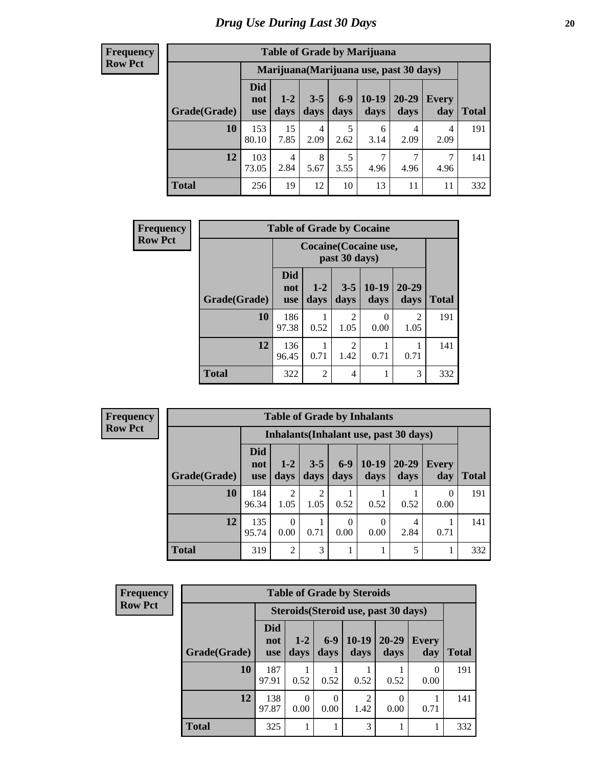# *Drug Use During Last 30 Days*

| Frequency Row Pct |
|---|

**Table of Grade by Marijuana**

| Grade(Grade) | Marijuana(Marijuana use, past 30 days) | | | | | | | Total |
|---|---|---|---|---|---|---|---|---|
| | Did not use | 1-2 days | 3-5 days | 6-9 days | 10-19 days | 20-29 days | Every day | |
| **10** | 153<br>80.10 | 15<br>7.85 | 4<br>2.09 | 5<br>2.62 | 6<br>3.14 | 4<br>2.09 | 4<br>2.09 | 191 |
| **12** | 103<br>73.05 | 4<br>2.84 | 8<br>5.67 | 5<br>3.55 | 7<br>4.96 | 7<br>4.96 | 7<br>4.96 | 141 |
| **Total** | 256 | 19 | 12 | 10 | 13 | 11 | 11 | 332 |

| Frequency Row Pct |
|---|

**Table of Grade by Cocaine**

| Grade(Grade) | Cocaine(Cocaine use, past 30 days) | | | | | Total |
|---|---|---|---|---|---|---|
| | Did not use | 1-2 days | 3-5 days | 10-19 days | 20-29 days | |
| **10** | 186<br>97.38 | 1<br>0.52 | 2<br>1.05 | 0<br>0.00 | 2<br>1.05 | 191 |
| **12** | 136<br>96.45 | 1<br>0.71 | 2<br>1.42 | 1<br>0.71 | 1<br>0.71 | 141 |
| **Total** | 322 | 2 | 4 | 1 | 3 | 332 |

| Frequency Row Pct |
|---|

**Table of Grade by Inhalants**

| Grade(Grade) | Inhalants(Inhalant use, past 30 days) | | | | | | | Total |
|---|---|---|---|---|---|---|---|---|
| | Did not use | 1-2 days | 3-5 days | 6-9 days | 10-19 days | 20-29 days | Every day | |
| **10** | 184<br>96.34 | 2<br>1.05 | 2<br>1.05 | 1<br>0.52 | 1<br>0.52 | 1<br>0.52 | 0<br>0.00 | 191 |
| **12** | 135<br>95.74 | 0<br>0.00 | 1<br>0.71 | 0<br>0.00 | 0<br>0.00 | 4<br>2.84 | 1<br>0.71 | 141 |
| **Total** | 319 | 2 | 3 | 1 | 1 | 5 | 1 | 332 |

| Frequency Row Pct |
|---|

**Table of Grade by Steroids**

| Grade(Grade) | Steroids(Steroid use, past 30 days) | | | | | | Total |
|---|---|---|---|---|---|---|---|
| | Did not use | 1-2 days | 6-9 days | 10-19 days | 20-29 days | Every day | |
| **10** | 187<br>97.91 | 1<br>0.52 | 1<br>0.52 | 1<br>0.52 | 1<br>0.52 | 0<br>0.00 | 191 |
| **12** | 138<br>97.87 | 0<br>0.00 | 0<br>0.00 | 2<br>1.42 | 0<br>0.00 | 1<br>0.71 | 141 |
| **Total** | 325 | 1 | 1 | 3 | 1 | 1 | 332 |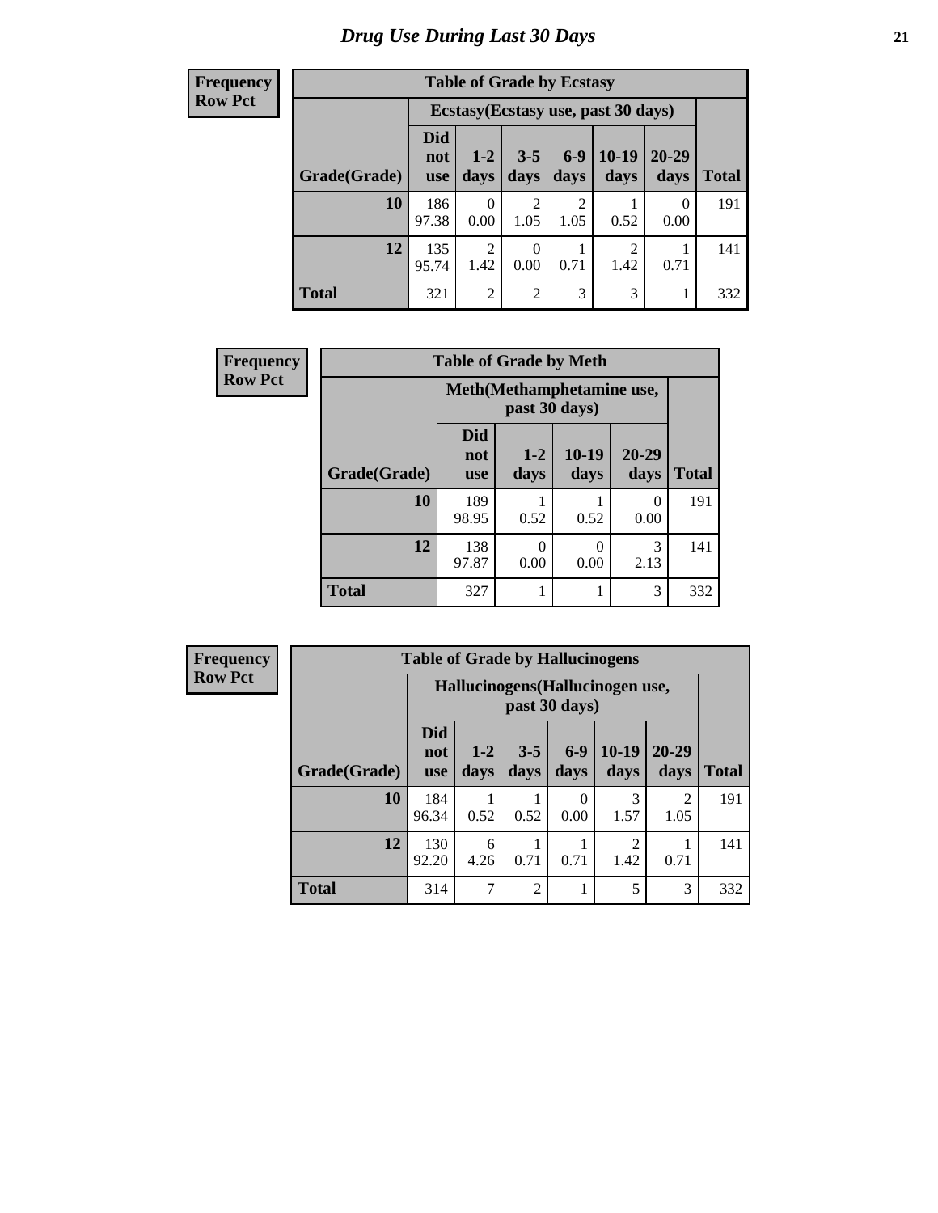# Drug Use During Last 30 Days

**Frequency**
**Row Pct**

| Table of Grade by Ecstasy | | | | | | | |
|---|---|---|---|---|---|---|---|
| | Ecstasy(Ecstasy use, past 30 days) | | | | | | |
| Grade(Grade) | Did not use | 1-2 days | 3-5 days | 6-9 days | 10-19 days | 20-29 days | Total |
| **10** | 186<br>97.38 | 0<br>0.00 | 2<br>1.05 | 2<br>1.05 | 1<br>0.52 | 0<br>0.00 | 191 |
| **12** | 135<br>95.74 | 2<br>1.42 | 0<br>0.00 | 1<br>0.71 | 2<br>1.42 | 1<br>0.71 | 141 |
| **Total** | 321 | 2 | 2 | 3 | 3 | 1 | 332 |

**Frequency**
**Row Pct**

| Table of Grade by Meth | | | | | |
|---|---|---|---|---|---|
| | Meth(Methamphetamine use, past 30 days) | | | | |
| Grade(Grade) | Did not use | 1-2 days | 10-19 days | 20-29 days | Total |
| **10** | 189<br>98.95 | 1<br>0.52 | 1<br>0.52 | 0<br>0.00 | 191 |
| **12** | 138<br>97.87 | 0<br>0.00 | 0<br>0.00 | 3<br>2.13 | 141 |
| **Total** | 327 | 1 | 1 | 3 | 332 |

**Frequency**
**Row Pct**

| Table of Grade by Hallucinogens | | | | | | | |
|---|---|---|---|---|---|---|---|
| | Hallucinogens(Hallucinogen use, past 30 days) | | | | | | |
| Grade(Grade) | Did not use | 1-2 days | 3-5 days | 6-9 days | 10-19 days | 20-29 days | Total |
| **10** | 184<br>96.34 | 1<br>0.52 | 1<br>0.52 | 0<br>0.00 | 3<br>1.57 | 2<br>1.05 | 191 |
| **12** | 130<br>92.20 | 6<br>4.26 | 1<br>0.71 | 1<br>0.71 | 2<br>1.42 | 1<br>0.71 | 141 |
| **Total** | 314 | 7 | 2 | 1 | 5 | 3 | 332 |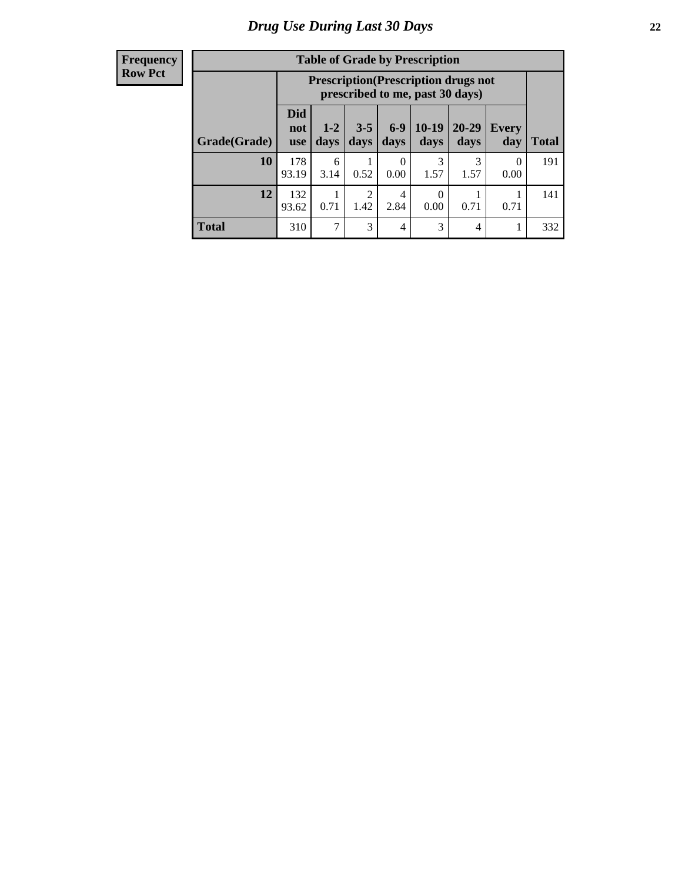## Drug Use During Last 30 Days

| Frequency<br>Row Pct |
|---|

**Table of Grade by Prescription**

| Grade(Grade) | Prescription(Prescription drugs not prescribed to me, past 30 days) | | | | | | | Total |
|---|---|---|---|---|---|---|---|---|
| | Did not use | 1-2 days | 3-5 days | 6-9 days | 10-19 days | 20-29 days | Every day | |
| **10** | 178<br>93.19 | 6<br>3.14 | 1<br>0.52 | 0<br>0.00 | 3<br>1.57 | 3<br>1.57 | 0<br>0.00 | 191 |
| **12** | 132<br>93.62 | 1<br>0.71 | 2<br>1.42 | 4<br>2.84 | 0<br>0.00 | 1<br>0.71 | 1<br>0.71 | 141 |
| **Total** | 310 | 7 | 3 | 4 | 3 | 4 | 1 | 332 |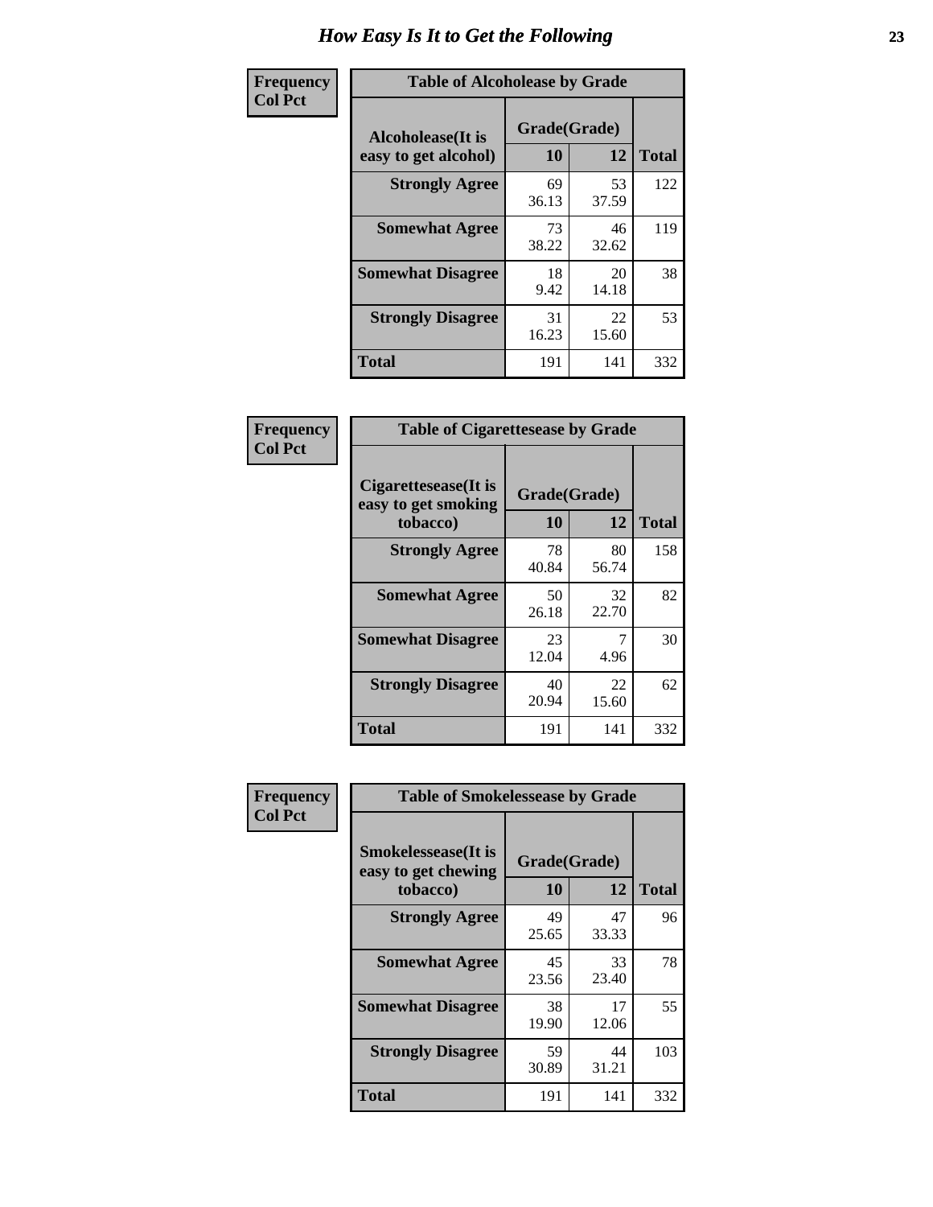# How Easy Is It to Get the Following

**Frequency**
**Col Pct**

| Alcoholease(It is easy to get alcohol) | Grade(Grade) 10 | 12 | Total |
|---|---|---|---|
| **Strongly Agree** | 69<br>36.13 | 53<br>37.59 | 122 |
| **Somewhat Agree** | 73<br>38.22 | 46<br>32.62 | 119 |
| **Somewhat Disagree** | 18<br>9.42 | 20<br>14.18 | 38 |
| **Strongly Disagree** | 31<br>16.23 | 22<br>15.60 | 53 |
| **Total** | 191 | 141 | 332 |

Table of Alcoholease by Grade

**Frequency**
**Col Pct**

| Cigarettesease(It is easy to get smoking tobacco) | Grade(Grade) 10 | 12 | Total |
|---|---|---|---|
| **Strongly Agree** | 78<br>40.84 | 80<br>56.74 | 158 |
| **Somewhat Agree** | 50<br>26.18 | 32<br>22.70 | 82 |
| **Somewhat Disagree** | 23<br>12.04 | 7<br>4.96 | 30 |
| **Strongly Disagree** | 40<br>20.94 | 22<br>15.60 | 62 |
| **Total** | 191 | 141 | 332 |

Table of Cigarettesease by Grade

**Frequency**
**Col Pct**

| Smokelessease(It is easy to get chewing tobacco) | Grade(Grade) 10 | 12 | Total |
|---|---|---|---|
| **Strongly Agree** | 49<br>25.65 | 47<br>33.33 | 96 |
| **Somewhat Agree** | 45<br>23.56 | 33<br>23.40 | 78 |
| **Somewhat Disagree** | 38<br>19.90 | 17<br>12.06 | 55 |
| **Strongly Disagree** | 59<br>30.89 | 44<br>31.21 | 103 |
| **Total** | 191 | 141 | 332 |

Table of Smokelessease by Grade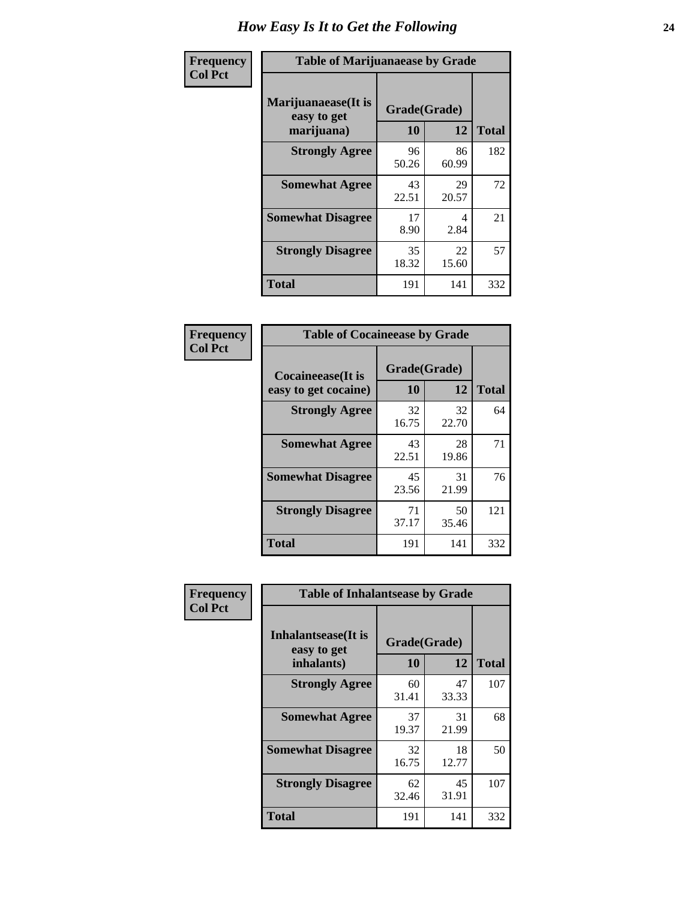# How Easy Is It to Get the Following

**Frequency Col Pct**

| Table of Marijuanaease by Grade | | | |
|---|---|---|---|
| **Marijuanaease(It is easy to get marijuana)** | **Grade(Grade)** | | **Total** |
| | **10** | **12** | |
| **Strongly Agree** | 96<br>50.26 | 86<br>60.99 | 182 |
| **Somewhat Agree** | 43<br>22.51 | 29<br>20.57 | 72 |
| **Somewhat Disagree** | 17<br>8.90 | 4<br>2.84 | 21 |
| **Strongly Disagree** | 35<br>18.32 | 22<br>15.60 | 57 |
| **Total** | 191 | 141 | 332 |

**Frequency Col Pct**

| Table of Cocaineease by Grade | | | |
|---|---|---|---|
| **Cocaineease(It is easy to get cocaine)** | **Grade(Grade)** | | **Total** |
| | **10** | **12** | |
| **Strongly Agree** | 32<br>16.75 | 32<br>22.70 | 64 |
| **Somewhat Agree** | 43<br>22.51 | 28<br>19.86 | 71 |
| **Somewhat Disagree** | 45<br>23.56 | 31<br>21.99 | 76 |
| **Strongly Disagree** | 71<br>37.17 | 50<br>35.46 | 121 |
| **Total** | 191 | 141 | 332 |

**Frequency Col Pct**

| Table of Inhalantsease by Grade | | | |
|---|---|---|---|
| **Inhalantsease(It is easy to get inhalants)** | **Grade(Grade)** | | **Total** |
| | **10** | **12** | |
| **Strongly Agree** | 60<br>31.41 | 47<br>33.33 | 107 |
| **Somewhat Agree** | 37<br>19.37 | 31<br>21.99 | 68 |
| **Somewhat Disagree** | 32<br>16.75 | 18<br>12.77 | 50 |
| **Strongly Disagree** | 62<br>32.46 | 45<br>31.91 | 107 |
| **Total** | 191 | 141 | 332 |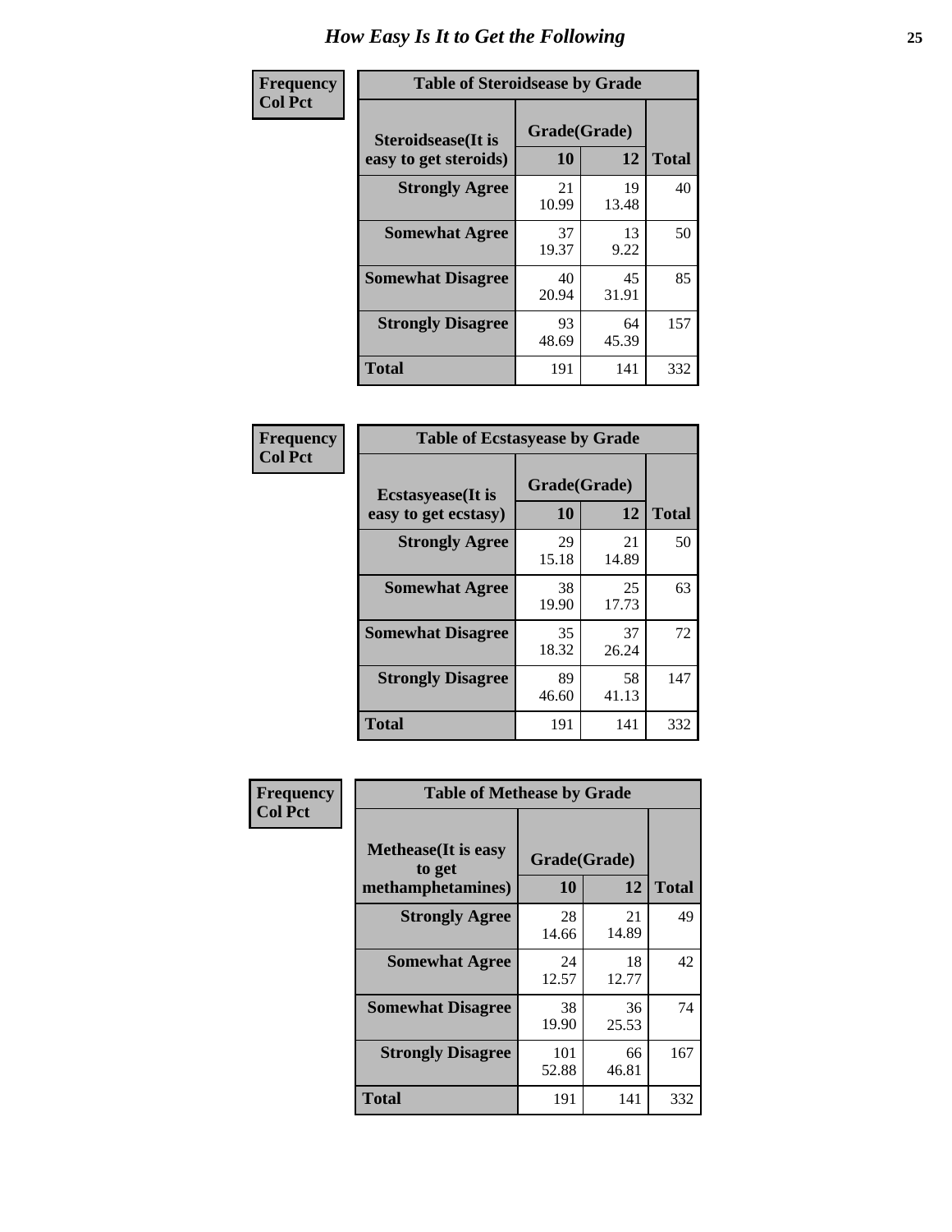# How Easy Is It to Get the Following

**Frequency**
**Col Pct**

**Table of Steroidsease by Grade**

| Steroidsease(It is easy to get steroids) | Grade(Grade) 10 | 12 | Total |
|---|---|---|---|
| **Strongly Agree** | 21<br>10.99 | 19<br>13.48 | 40 |
| **Somewhat Agree** | 37<br>19.37 | 13<br>9.22 | 50 |
| **Somewhat Disagree** | 40<br>20.94 | 45<br>31.91 | 85 |
| **Strongly Disagree** | 93<br>48.69 | 64<br>45.39 | 157 |
| **Total** | 191 | 141 | 332 |

**Frequency**
**Col Pct**

**Table of Ecstasyease by Grade**

| Ecstasyease(It is easy to get ecstasy) | Grade(Grade) 10 | 12 | Total |
|---|---|---|---|
| **Strongly Agree** | 29<br>15.18 | 21<br>14.89 | 50 |
| **Somewhat Agree** | 38<br>19.90 | 25<br>17.73 | 63 |
| **Somewhat Disagree** | 35<br>18.32 | 37<br>26.24 | 72 |
| **Strongly Disagree** | 89<br>46.60 | 58<br>41.13 | 147 |
| **Total** | 191 | 141 | 332 |

**Frequency**
**Col Pct**

**Table of Methease by Grade**

| Methease(It is easy to get methamphetamines) | Grade(Grade) 10 | 12 | Total |
|---|---|---|---|
| **Strongly Agree** | 28<br>14.66 | 21<br>14.89 | 49 |
| **Somewhat Agree** | 24<br>12.57 | 18<br>12.77 | 42 |
| **Somewhat Disagree** | 38<br>19.90 | 36<br>25.53 | 74 |
| **Strongly Disagree** | 101<br>52.88 | 66<br>46.81 | 167 |
| **Total** | 191 | 141 | 332 |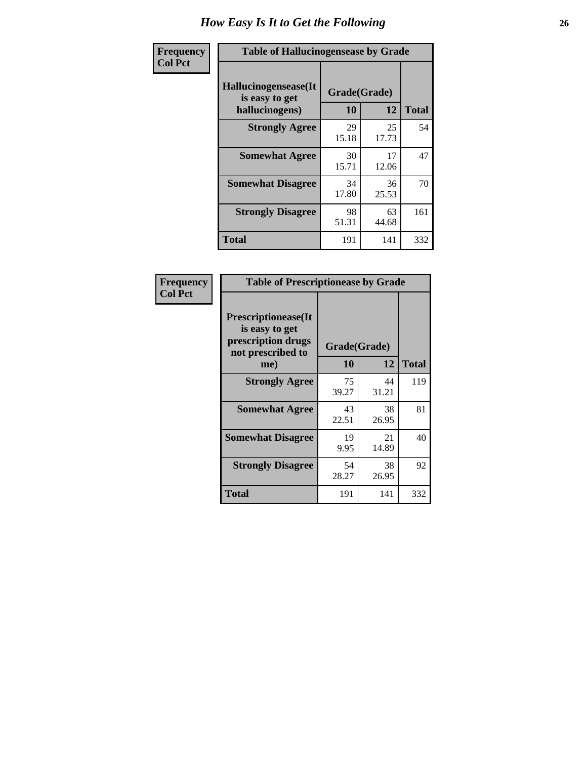# How Easy Is It to Get the Following

| Frequency<br>Col Pct | Table of Hallucinogensease by Grade | | |
|---|---|---|---|
| Hallucinogensease(It is easy to get hallucinogens) | Grade(Grade) | | |
| | 10 | 12 | Total |
| Strongly Agree | 29<br>15.18 | 25<br>17.73 | 54 |
| Somewhat Agree | 30<br>15.71 | 17<br>12.06 | 47 |
| Somewhat Disagree | 34<br>17.80 | 36<br>25.53 | 70 |
| Strongly Disagree | 98<br>51.31 | 63<br>44.68 | 161 |
| Total | 191 | 141 | 332 |

| Frequency<br>Col Pct | Table of Prescriptionease by Grade | | |
|---|---|---|---|
| Prescriptionease(It is easy to get prescription drugs not prescribed to me) | Grade(Grade) | | |
| | 10 | 12 | Total |
| Strongly Agree | 75<br>39.27 | 44<br>31.21 | 119 |
| Somewhat Agree | 43<br>22.51 | 38<br>26.95 | 81 |
| Somewhat Disagree | 19<br>9.95 | 21<br>14.89 | 40 |
| Strongly Disagree | 54<br>28.27 | 38<br>26.95 | 92 |
| Total | 191 | 141 | 332 |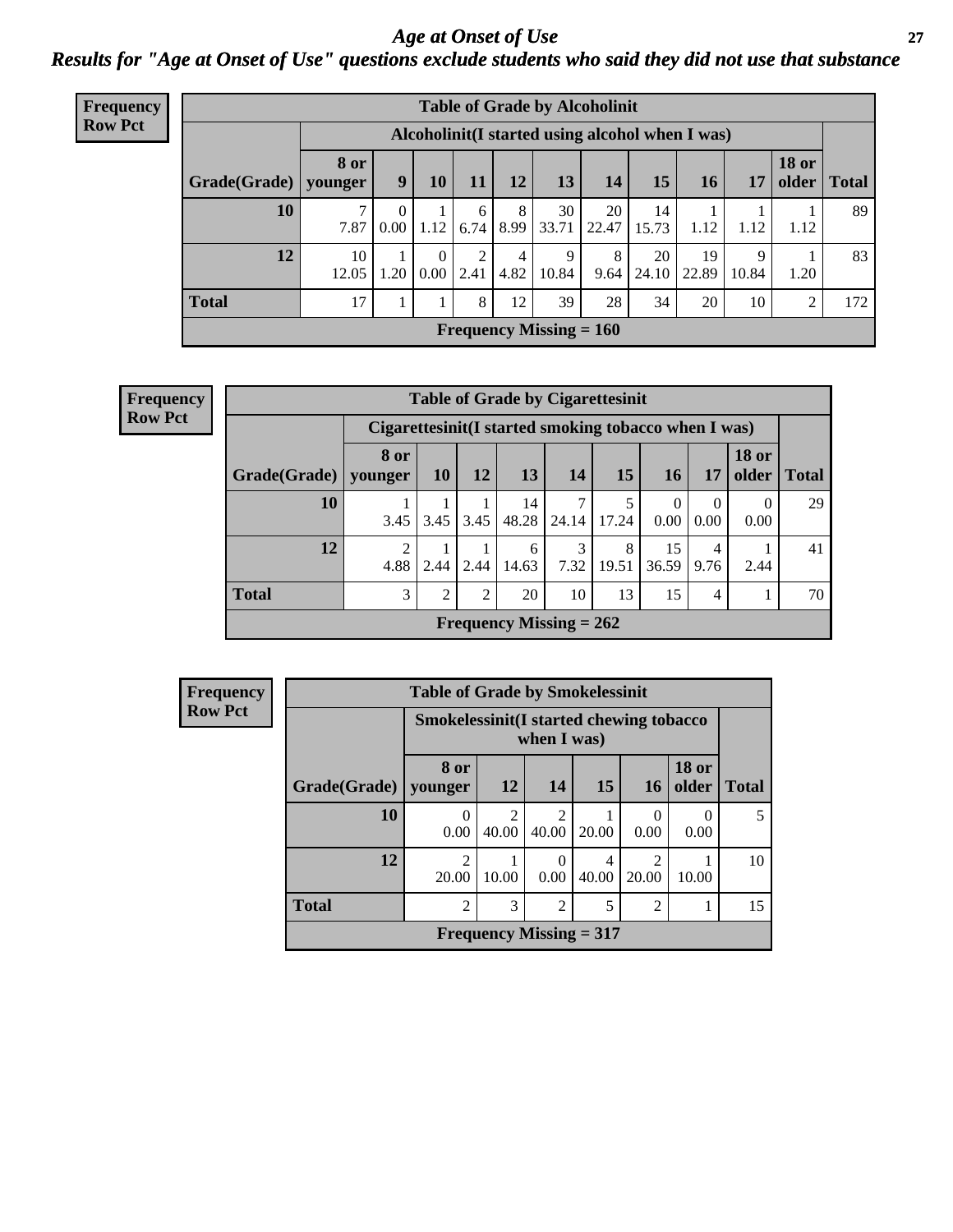# Age at Onset of Use

## Results for "Age at Onset of Use" questions exclude students who said they did not use that substance

**Frequency**
**Row Pct**

**Table of Grade by Alcoholinit**

| | Alcoholinit(I started using alcohol when I was) | | | | | | | | | | | |
|---|---|---|---|---|---|---|---|---|---|---|---|---|
| Grade(Grade) | 8 or younger | 9 | 10 | 11 | 12 | 13 | 14 | 15 | 16 | 17 | 18 or older | Total |
| 10 | 7<br>7.87 | 0<br>0.00 | 1<br>1.12 | 6<br>6.74 | 8<br>8.99 | 30<br>33.71 | 20<br>22.47 | 14<br>15.73 | 1<br>1.12 | 1<br>1.12 | 1<br>1.12 | 89 |
| 12 | 10<br>12.05 | 1<br>1.20 | 0<br>0.00 | 2<br>2.41 | 4<br>4.82 | 9<br>10.84 | 8<br>9.64 | 20<br>24.10 | 19<br>22.89 | 9<br>10.84 | 1<br>1.20 | 83 |
| Total | 17 | 1 | 1 | 8 | 12 | 39 | 28 | 34 | 20 | 10 | 2 | 172 |

Frequency Missing = 160

**Frequency**
**Row Pct**

**Table of Grade by Cigarettesinit**

| | Cigarettesinit(I started smoking tobacco when I was) | | | | | | | | | |
|---|---|---|---|---|---|---|---|---|---|---|
| Grade(Grade) | 8 or younger | 10 | 12 | 13 | 14 | 15 | 16 | 17 | 18 or older | Total |
| 10 | 1<br>3.45 | 1<br>3.45 | 1<br>3.45 | 14<br>48.28 | 7<br>24.14 | 5<br>17.24 | 0<br>0.00 | 0<br>0.00 | 0<br>0.00 | 29 |
| 12 | 2<br>4.88 | 1<br>2.44 | 1<br>2.44 | 6<br>14.63 | 3<br>7.32 | 8<br>19.51 | 15<br>36.59 | 4<br>9.76 | 1<br>2.44 | 41 |
| Total | 3 | 2 | 2 | 20 | 10 | 13 | 15 | 4 | 1 | 70 |

Frequency Missing = 262

**Frequency**
**Row Pct**

**Table of Grade by Smokelessinit**

| | Smokelessinit(I started chewing tobacco when I was) | | | | | | |
|---|---|---|---|---|---|---|---|
| Grade(Grade) | 8 or younger | 12 | 14 | 15 | 16 | 18 or older | Total |
| 10 | 0<br>0.00 | 2<br>40.00 | 2<br>40.00 | 1<br>20.00 | 0<br>0.00 | 0<br>0.00 | 5 |
| 12 | 2<br>20.00 | 1<br>10.00 | 0<br>0.00 | 4<br>40.00 | 2<br>20.00 | 1<br>10.00 | 10 |
| Total | 2 | 3 | 2 | 5 | 2 | 1 | 15 |

Frequency Missing = 317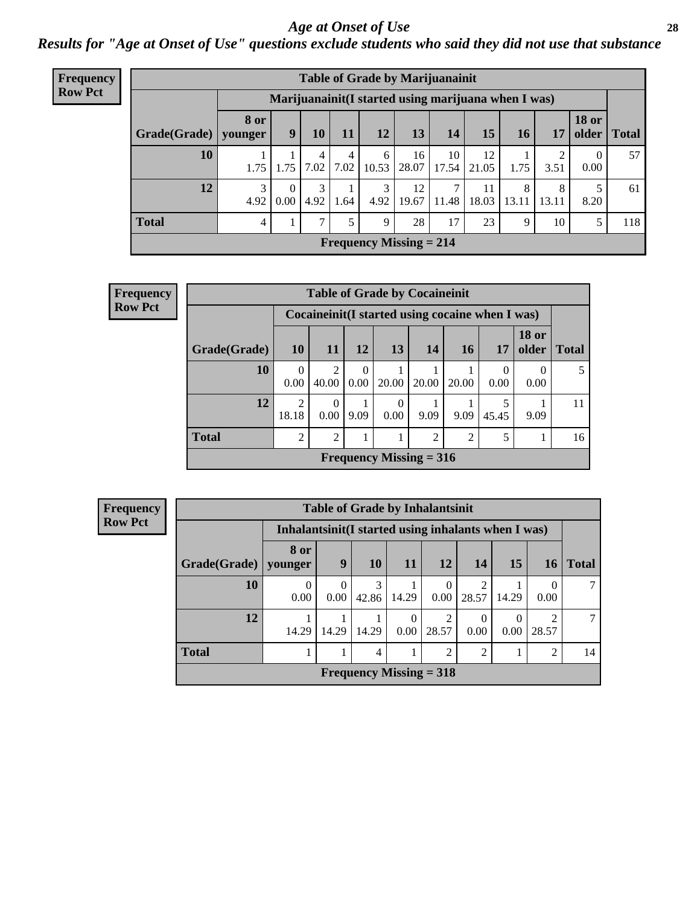# Age at Onset of Use

## Results for "Age at Onset of Use" questions exclude students who said they did not use that substance

**Frequency**
**Row Pct**

**Table of Grade by Marijuanainit**

| Grade(Grade) | Marijuanainit(I started using marijuana when I was) | | | | | | | | | | | Total |
|---|---|---|---|---|---|---|---|---|---|---|---|---|
| | 8 or younger | 9 | 10 | 11 | 12 | 13 | 14 | 15 | 16 | 17 | 18 or older | |
| 10 | 1<br>1.75 | 1<br>1.75 | 4<br>7.02 | 4<br>7.02 | 6<br>10.53 | 16<br>28.07 | 10<br>17.54 | 12<br>21.05 | 1<br>1.75 | 2<br>3.51 | 0<br>0.00 | 57 |
| 12 | 3<br>4.92 | 0<br>0.00 | 3<br>4.92 | 1<br>1.64 | 3<br>4.92 | 12<br>19.67 | 7<br>11.48 | 11<br>18.03 | 8<br>13.11 | 8<br>13.11 | 5<br>8.20 | 61 |
| Total | 4 | 1 | 7 | 5 | 9 | 28 | 17 | 23 | 9 | 10 | 5 | 118 |

Frequency Missing = 214

**Frequency**
**Row Pct**

**Table of Grade by Cocaineinit**

| Grade(Grade) | Cocaineinit(I started using cocaine when I was) | | | | | | | | Total |
|---|---|---|---|---|---|---|---|---|---|
| | 10 | 11 | 12 | 13 | 14 | 16 | 17 | 18 or older | |
| 10 | 0<br>0.00 | 2<br>40.00 | 0<br>0.00 | 1<br>20.00 | 1<br>20.00 | 1<br>20.00 | 0<br>0.00 | 0<br>0.00 | 5 |
| 12 | 2<br>18.18 | 0<br>0.00 | 1<br>9.09 | 0<br>0.00 | 1<br>9.09 | 1<br>9.09 | 5<br>45.45 | 1<br>9.09 | 11 |
| Total | 2 | 2 | 1 | 1 | 2 | 2 | 5 | 1 | 16 |

Frequency Missing = 316

**Frequency**
**Row Pct**

**Table of Grade by Inhalantsinit**

| Grade(Grade) | Inhalantsinit(I started using inhalants when I was) | | | | | | | | Total |
|---|---|---|---|---|---|---|---|---|---|
| | 8 or younger | 9 | 10 | 11 | 12 | 14 | 15 | 16 | |
| 10 | 0<br>0.00 | 0<br>0.00 | 3<br>42.86 | 1<br>14.29 | 0<br>0.00 | 2<br>28.57 | 1<br>14.29 | 0<br>0.00 | 7 |
| 12 | 1<br>14.29 | 1<br>14.29 | 1<br>14.29 | 0<br>0.00 | 2<br>28.57 | 0<br>0.00 | 0<br>0.00 | 2<br>28.57 | 7 |
| Total | 1 | 1 | 4 | 1 | 2 | 2 | 1 | 2 | 14 |

Frequency Missing = 318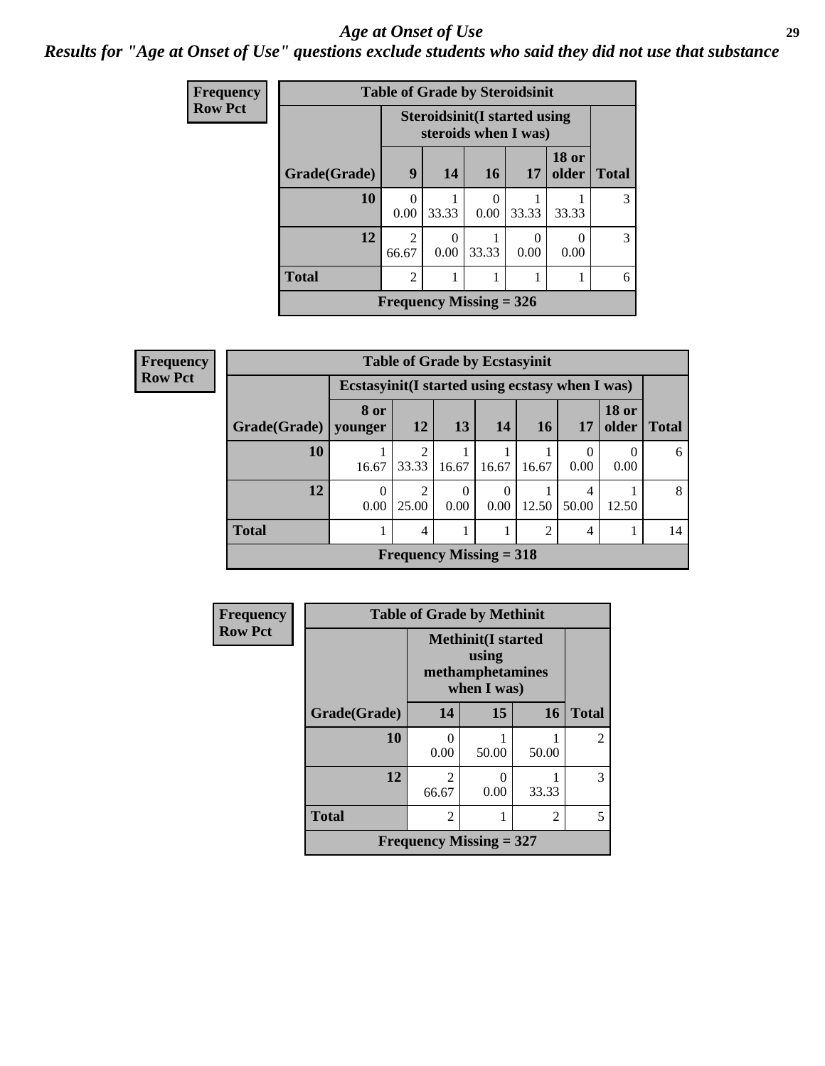# *Age at Onset of Use*

## *Results for "Age at Onset of Use" questions exclude students who said they did not use that substance*

**Frequency**
**Row Pct**

**Table of Grade by Steroidsinit**

| Grade(Grade) | Steroidsinit(I started using steroids when I was) 9 | 14 | 16 | 17 | 18 or older | Total |
|---|---|---|---|---|---|---|
| **10** | 0<br>0.00 | 1<br>33.33 | 0<br>0.00 | 1<br>33.33 | 1<br>33.33 | 3 |
| **12** | 2<br>66.67 | 0<br>0.00 | 1<br>33.33 | 0<br>0.00 | 0<br>0.00 | 3 |
| **Total** | 2 | 1 | 1 | 1 | 1 | 6 |

**Frequency Missing = 326**

**Frequency**
**Row Pct**

**Table of Grade by Ecstasyinit**

| Grade(Grade) | Ecstasyinit(I started using ecstasy when I was) 8 or younger | 12 | 13 | 14 | 16 | 17 | 18 or older | Total |
|---|---|---|---|---|---|---|---|---|
| **10** | 1<br>16.67 | 2<br>33.33 | 1<br>16.67 | 1<br>16.67 | 1<br>16.67 | 0<br>0.00 | 0<br>0.00 | 6 |
| **12** | 0<br>0.00 | 2<br>25.00 | 0<br>0.00 | 0<br>0.00 | 1<br>12.50 | 4<br>50.00 | 1<br>12.50 | 8 |
| **Total** | 1 | 4 | 1 | 1 | 2 | 4 | 1 | 14 |

**Frequency Missing = 318**

**Frequency**
**Row Pct**

**Table of Grade by Methinit**

| Grade(Grade) | Methinit(I started using methamphetamines when I was) 14 | 15 | 16 | Total |
|---|---|---|---|---|
| **10** | 0<br>0.00 | 1<br>50.00 | 1<br>50.00 | 2 |
| **12** | 2<br>66.67 | 0<br>0.00 | 1<br>33.33 | 3 |
| **Total** | 2 | 1 | 2 | 5 |

**Frequency Missing = 327**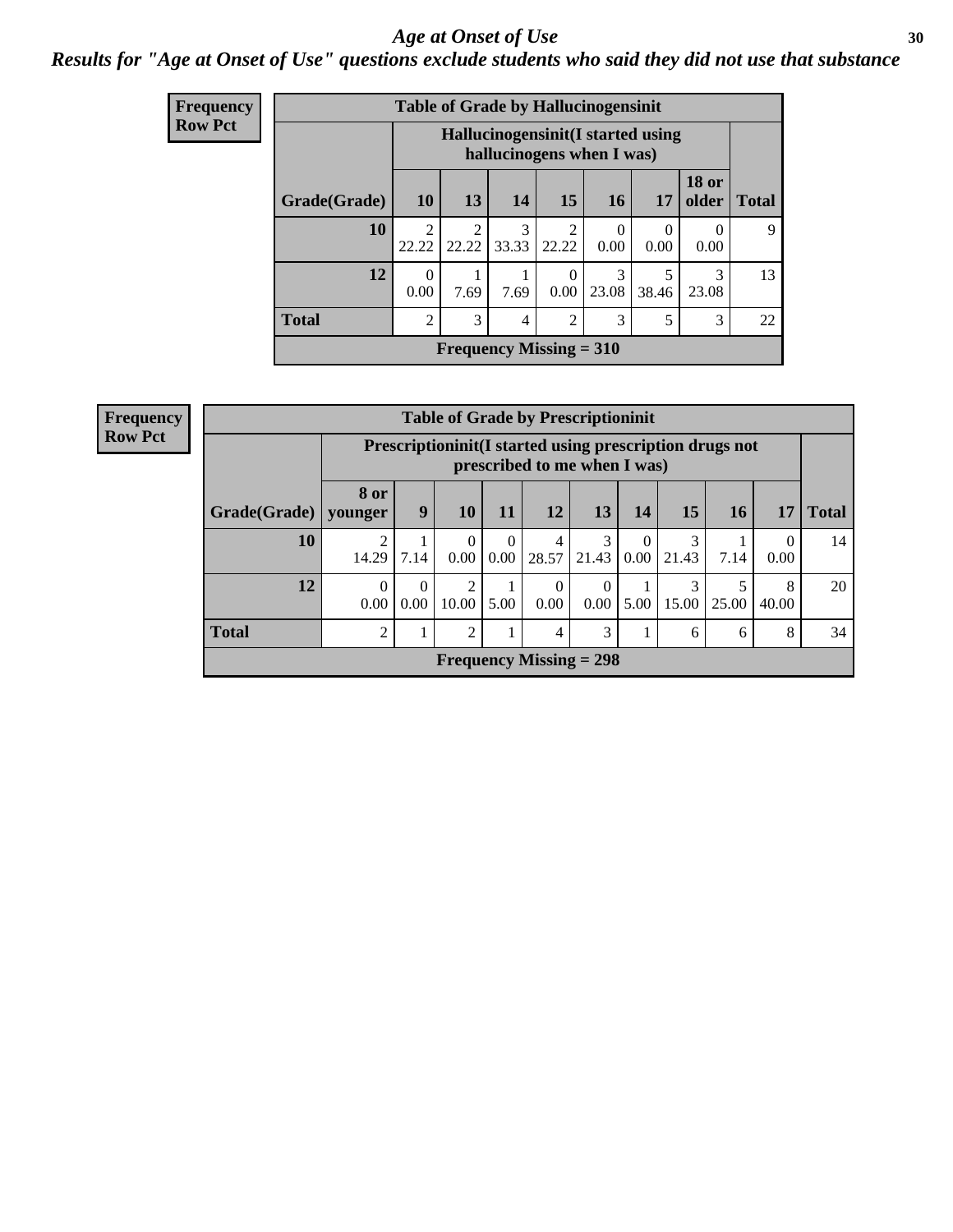# *Age at Onset of Use*

***Results for "Age at Onset of Use" questions exclude students who said they did not use that substance***

**Frequency**
**Row Pct**

| Table of Grade by Hallucinogensinit | | | | | | | | |
|---|---|---|---|---|---|---|---|---|
| | Hallucinogensinit(I started using hallucinogens when I was) | | | | | | | |
| Grade(Grade) | 10 | 13 | 14 | 15 | 16 | 17 | 18 or older | Total |
| 10 | 2<br>22.22 | 2<br>22.22 | 3<br>33.33 | 2<br>22.22 | 0<br>0.00 | 0<br>0.00 | 0<br>0.00 | 9 |
| 12 | 0<br>0.00 | 1<br>7.69 | 1<br>7.69 | 0<br>0.00 | 3<br>23.08 | 5<br>38.46 | 3<br>23.08 | 13 |
| Total | 2 | 3 | 4 | 2 | 3 | 5 | 3 | 22 |
| Frequency Missing = 310 | | | | | | | | |

**Frequency**
**Row Pct**

| Table of Grade by Prescriptioninit | | | | | | | | | | | |
|---|---|---|---|---|---|---|---|---|---|---|---|
| | Prescriptioninit(I started using prescription drugs not prescribed to me when I was) | | | | | | | | | | |
| Grade(Grade) | 8 or younger | 9 | 10 | 11 | 12 | 13 | 14 | 15 | 16 | 17 | Total |
| 10 | 2<br>14.29 | 1<br>7.14 | 0<br>0.00 | 0<br>0.00 | 4<br>28.57 | 3<br>21.43 | 0<br>0.00 | 3<br>21.43 | 1<br>7.14 | 0<br>0.00 | 14 |
| 12 | 0<br>0.00 | 0<br>0.00 | 2<br>10.00 | 1<br>5.00 | 0<br>0.00 | 0<br>0.00 | 1<br>5.00 | 3<br>15.00 | 5<br>25.00 | 8<br>40.00 | 20 |
| Total | 2 | 1 | 2 | 1 | 4 | 3 | 1 | 6 | 6 | 8 | 34 |
| Frequency Missing = 298 | | | | | | | | | | | |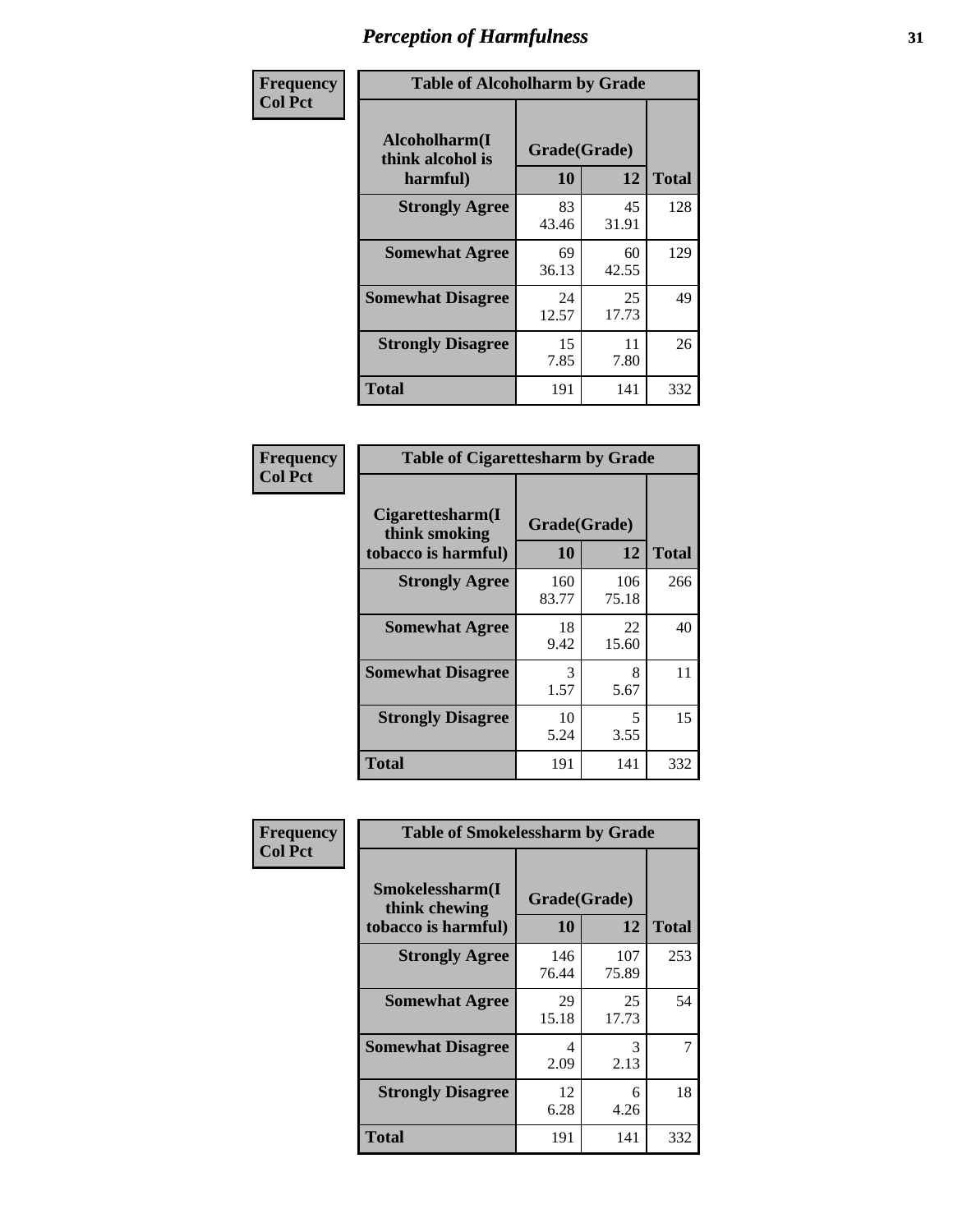# Perception of Harmfulness

**Frequency Col Pct**

| Table of Alcoholharm by Grade | | | |
|---|---|---|---|
| Alcoholharm(I think alcohol is harmful) | Grade(Grade) | | Total |
| | 10 | 12 | |
| **Strongly Agree** | 83<br>43.46 | 45<br>31.91 | 128 |
| **Somewhat Agree** | 69<br>36.13 | 60<br>42.55 | 129 |
| **Somewhat Disagree** | 24<br>12.57 | 25<br>17.73 | 49 |
| **Strongly Disagree** | 15<br>7.85 | 11<br>7.80 | 26 |
| **Total** | 191 | 141 | 332 |

**Frequency Col Pct**

| Table of Cigarettesharm by Grade | | | |
|---|---|---|---|
| Cigarettesharm(I think smoking tobacco is harmful) | Grade(Grade) | | Total |
| | 10 | 12 | |
| **Strongly Agree** | 160<br>83.77 | 106<br>75.18 | 266 |
| **Somewhat Agree** | 18<br>9.42 | 22<br>15.60 | 40 |
| **Somewhat Disagree** | 3<br>1.57 | 8<br>5.67 | 11 |
| **Strongly Disagree** | 10<br>5.24 | 5<br>3.55 | 15 |
| **Total** | 191 | 141 | 332 |

**Frequency Col Pct**

| Table of Smokelessharm by Grade | | | |
|---|---|---|---|
| Smokelessharm(I think chewing tobacco is harmful) | Grade(Grade) | | Total |
| | 10 | 12 | |
| **Strongly Agree** | 146<br>76.44 | 107<br>75.89 | 253 |
| **Somewhat Agree** | 29<br>15.18 | 25<br>17.73 | 54 |
| **Somewhat Disagree** | 4<br>2.09 | 3<br>2.13 | 7 |
| **Strongly Disagree** | 12<br>6.28 | 6<br>4.26 | 18 |
| **Total** | 191 | 141 | 332 |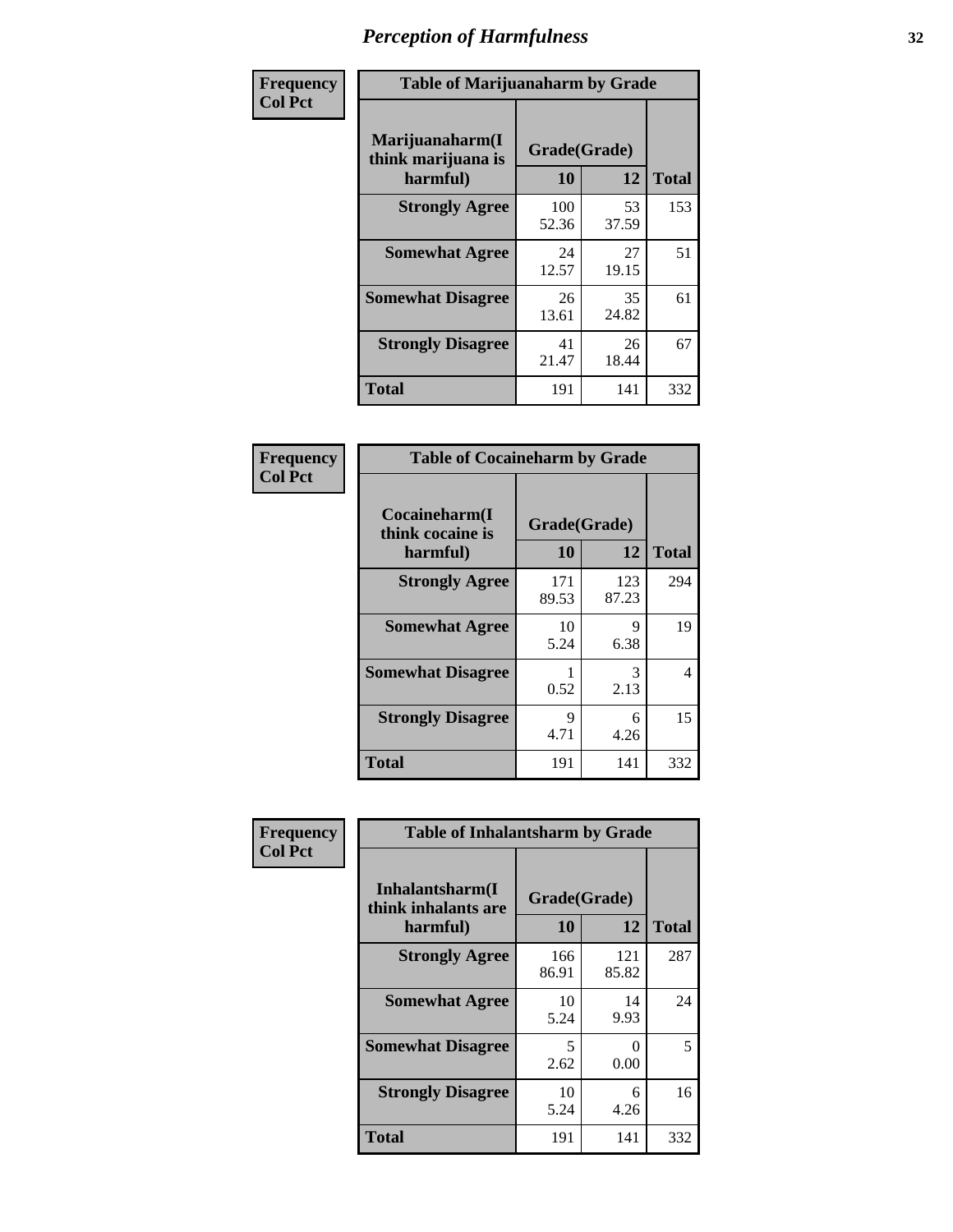# Perception of Harmfulness

**Frequency**
**Col Pct**

| Marijuanaharm(I think marijuana is harmful) | Grade(Grade) 10 | 12 | Total |
|---|---|---|---|
| **Strongly Agree** | 100<br>52.36 | 53<br>37.59 | 153 |
| **Somewhat Agree** | 24<br>12.57 | 27<br>19.15 | 51 |
| **Somewhat Disagree** | 26<br>13.61 | 35<br>24.82 | 61 |
| **Strongly Disagree** | 41<br>21.47 | 26<br>18.44 | 67 |
| **Total** | 191 | 141 | 332 |

Table of Marijuanaharm by Grade

**Frequency**
**Col Pct**

| Cocaineharm(I think cocaine is harmful) | Grade(Grade) 10 | 12 | Total |
|---|---|---|---|
| **Strongly Agree** | 171<br>89.53 | 123<br>87.23 | 294 |
| **Somewhat Agree** | 10<br>5.24 | 9<br>6.38 | 19 |
| **Somewhat Disagree** | 1<br>0.52 | 3<br>2.13 | 4 |
| **Strongly Disagree** | 9<br>4.71 | 6<br>4.26 | 15 |
| **Total** | 191 | 141 | 332 |

Table of Cocaineharm by Grade

**Frequency**
**Col Pct**

| Inhalantsharm(I think inhalants are harmful) | Grade(Grade) 10 | 12 | Total |
|---|---|---|---|
| **Strongly Agree** | 166<br>86.91 | 121<br>85.82 | 287 |
| **Somewhat Agree** | 10<br>5.24 | 14<br>9.93 | 24 |
| **Somewhat Disagree** | 5<br>2.62 | 0<br>0.00 | 5 |
| **Strongly Disagree** | 10<br>5.24 | 6<br>4.26 | 16 |
| **Total** | 191 | 141 | 332 |

Table of Inhalantsharm by Grade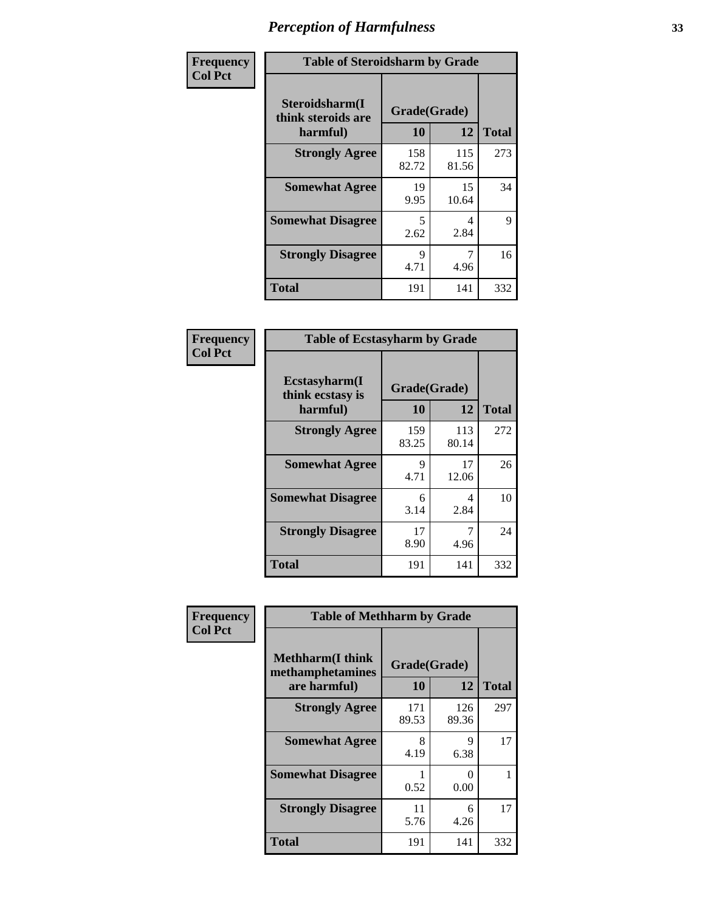## Perception of Harmfulness

| Frequency Col Pct | Table of Steroidsharm by Grade | | |
|---|---|---|---|
| Steroidsharm(I think steroids are harmful) | Grade(Grade) 10 | 12 | Total |
| Strongly Agree | 158<br>82.72 | 115<br>81.56 | 273 |
| Somewhat Agree | 19<br>9.95 | 15<br>10.64 | 34 |
| Somewhat Disagree | 5<br>2.62 | 4<br>2.84 | 9 |
| Strongly Disagree | 9<br>4.71 | 7<br>4.96 | 16 |
| Total | 191 | 141 | 332 |

| Frequency Col Pct | Table of Ecstasyharm by Grade | | |
|---|---|---|---|
| Ecstasyharm(I think ecstasy is harmful) | Grade(Grade) 10 | 12 | Total |
| Strongly Agree | 159<br>83.25 | 113<br>80.14 | 272 |
| Somewhat Agree | 9<br>4.71 | 17<br>12.06 | 26 |
| Somewhat Disagree | 6<br>3.14 | 4<br>2.84 | 10 |
| Strongly Disagree | 17<br>8.90 | 7<br>4.96 | 24 |
| Total | 191 | 141 | 332 |

| Frequency Col Pct | Table of Methharm by Grade | | |
|---|---|---|---|
| Methharm(I think methamphetamines are harmful) | Grade(Grade) 10 | 12 | Total |
| Strongly Agree | 171<br>89.53 | 126<br>89.36 | 297 |
| Somewhat Agree | 8<br>4.19 | 9<br>6.38 | 17 |
| Somewhat Disagree | 1<br>0.52 | 0<br>0.00 | 1 |
| Strongly Disagree | 11<br>5.76 | 6<br>4.26 | 17 |
| Total | 191 | 141 | 332 |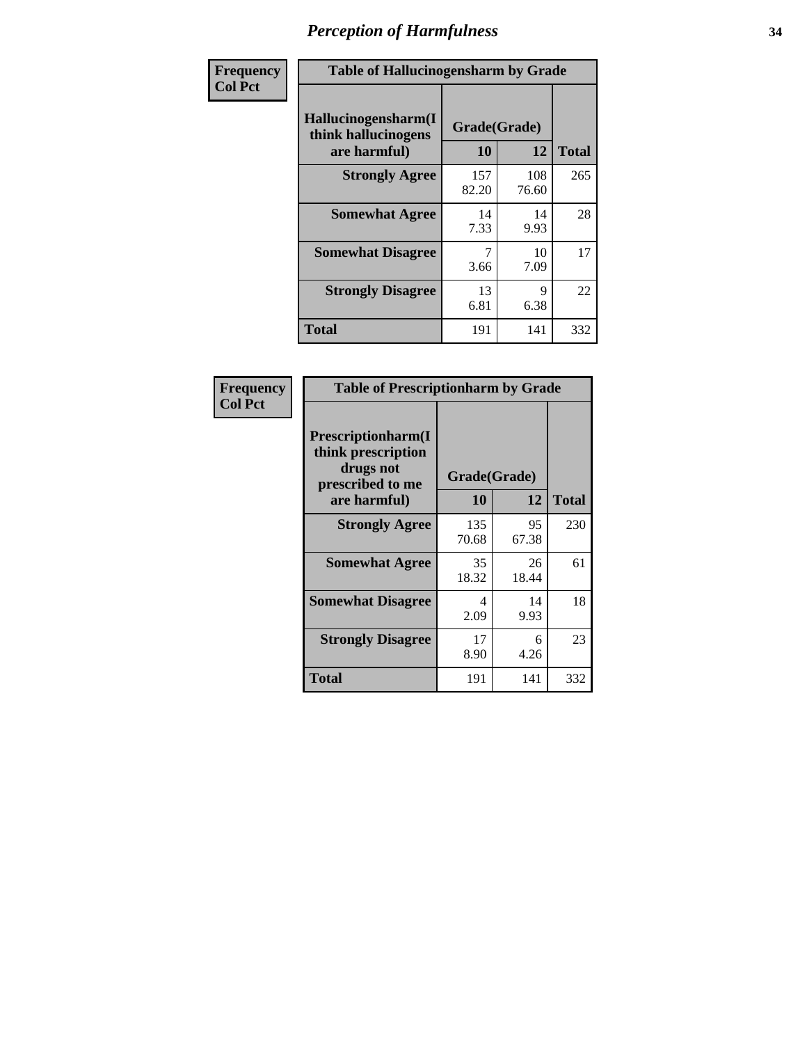# Perception of Harmfulness

| Frequency Col Pct | Table of Hallucinogensharm by Grade | | |
|---|---|---|---|
| Hallucinogensharm(I think hallucinogens are harmful) | Grade(Grade) | | |
| | 10 | 12 | Total |
| Strongly Agree | 157<br>82.20 | 108<br>76.60 | 265 |
| Somewhat Agree | 14<br>7.33 | 14<br>9.93 | 28 |
| Somewhat Disagree | 7<br>3.66 | 10<br>7.09 | 17 |
| Strongly Disagree | 13<br>6.81 | 9<br>6.38 | 22 |
| Total | 191 | 141 | 332 |

| Frequency Col Pct | Table of Prescriptionharm by Grade | | |
|---|---|---|---|
| Prescriptionharm(I think prescription drugs not prescribed to me are harmful) | Grade(Grade) | | |
| | 10 | 12 | Total |
| Strongly Agree | 135<br>70.68 | 95<br>67.38 | 230 |
| Somewhat Agree | 35<br>18.32 | 26<br>18.44 | 61 |
| Somewhat Disagree | 4<br>2.09 | 14<br>9.93 | 18 |
| Strongly Disagree | 17<br>8.90 | 6<br>4.26 | 23 |
| Total | 191 | 141 | 332 |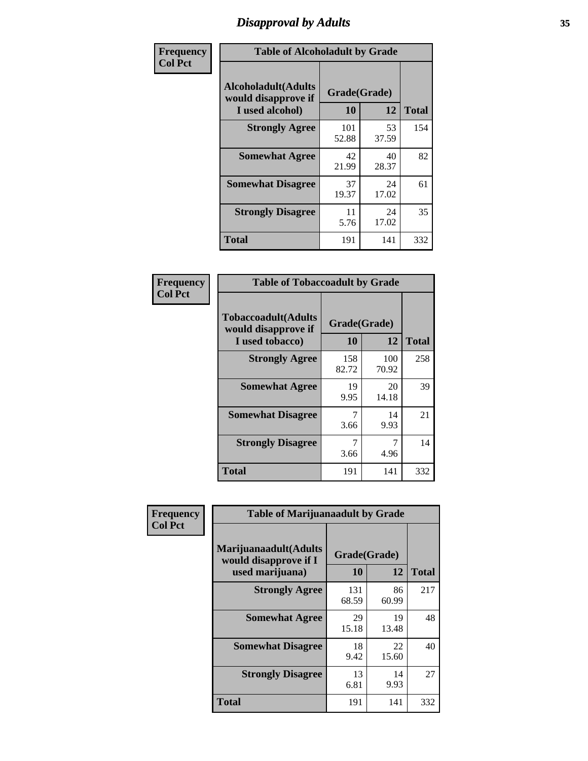## Disapproval by Adults

**Frequency / Col Pct**

**Table of Alcoholadult by Grade**

| Alcoholadult(Adults would disapprove if I used alcohol) | Grade(Grade) 10 | 12 | Total |
|---|---|---|---|
| **Strongly Agree** | 101<br>52.88 | 53<br>37.59 | 154 |
| **Somewhat Agree** | 42<br>21.99 | 40<br>28.37 | 82 |
| **Somewhat Disagree** | 37<br>19.37 | 24<br>17.02 | 61 |
| **Strongly Disagree** | 11<br>5.76 | 24<br>17.02 | 35 |
| **Total** | 191 | 141 | 332 |

**Frequency / Col Pct**

**Table of Tobaccoadult by Grade**

| Tobaccoadult(Adults would disapprove if I used tobacco) | Grade(Grade) 10 | 12 | Total |
|---|---|---|---|
| **Strongly Agree** | 158<br>82.72 | 100<br>70.92 | 258 |
| **Somewhat Agree** | 19<br>9.95 | 20<br>14.18 | 39 |
| **Somewhat Disagree** | 7<br>3.66 | 14<br>9.93 | 21 |
| **Strongly Disagree** | 7<br>3.66 | 7<br>4.96 | 14 |
| **Total** | 191 | 141 | 332 |

**Frequency / Col Pct**

**Table of Marijuanaadult by Grade**

| Marijuanaadult(Adults would disapprove if I used marijuana) | Grade(Grade) 10 | 12 | Total |
|---|---|---|---|
| **Strongly Agree** | 131<br>68.59 | 86<br>60.99 | 217 |
| **Somewhat Agree** | 29<br>15.18 | 19<br>13.48 | 48 |
| **Somewhat Disagree** | 18<br>9.42 | 22<br>15.60 | 40 |
| **Strongly Disagree** | 13<br>6.81 | 14<br>9.93 | 27 |
| **Total** | 191 | 141 | 332 |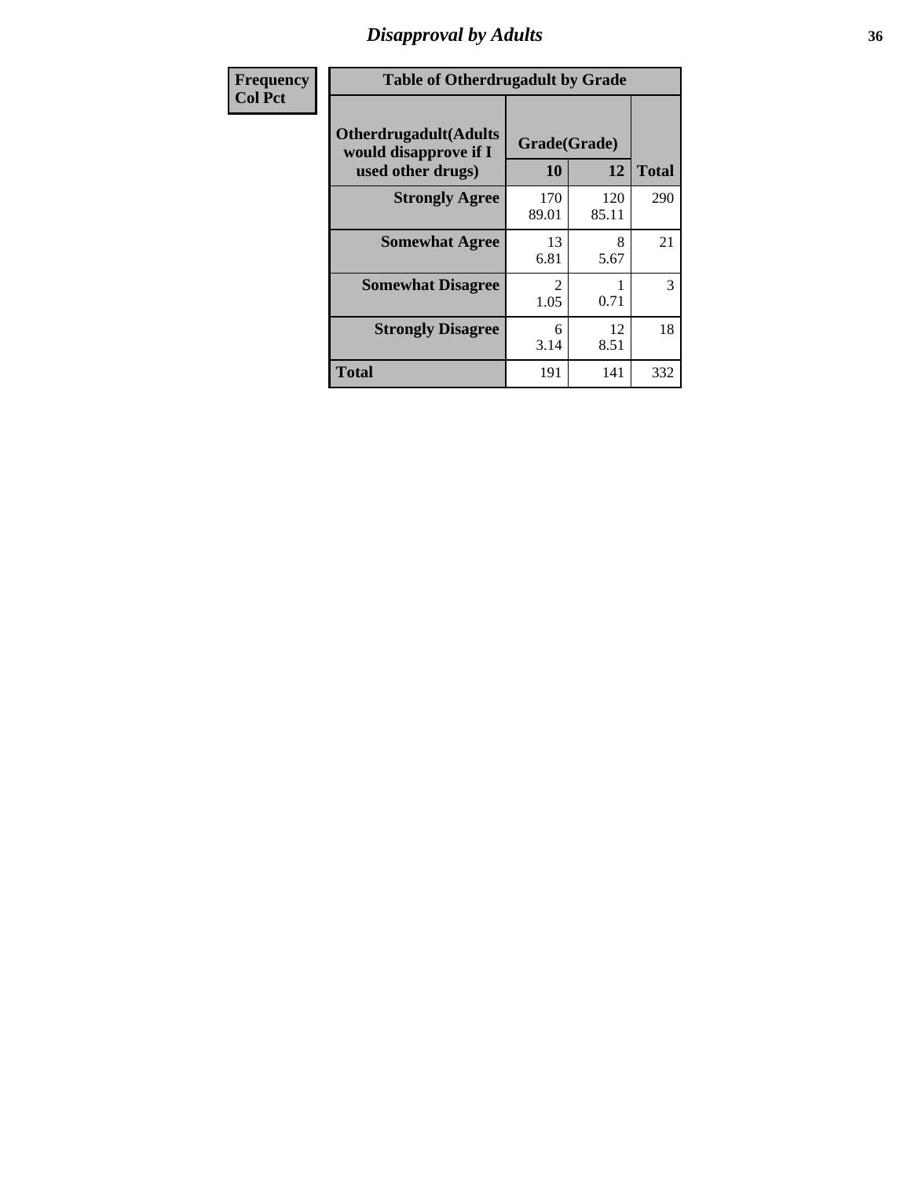# Disapproval by Adults

| Frequency<br>Col Pct | | | |
|---|---|---|---|

**Table of Otherdrugadult by Grade**

| Otherdrugadult(Adults would disapprove if I used other drugs) | Grade(Grade) 10 | 12 | Total |
|---|---|---|---|
| **Strongly Agree** | 170<br>89.01 | 120<br>85.11 | 290 |
| **Somewhat Agree** | 13<br>6.81 | 8<br>5.67 | 21 |
| **Somewhat Disagree** | 2<br>1.05 | 1<br>0.71 | 3 |
| **Strongly Disagree** | 6<br>3.14 | 12<br>8.51 | 18 |
| **Total** | 191 | 141 | 332 |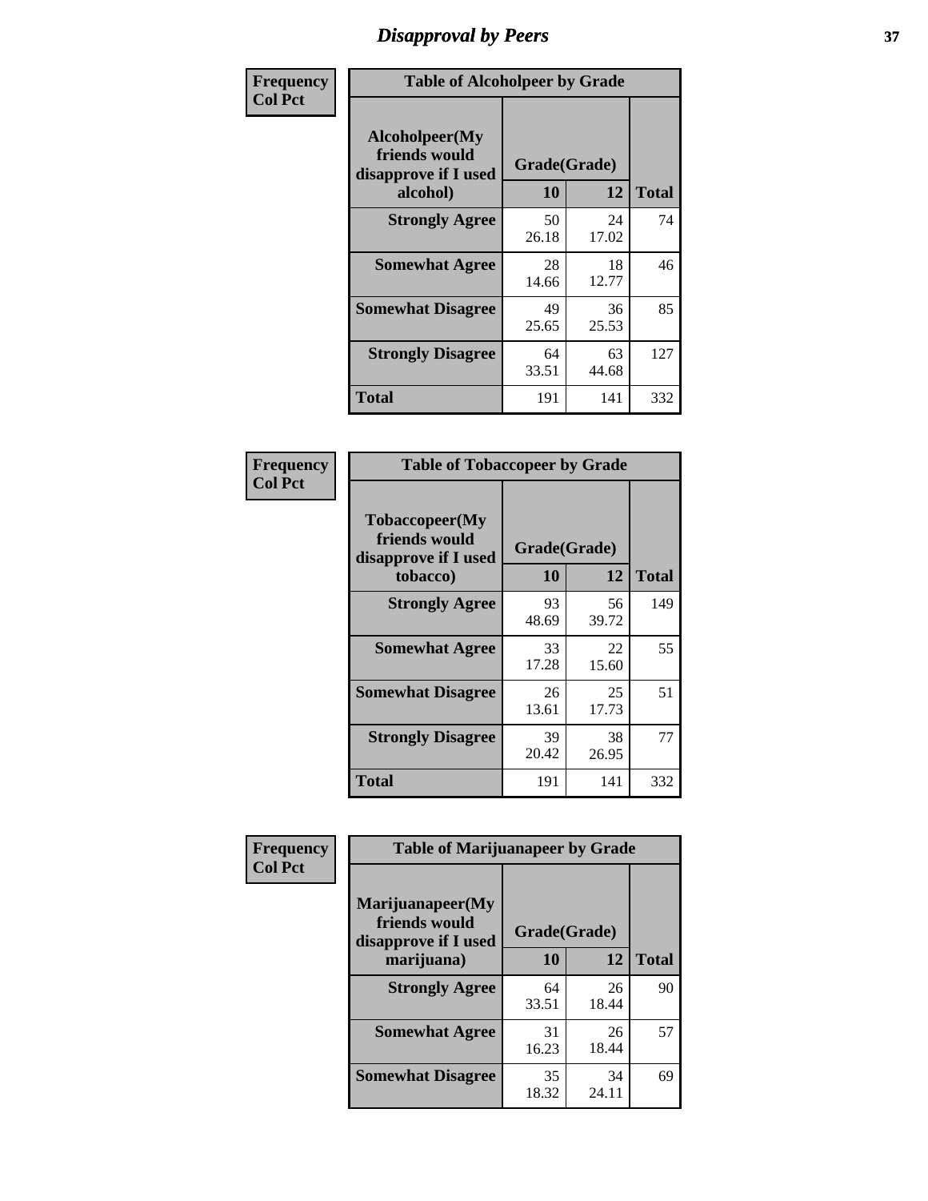# Disapproval by Peers

| Frequency Col Pct |
|---|

| Table of Alcoholpeer by Grade | | | |
|---|---|---|---|
| Alcoholpeer(My friends would disapprove if I used alcohol) | Grade(Grade) | | Total |
| | 10 | 12 | |
| Strongly Agree | 50<br>26.18 | 24<br>17.02 | 74 |
| Somewhat Agree | 28<br>14.66 | 18<br>12.77 | 46 |
| Somewhat Disagree | 49<br>25.65 | 36<br>25.53 | 85 |
| Strongly Disagree | 64<br>33.51 | 63<br>44.68 | 127 |
| Total | 191 | 141 | 332 |

| Frequency Col Pct |
|---|

| Table of Tobaccopeer by Grade | | | |
|---|---|---|---|
| Tobaccopeer(My friends would disapprove if I used tobacco) | Grade(Grade) | | Total |
| | 10 | 12 | |
| Strongly Agree | 93<br>48.69 | 56<br>39.72 | 149 |
| Somewhat Agree | 33<br>17.28 | 22<br>15.60 | 55 |
| Somewhat Disagree | 26<br>13.61 | 25<br>17.73 | 51 |
| Strongly Disagree | 39<br>20.42 | 38<br>26.95 | 77 |
| Total | 191 | 141 | 332 |

| Frequency Col Pct |
|---|

| Table of Marijuanapeer by Grade | | | |
|---|---|---|---|
| Marijuanapeer(My friends would disapprove if I used marijuana) | Grade(Grade) | | Total |
| | 10 | 12 | |
| Strongly Agree | 64<br>33.51 | 26<br>18.44 | 90 |
| Somewhat Agree | 31<br>16.23 | 26<br>18.44 | 57 |
| Somewhat Disagree | 35<br>18.32 | 34<br>24.11 | 69 |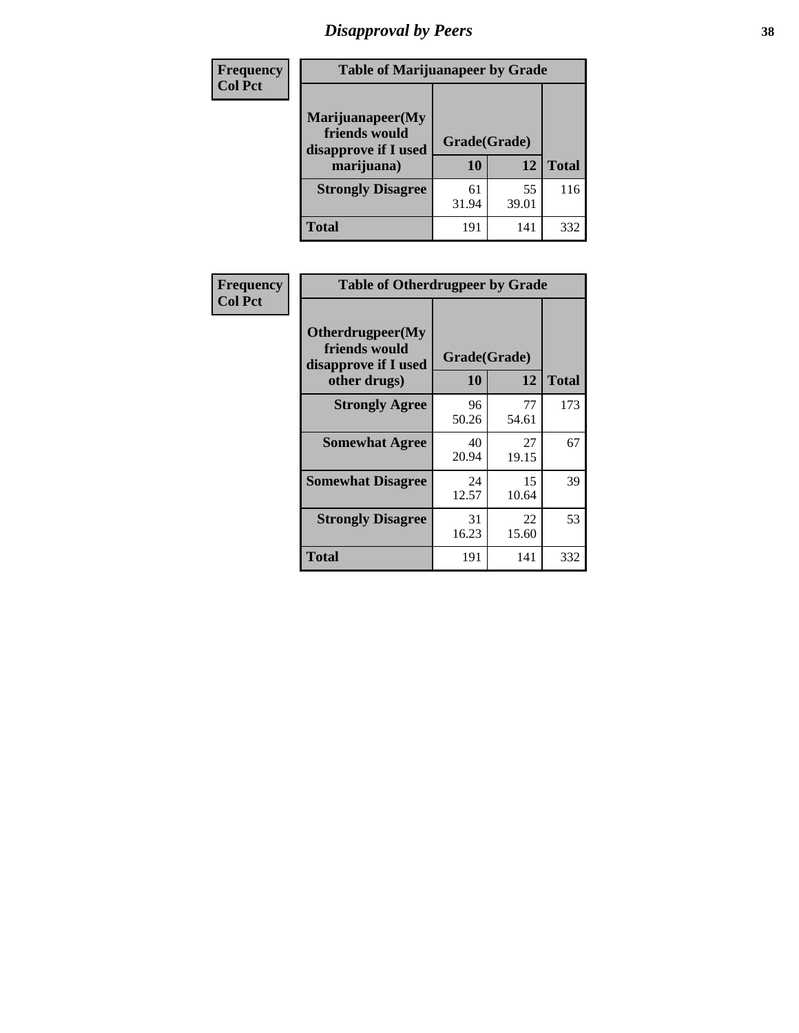# Disapproval by Peers

| Frequency<br>Col Pct | Table of Marijuanapeer by Grade | | |
|---|---|---|---|
| Marijuanapeer(My friends would disapprove if I used marijuana) | Grade(Grade) | | |
| | 10 | 12 | Total |
| Strongly Disagree | 61<br>31.94 | 55<br>39.01 | 116 |
| Total | 191 | 141 | 332 |

| Frequency<br>Col Pct | Table of Otherdrugpeer by Grade | | |
|---|---|---|---|
| Otherdrugpeer(My friends would disapprove if I used other drugs) | Grade(Grade) | | |
| | 10 | 12 | Total |
| Strongly Agree | 96<br>50.26 | 77<br>54.61 | 173 |
| Somewhat Agree | 40<br>20.94 | 27<br>19.15 | 67 |
| Somewhat Disagree | 24<br>12.57 | 15<br>10.64 | 39 |
| Strongly Disagree | 31<br>16.23 | 22<br>15.60 | 53 |
| Total | 191 | 141 | 332 |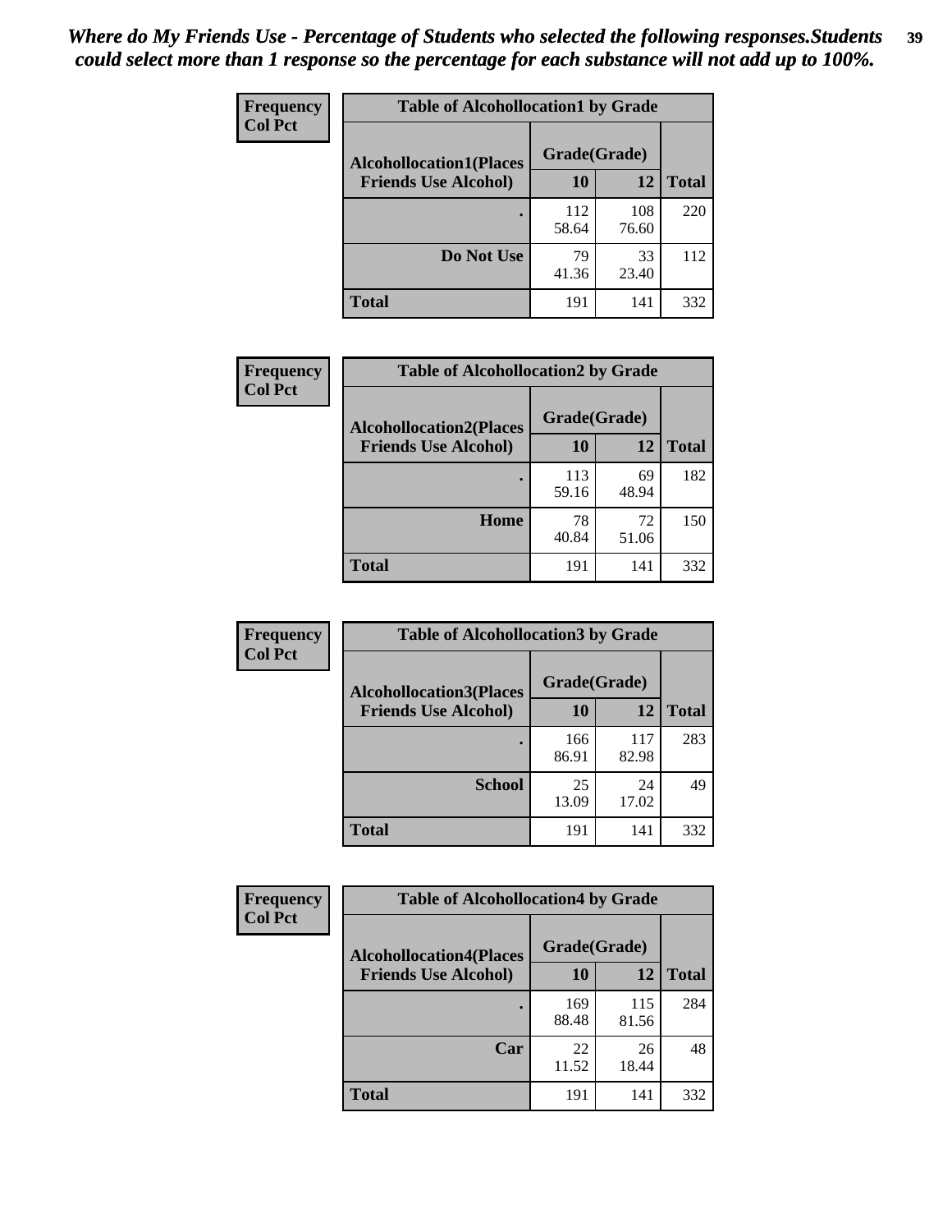*Where do My Friends Use - Percentage of Students who selected the following responses.Students could select more than 1 response so the percentage for each substance will not add up to 100%.*

**Frequency**
**Col Pct**

| Table of Alcohollocation1 by Grade | | | |
|---|---|---|---|
| **Alcohollocation1(Places Friends Use Alcohol)** | **Grade(Grade)** | | **Total** |
| | **10** | **12** | |
| **.** | 112<br>58.64 | 108<br>76.60 | 220 |
| **Do Not Use** | 79<br>41.36 | 33<br>23.40 | 112 |
| **Total** | 191 | 141 | 332 |

**Frequency**
**Col Pct**

| Table of Alcohollocation2 by Grade | | | |
|---|---|---|---|
| **Alcohollocation2(Places Friends Use Alcohol)** | **Grade(Grade)** | | **Total** |
| | **10** | **12** | |
| **.** | 113<br>59.16 | 69<br>48.94 | 182 |
| **Home** | 78<br>40.84 | 72<br>51.06 | 150 |
| **Total** | 191 | 141 | 332 |

**Frequency**
**Col Pct**

| Table of Alcohollocation3 by Grade | | | |
|---|---|---|---|
| **Alcohollocation3(Places Friends Use Alcohol)** | **Grade(Grade)** | | **Total** |
| | **10** | **12** | |
| **.** | 166<br>86.91 | 117<br>82.98 | 283 |
| **School** | 25<br>13.09 | 24<br>17.02 | 49 |
| **Total** | 191 | 141 | 332 |

**Frequency**
**Col Pct**

| Table of Alcohollocation4 by Grade | | | |
|---|---|---|---|
| **Alcohollocation4(Places Friends Use Alcohol)** | **Grade(Grade)** | | **Total** |
| | **10** | **12** | |
| **.** | 169<br>88.48 | 115<br>81.56 | 284 |
| **Car** | 22<br>11.52 | 26<br>18.44 | 48 |
| **Total** | 191 | 141 | 332 |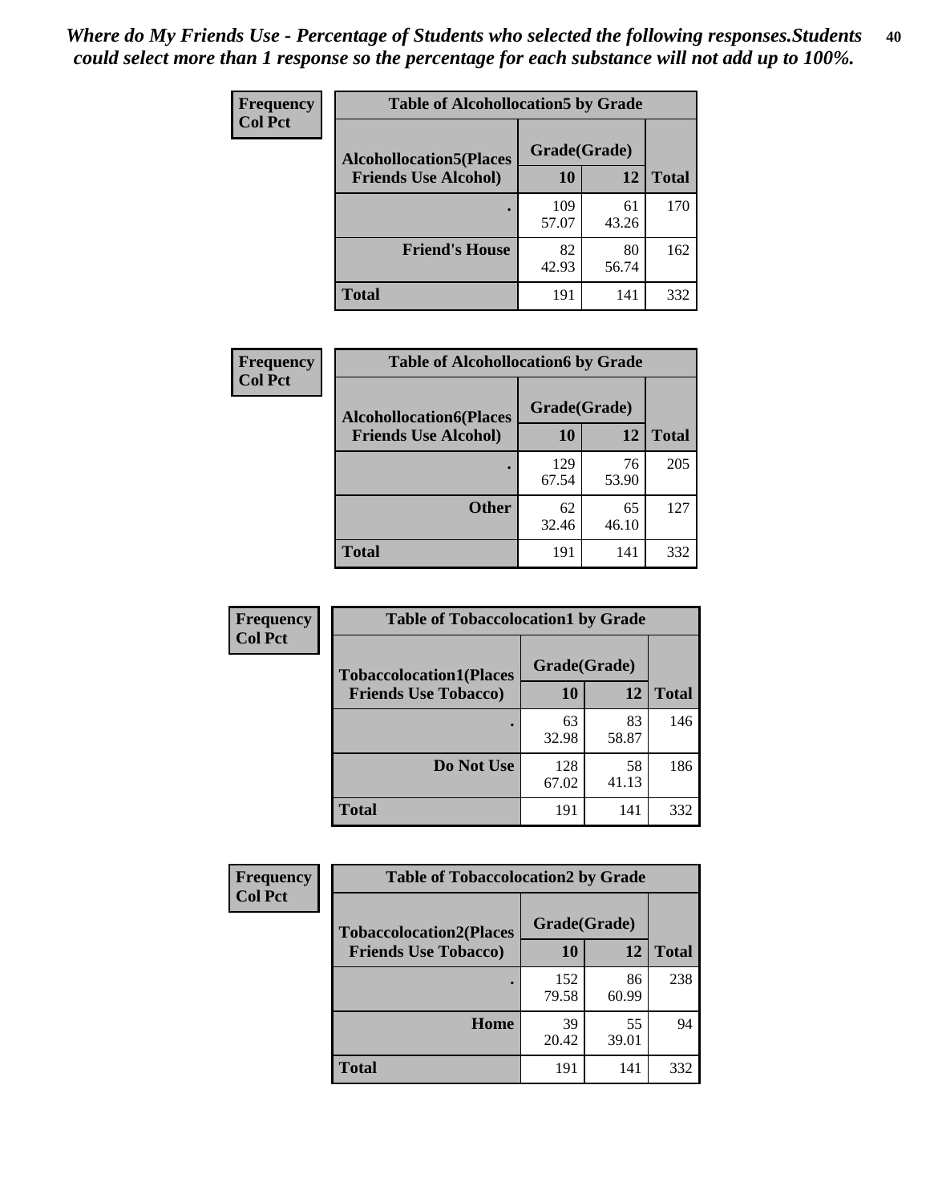*Where do My Friends Use - Percentage of Students who selected the following responses.Students could select more than 1 response so the percentage for each substance will not add up to 100%.*

**Frequency**
**Col Pct**

| Table of Alcohollocation5 by Grade | | | |
|---|---|---|---|
| **Alcohollocation5(Places Friends Use Alcohol)** | **Grade(Grade)** | | |
| | **10** | **12** | **Total** |
| **.** | 109<br>57.07 | 61<br>43.26 | 170 |
| **Friend's House** | 82<br>42.93 | 80<br>56.74 | 162 |
| **Total** | 191 | 141 | 332 |

**Frequency**
**Col Pct**

| Table of Alcohollocation6 by Grade | | | |
|---|---|---|---|
| **Alcohollocation6(Places Friends Use Alcohol)** | **Grade(Grade)** | | |
| | **10** | **12** | **Total** |
| **.** | 129<br>67.54 | 76<br>53.90 | 205 |
| **Other** | 62<br>32.46 | 65<br>46.10 | 127 |
| **Total** | 191 | 141 | 332 |

**Frequency**
**Col Pct**

| Table of Tobaccolocation1 by Grade | | | |
|---|---|---|---|
| **Tobaccolocation1(Places Friends Use Tobacco)** | **Grade(Grade)** | | |
| | **10** | **12** | **Total** |
| **.** | 63<br>32.98 | 83<br>58.87 | 146 |
| **Do Not Use** | 128<br>67.02 | 58<br>41.13 | 186 |
| **Total** | 191 | 141 | 332 |

**Frequency**
**Col Pct**

| Table of Tobaccolocation2 by Grade | | | |
|---|---|---|---|
| **Tobaccolocation2(Places Friends Use Tobacco)** | **Grade(Grade)** | | |
| | **10** | **12** | **Total** |
| **.** | 152<br>79.58 | 86<br>60.99 | 238 |
| **Home** | 39<br>20.42 | 55<br>39.01 | 94 |
| **Total** | 191 | 141 | 332 |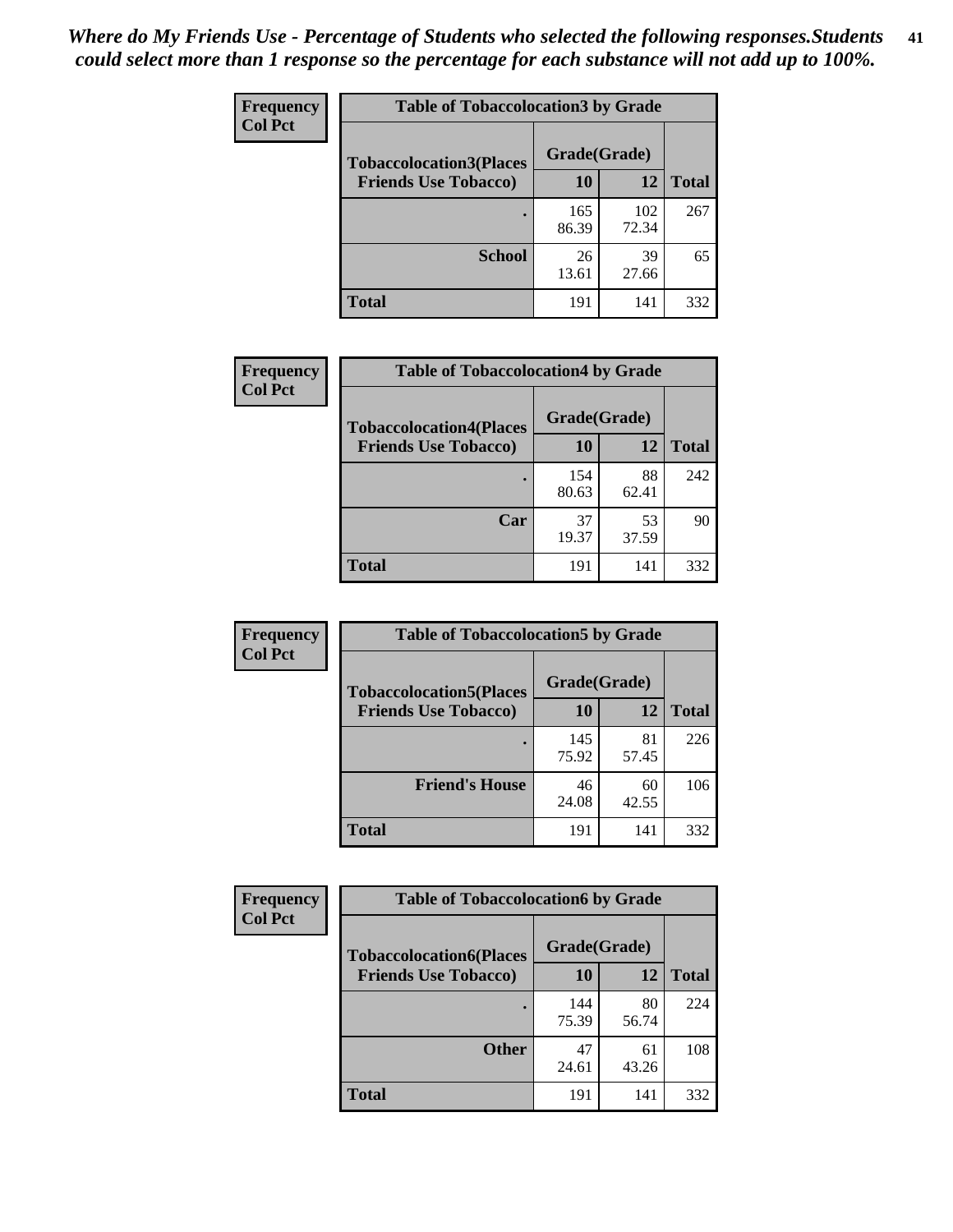*Where do My Friends Use - Percentage of Students who selected the following responses.Students could select more than 1 response so the percentage for each substance will not add up to 100%.*

**Frequency**
**Col Pct**

| Table of Tobaccolocation3 by Grade | | | |
|---|---|---|---|
| **Tobaccolocation3(Places Friends Use Tobacco)** | **Grade(Grade)** | | **Total** |
| | **10** | **12** | |
| **.** | 165<br>86.39 | 102<br>72.34 | 267 |
| **School** | 26<br>13.61 | 39<br>27.66 | 65 |
| **Total** | 191 | 141 | 332 |

**Frequency**
**Col Pct**

| Table of Tobaccolocation4 by Grade | | | |
|---|---|---|---|
| **Tobaccolocation4(Places Friends Use Tobacco)** | **Grade(Grade)** | | **Total** |
| | **10** | **12** | |
| **.** | 154<br>80.63 | 88<br>62.41 | 242 |
| **Car** | 37<br>19.37 | 53<br>37.59 | 90 |
| **Total** | 191 | 141 | 332 |

**Frequency**
**Col Pct**

| Table of Tobaccolocation5 by Grade | | | |
|---|---|---|---|
| **Tobaccolocation5(Places Friends Use Tobacco)** | **Grade(Grade)** | | **Total** |
| | **10** | **12** | |
| **.** | 145<br>75.92 | 81<br>57.45 | 226 |
| **Friend's House** | 46<br>24.08 | 60<br>42.55 | 106 |
| **Total** | 191 | 141 | 332 |

**Frequency**
**Col Pct**

| Table of Tobaccolocation6 by Grade | | | |
|---|---|---|---|
| **Tobaccolocation6(Places Friends Use Tobacco)** | **Grade(Grade)** | | **Total** |
| | **10** | **12** | |
| **.** | 144<br>75.39 | 80<br>56.74 | 224 |
| **Other** | 47<br>24.61 | 61<br>43.26 | 108 |
| **Total** | 191 | 141 | 332 |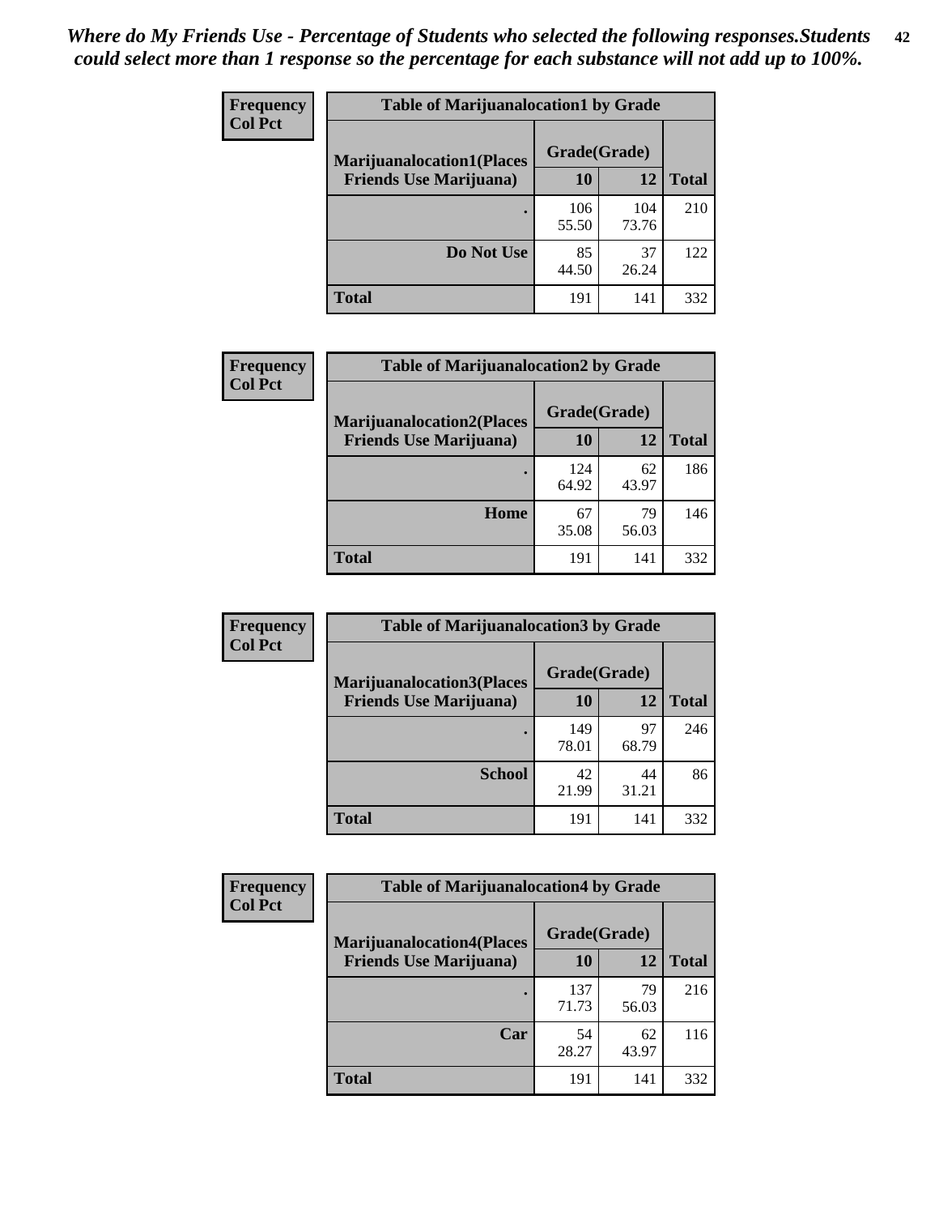*Where do My Friends Use - Percentage of Students who selected the following responses.Students could select more than 1 response so the percentage for each substance will not add up to 100%.*

**Frequency**
**Col Pct**

| Table of Marijuanalocation1 by Grade | | | |
|---|---|---|---|
| **Marijuanalocation1(Places Friends Use Marijuana)** | **Grade(Grade)** | | |
| | **10** | **12** | **Total** |
| **.** | 106<br>55.50 | 104<br>73.76 | 210 |
| **Do Not Use** | 85<br>44.50 | 37<br>26.24 | 122 |
| **Total** | 191 | 141 | 332 |

**Frequency**
**Col Pct**

| Table of Marijuanalocation2 by Grade | | | |
|---|---|---|---|
| **Marijuanalocation2(Places Friends Use Marijuana)** | **Grade(Grade)** | | |
| | **10** | **12** | **Total** |
| **.** | 124<br>64.92 | 62<br>43.97 | 186 |
| **Home** | 67<br>35.08 | 79<br>56.03 | 146 |
| **Total** | 191 | 141 | 332 |

**Frequency**
**Col Pct**

| Table of Marijuanalocation3 by Grade | | | |
|---|---|---|---|
| **Marijuanalocation3(Places Friends Use Marijuana)** | **Grade(Grade)** | | |
| | **10** | **12** | **Total** |
| **.** | 149<br>78.01 | 97<br>68.79 | 246 |
| **School** | 42<br>21.99 | 44<br>31.21 | 86 |
| **Total** | 191 | 141 | 332 |

**Frequency**
**Col Pct**

| Table of Marijuanalocation4 by Grade | | | |
|---|---|---|---|
| **Marijuanalocation4(Places Friends Use Marijuana)** | **Grade(Grade)** | | |
| | **10** | **12** | **Total** |
| **.** | 137<br>71.73 | 79<br>56.03 | 216 |
| **Car** | 54<br>28.27 | 62<br>43.97 | 116 |
| **Total** | 191 | 141 | 332 |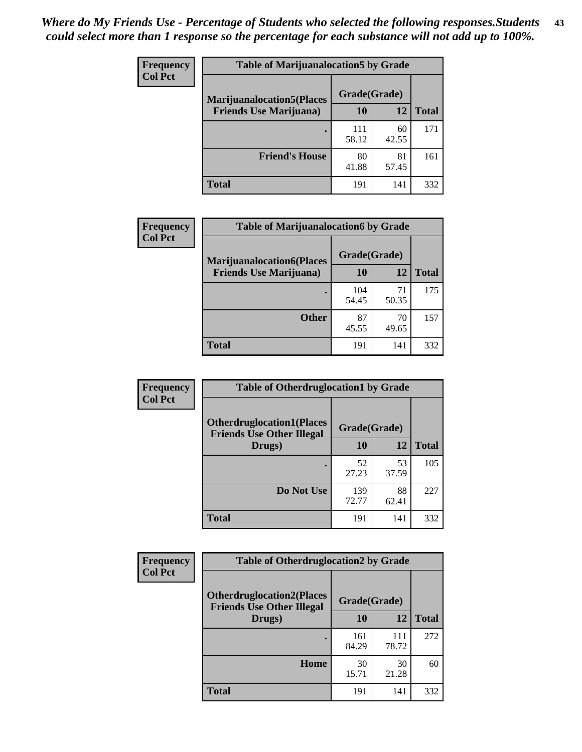*Where do My Friends Use - Percentage of Students who selected the following responses.Students could select more than 1 response so the percentage for each substance will not add up to 100%.*

**Frequency / Col Pct**

| Table of Marijuanalocation5 by Grade | | | |
|---|---|---|---|
| Marijuanalocation5(Places Friends Use Marijuana) | Grade(Grade) | | Total |
| | 10 | 12 | |
| . | 111<br>58.12 | 60<br>42.55 | 171 |
| Friend's House | 80<br>41.88 | 81<br>57.45 | 161 |
| Total | 191 | 141 | 332 |

**Frequency / Col Pct**

| Table of Marijuanalocation6 by Grade | | | |
|---|---|---|---|
| Marijuanalocation6(Places Friends Use Marijuana) | Grade(Grade) | | Total |
| | 10 | 12 | |
| . | 104<br>54.45 | 71<br>50.35 | 175 |
| Other | 87<br>45.55 | 70<br>49.65 | 157 |
| Total | 191 | 141 | 332 |

**Frequency / Col Pct**

| Table of Otherdruglocation1 by Grade | | | |
|---|---|---|---|
| Otherdruglocation1(Places Friends Use Other Illegal Drugs) | Grade(Grade) | | Total |
| | 10 | 12 | |
| . | 52<br>27.23 | 53<br>37.59 | 105 |
| Do Not Use | 139<br>72.77 | 88<br>62.41 | 227 |
| Total | 191 | 141 | 332 |

**Frequency / Col Pct**

| Table of Otherdruglocation2 by Grade | | | |
|---|---|---|---|
| Otherdruglocation2(Places Friends Use Other Illegal Drugs) | Grade(Grade) | | Total |
| | 10 | 12 | |
| . | 161<br>84.29 | 111<br>78.72 | 272 |
| Home | 30<br>15.71 | 30<br>21.28 | 60 |
| Total | 191 | 141 | 332 |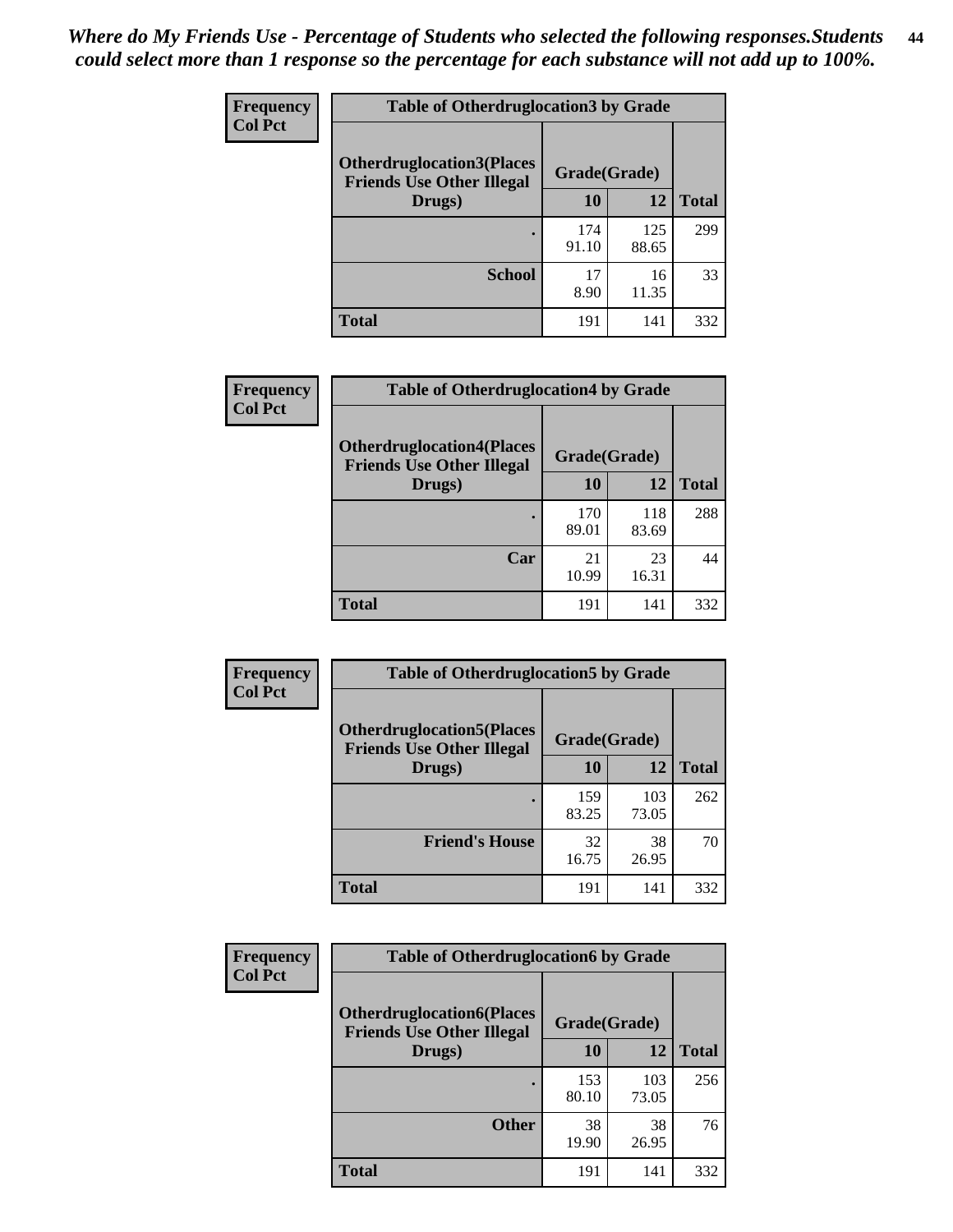*Where do My Friends Use - Percentage of Students who selected the following responses.Students could select more than 1 response so the percentage for each substance will not add up to 100%.*

**Frequency**
**Col Pct**

| Table of Otherdruglocation3 by Grade | | | |
|---|---|---|---|
| Otherdruglocation3(Places Friends Use Other Illegal Drugs) | Grade(Grade) | | Total |
| | 10 | 12 | |
| . | 174<br>91.10 | 125<br>88.65 | 299 |
| School | 17<br>8.90 | 16<br>11.35 | 33 |
| Total | 191 | 141 | 332 |

**Frequency**
**Col Pct**

| Table of Otherdruglocation4 by Grade | | | |
|---|---|---|---|
| Otherdruglocation4(Places Friends Use Other Illegal Drugs) | Grade(Grade) | | Total |
| | 10 | 12 | |
| . | 170<br>89.01 | 118<br>83.69 | 288 |
| Car | 21<br>10.99 | 23<br>16.31 | 44 |
| Total | 191 | 141 | 332 |

**Frequency**
**Col Pct**

| Table of Otherdruglocation5 by Grade | | | |
|---|---|---|---|
| Otherdruglocation5(Places Friends Use Other Illegal Drugs) | Grade(Grade) | | Total |
| | 10 | 12 | |
| . | 159<br>83.25 | 103<br>73.05 | 262 |
| Friend's House | 32<br>16.75 | 38<br>26.95 | 70 |
| Total | 191 | 141 | 332 |

**Frequency**
**Col Pct**

| Table of Otherdruglocation6 by Grade | | | |
|---|---|---|---|
| Otherdruglocation6(Places Friends Use Other Illegal Drugs) | Grade(Grade) | | Total |
| | 10 | 12 | |
| . | 153<br>80.10 | 103<br>73.05 | 256 |
| Other | 38<br>19.90 | 38<br>26.95 | 76 |
| Total | 191 | 141 | 332 |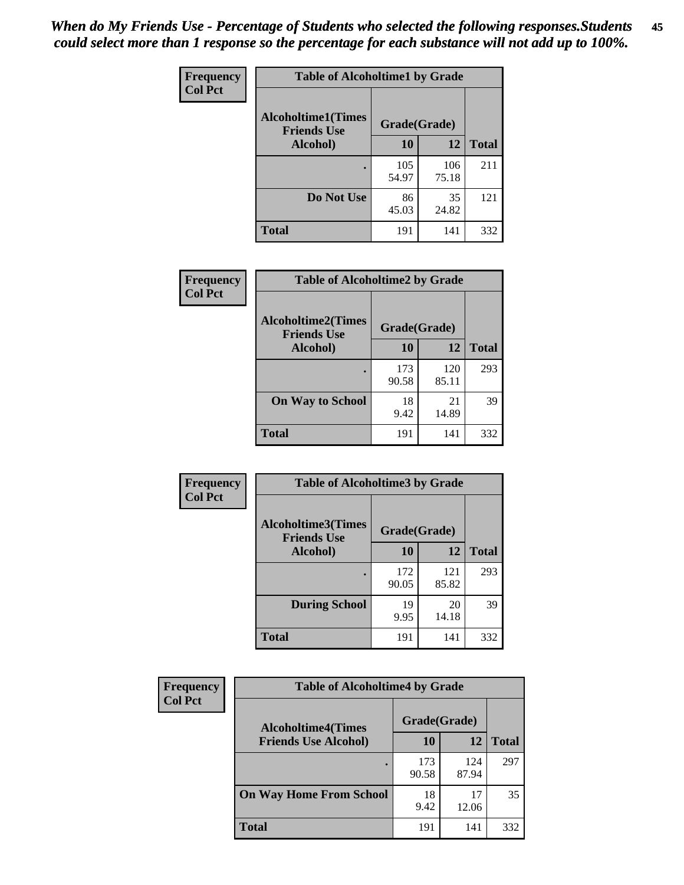*When do My Friends Use - Percentage of Students who selected the following responses.Students could select more than 1 response so the percentage for each substance will not add up to 100%.*

**Frequency**
**Col Pct**

| Table of Alcoholtime1 by Grade | | | |
|---|---|---|---|
| Alcoholtime1(Times Friends Use Alcohol) | Grade(Grade) | | |
| | 10 | 12 | Total |
| . | 105<br>54.97 | 106<br>75.18 | 211 |
| Do Not Use | 86<br>45.03 | 35<br>24.82 | 121 |
| Total | 191 | 141 | 332 |

**Frequency**
**Col Pct**

| Table of Alcoholtime2 by Grade | | | |
|---|---|---|---|
| Alcoholtime2(Times Friends Use Alcohol) | Grade(Grade) | | |
| | 10 | 12 | Total |
| . | 173<br>90.58 | 120<br>85.11 | 293 |
| On Way to School | 18<br>9.42 | 21<br>14.89 | 39 |
| Total | 191 | 141 | 332 |

**Frequency**
**Col Pct**

| Table of Alcoholtime3 by Grade | | | |
|---|---|---|---|
| Alcoholtime3(Times Friends Use Alcohol) | Grade(Grade) | | |
| | 10 | 12 | Total |
| . | 172<br>90.05 | 121<br>85.82 | 293 |
| During School | 19<br>9.95 | 20<br>14.18 | 39 |
| Total | 191 | 141 | 332 |

**Frequency**
**Col Pct**

| Table of Alcoholtime4 by Grade | | | |
|---|---|---|---|
| Alcoholtime4(Times Friends Use Alcohol) | Grade(Grade) | | |
| | 10 | 12 | Total |
| . | 173<br>90.58 | 124<br>87.94 | 297 |
| On Way Home From School | 18<br>9.42 | 17<br>12.06 | 35 |
| Total | 191 | 141 | 332 |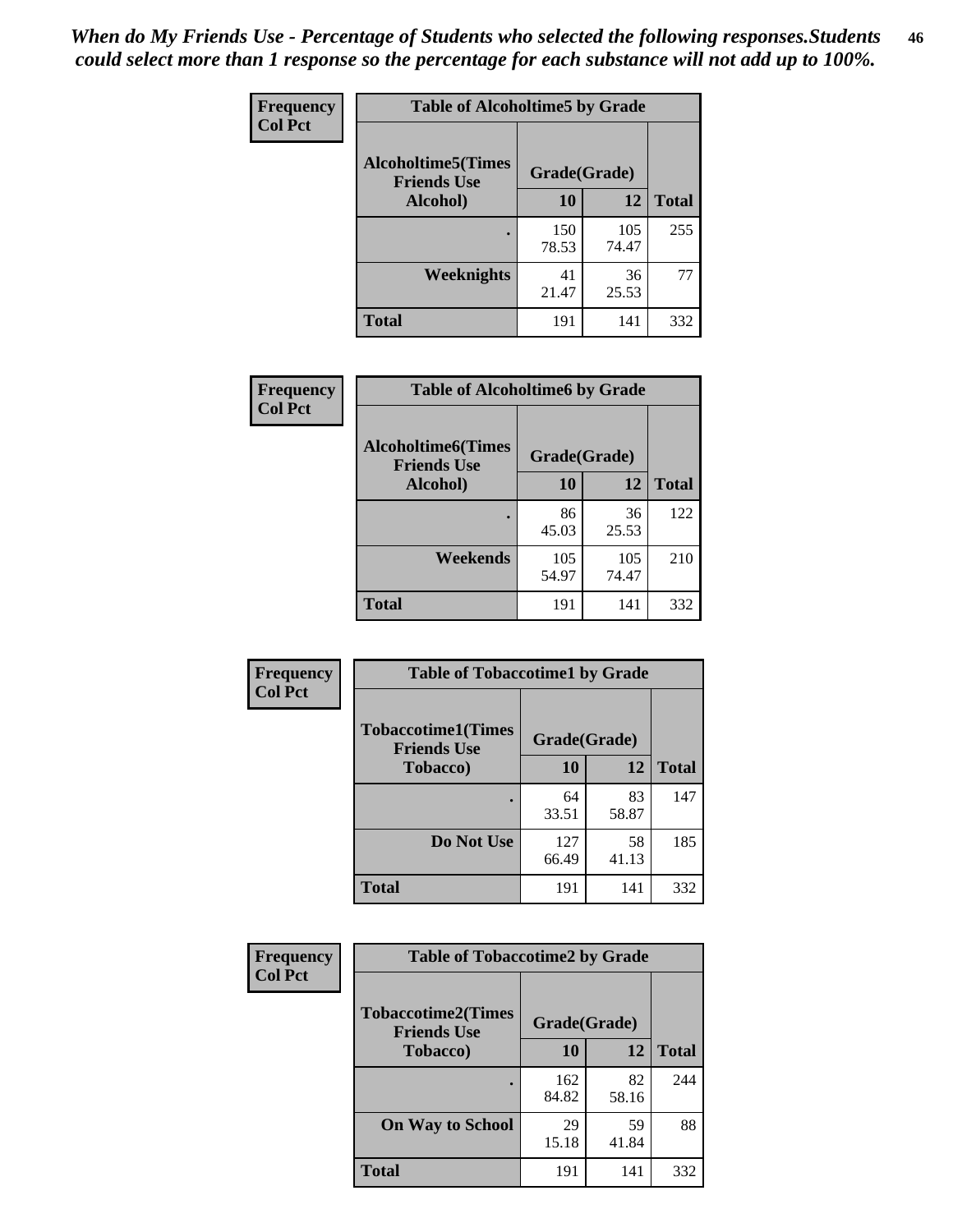*When do My Friends Use - Percentage of Students who selected the following responses.Students could select more than 1 response so the percentage for each substance will not add up to 100%.*

| Frequency<br>Col Pct | Table of Alcoholtime5 by Grade | | |
|---|---|---|---|
| Alcoholtime5(Times Friends Use Alcohol) | Grade(Grade) | | |
| | 10 | 12 | Total |
| . | 150<br>78.53 | 105<br>74.47 | 255 |
| Weeknights | 41<br>21.47 | 36<br>25.53 | 77 |
| Total | 191 | 141 | 332 |

| Frequency<br>Col Pct | Table of Alcoholtime6 by Grade | | |
|---|---|---|---|
| Alcoholtime6(Times Friends Use Alcohol) | Grade(Grade) | | |
| | 10 | 12 | Total |
| . | 86<br>45.03 | 36<br>25.53 | 122 |
| Weekends | 105<br>54.97 | 105<br>74.47 | 210 |
| Total | 191 | 141 | 332 |

| Frequency<br>Col Pct | Table of Tobaccotime1 by Grade | | |
|---|---|---|---|
| Tobaccotime1(Times Friends Use Tobacco) | Grade(Grade) | | |
| | 10 | 12 | Total |
| . | 64<br>33.51 | 83<br>58.87 | 147 |
| Do Not Use | 127<br>66.49 | 58<br>41.13 | 185 |
| Total | 191 | 141 | 332 |

| Frequency<br>Col Pct | Table of Tobaccotime2 by Grade | | |
|---|---|---|---|
| Tobaccotime2(Times Friends Use Tobacco) | Grade(Grade) | | |
| | 10 | 12 | Total |
| . | 162<br>84.82 | 82<br>58.16 | 244 |
| On Way to School | 29<br>15.18 | 59<br>41.84 | 88 |
| Total | 191 | 141 | 332 |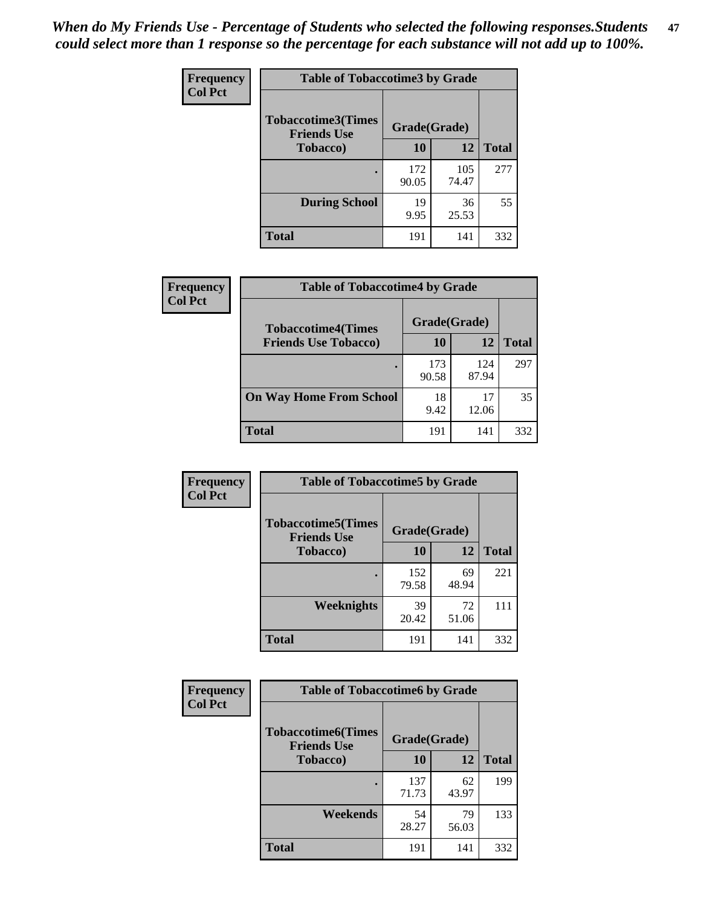*When do My Friends Use - Percentage of Students who selected the following responses.Students could select more than 1 response so the percentage for each substance will not add up to 100%.*

**Frequency**
**Col Pct**

| Table of Tobaccotime3 by Grade | | | |
|---|---|---|---|
| **Tobaccotime3(Times Friends Use Tobacco)** | **Grade(Grade)** | | **Total** |
| | **10** | **12** | |
| **.** | 172<br>90.05 | 105<br>74.47 | 277 |
| **During School** | 19<br>9.95 | 36<br>25.53 | 55 |
| **Total** | 191 | 141 | 332 |

**Frequency**
**Col Pct**

| Table of Tobaccotime4 by Grade | | | |
|---|---|---|---|
| **Tobaccotime4(Times Friends Use Tobacco)** | **Grade(Grade)** | | **Total** |
| | **10** | **12** | |
| **.** | 173<br>90.58 | 124<br>87.94 | 297 |
| **On Way Home From School** | 18<br>9.42 | 17<br>12.06 | 35 |
| **Total** | 191 | 141 | 332 |

**Frequency**
**Col Pct**

| Table of Tobaccotime5 by Grade | | | |
|---|---|---|---|
| **Tobaccotime5(Times Friends Use Tobacco)** | **Grade(Grade)** | | **Total** |
| | **10** | **12** | |
| **.** | 152<br>79.58 | 69<br>48.94 | 221 |
| **Weeknights** | 39<br>20.42 | 72<br>51.06 | 111 |
| **Total** | 191 | 141 | 332 |

**Frequency**
**Col Pct**

| Table of Tobaccotime6 by Grade | | | |
|---|---|---|---|
| **Tobaccotime6(Times Friends Use Tobacco)** | **Grade(Grade)** | | **Total** |
| | **10** | **12** | |
| **.** | 137<br>71.73 | 62<br>43.97 | 199 |
| **Weekends** | 54<br>28.27 | 79<br>56.03 | 133 |
| **Total** | 191 | 141 | 332 |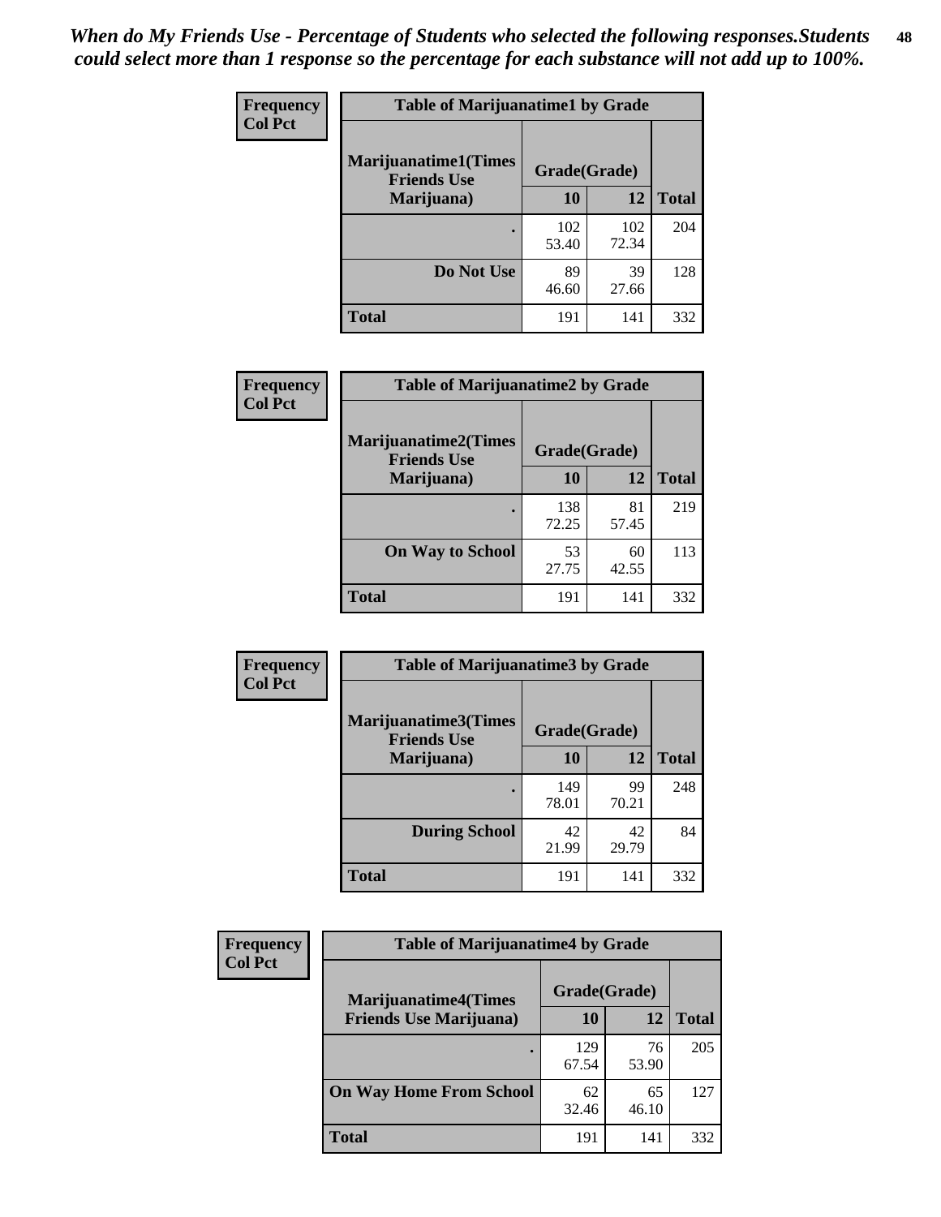*When do My Friends Use - Percentage of Students who selected the following responses.Students could select more than 1 response so the percentage for each substance will not add up to 100%.*

**Frequency**
**Col Pct**

| Table of Marijuanatime1 by Grade | | | |
|---|---|---|---|
| **Marijuanatime1(Times Friends Use Marijuana)** | **Grade(Grade)** | | |
| | **10** | **12** | **Total** |
| **.** | 102<br>53.40 | 102<br>72.34 | 204 |
| **Do Not Use** | 89<br>46.60 | 39<br>27.66 | 128 |
| **Total** | 191 | 141 | 332 |

**Frequency**
**Col Pct**

| Table of Marijuanatime2 by Grade | | | |
|---|---|---|---|
| **Marijuanatime2(Times Friends Use Marijuana)** | **Grade(Grade)** | | |
| | **10** | **12** | **Total** |
| **.** | 138<br>72.25 | 81<br>57.45 | 219 |
| **On Way to School** | 53<br>27.75 | 60<br>42.55 | 113 |
| **Total** | 191 | 141 | 332 |

**Frequency**
**Col Pct**

| Table of Marijuanatime3 by Grade | | | |
|---|---|---|---|
| **Marijuanatime3(Times Friends Use Marijuana)** | **Grade(Grade)** | | |
| | **10** | **12** | **Total** |
| **.** | 149<br>78.01 | 99<br>70.21 | 248 |
| **During School** | 42<br>21.99 | 42<br>29.79 | 84 |
| **Total** | 191 | 141 | 332 |

**Frequency**
**Col Pct**

| Table of Marijuanatime4 by Grade | | | |
|---|---|---|---|
| **Marijuanatime4(Times Friends Use Marijuana)** | **Grade(Grade)** | | |
| | **10** | **12** | **Total** |
| **.** | 129<br>67.54 | 76<br>53.90 | 205 |
| **On Way Home From School** | 62<br>32.46 | 65<br>46.10 | 127 |
| **Total** | 191 | 141 | 332 |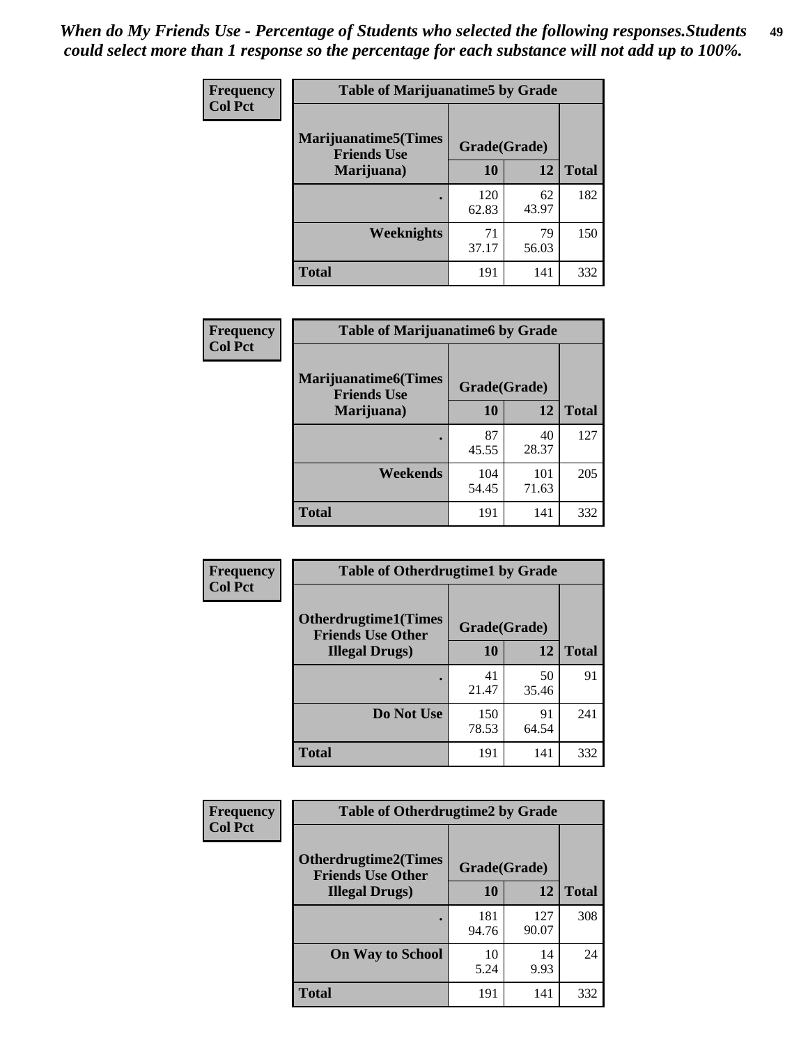*When do My Friends Use - Percentage of Students who selected the following responses.Students could select more than 1 response so the percentage for each substance will not add up to 100%.*

**Frequency**
**Col Pct**

| Table of Marijuanatime5 by Grade | | | |
|---|---|---|---|
| **Marijuanatime5(Times Friends Use Marijuana)** | **Grade(Grade)** | | **Total** |
| | **10** | **12** | |
| **.** | 120<br>62.83 | 62<br>43.97 | 182 |
| **Weeknights** | 71<br>37.17 | 79<br>56.03 | 150 |
| **Total** | 191 | 141 | 332 |

**Frequency**
**Col Pct**

| Table of Marijuanatime6 by Grade | | | |
|---|---|---|---|
| **Marijuanatime6(Times Friends Use Marijuana)** | **Grade(Grade)** | | **Total** |
| | **10** | **12** | |
| **.** | 87<br>45.55 | 40<br>28.37 | 127 |
| **Weekends** | 104<br>54.45 | 101<br>71.63 | 205 |
| **Total** | 191 | 141 | 332 |

**Frequency**
**Col Pct**

| Table of Otherdrugtime1 by Grade | | | |
|---|---|---|---|
| **Otherdrugtime1(Times Friends Use Other Illegal Drugs)** | **Grade(Grade)** | | **Total** |
| | **10** | **12** | |
| **.** | 41<br>21.47 | 50<br>35.46 | 91 |
| **Do Not Use** | 150<br>78.53 | 91<br>64.54 | 241 |
| **Total** | 191 | 141 | 332 |

**Frequency**
**Col Pct**

| Table of Otherdrugtime2 by Grade | | | |
|---|---|---|---|
| **Otherdrugtime2(Times Friends Use Other Illegal Drugs)** | **Grade(Grade)** | | **Total** |
| | **10** | **12** | |
| **.** | 181<br>94.76 | 127<br>90.07 | 308 |
| **On Way to School** | 10<br>5.24 | 14<br>9.93 | 24 |
| **Total** | 191 | 141 | 332 |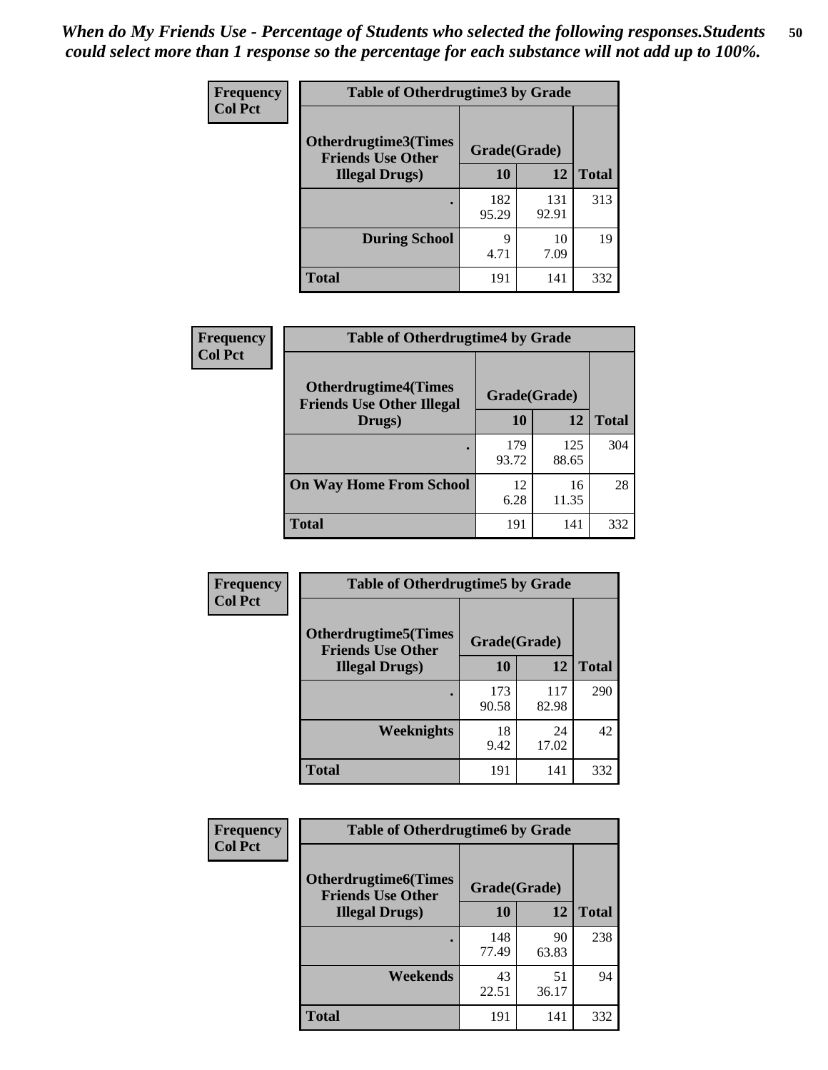*When do My Friends Use - Percentage of Students who selected the following responses.Students could select more than 1 response so the percentage for each substance will not add up to 100%.*

**Frequency**
**Col Pct**

| Table of Otherdrugtime3 by Grade | | | |
|---|---|---|---|
| **Otherdrugtime3(Times Friends Use Other Illegal Drugs)** | **Grade(Grade)** | | |
| | **10** | **12** | **Total** |
| **.** | 182<br>95.29 | 131<br>92.91 | 313 |
| **During School** | 9<br>4.71 | 10<br>7.09 | 19 |
| **Total** | 191 | 141 | 332 |

**Frequency**
**Col Pct**

| Table of Otherdrugtime4 by Grade | | | |
|---|---|---|---|
| **Otherdrugtime4(Times Friends Use Other Illegal Drugs)** | **Grade(Grade)** | | |
| | **10** | **12** | **Total** |
| **.** | 179<br>93.72 | 125<br>88.65 | 304 |
| **On Way Home From School** | 12<br>6.28 | 16<br>11.35 | 28 |
| **Total** | 191 | 141 | 332 |

**Frequency**
**Col Pct**

| Table of Otherdrugtime5 by Grade | | | |
|---|---|---|---|
| **Otherdrugtime5(Times Friends Use Other Illegal Drugs)** | **Grade(Grade)** | | |
| | **10** | **12** | **Total** |
| **.** | 173<br>90.58 | 117<br>82.98 | 290 |
| **Weeknights** | 18<br>9.42 | 24<br>17.02 | 42 |
| **Total** | 191 | 141 | 332 |

**Frequency**
**Col Pct**

| Table of Otherdrugtime6 by Grade | | | |
|---|---|---|---|
| **Otherdrugtime6(Times Friends Use Other Illegal Drugs)** | **Grade(Grade)** | | |
| | **10** | **12** | **Total** |
| **.** | 148<br>77.49 | 90<br>63.83 | 238 |
| **Weekends** | 43<br>22.51 | 51<br>36.17 | 94 |
| **Total** | 191 | 141 | 332 |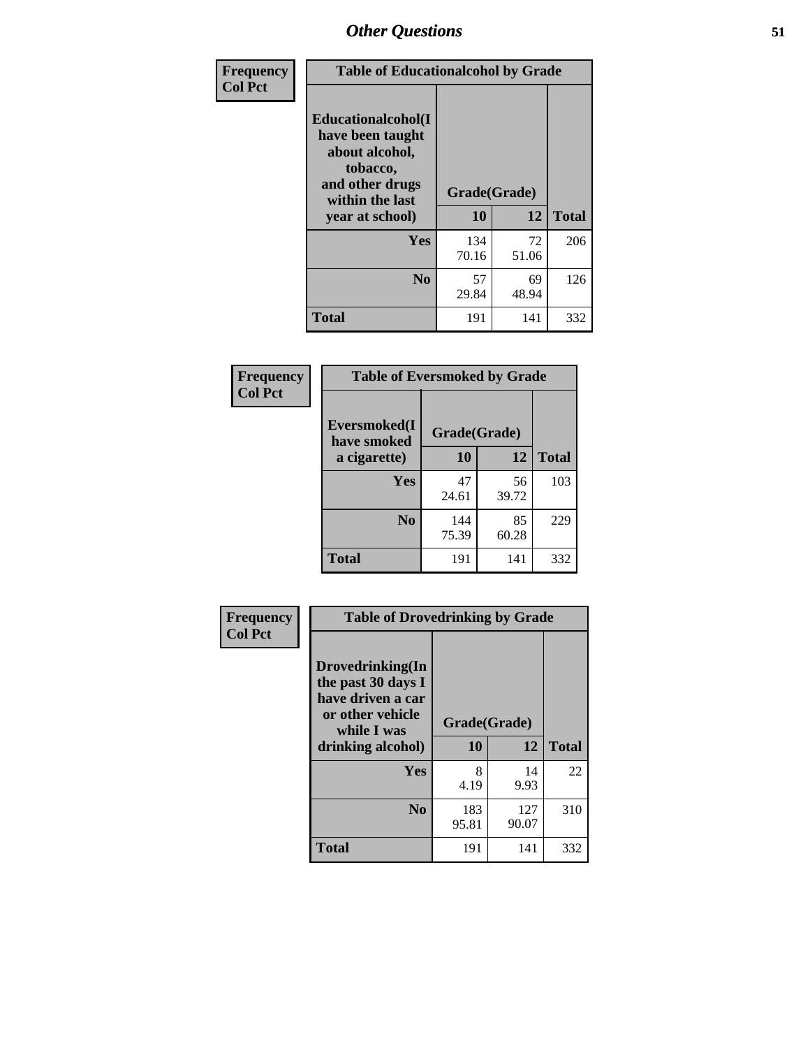| Frequency Col Pct | Table of Educationalcohol by Grade | | |
|---|---|---|---|
| Educationalcohol(I have been taught about alcohol, tobacco, and other drugs within the last year at school) | Grade(Grade) | | |
| | 10 | 12 | Total |
| Yes | 134<br>70.16 | 72<br>51.06 | 206 |
| No | 57<br>29.84 | 69<br>48.94 | 126 |
| Total | 191 | 141 | 332 |

| Frequency Col Pct | Table of Eversmoked by Grade | | |
|---|---|---|---|
| Eversmoked(I have smoked a cigarette) | Grade(Grade) | | |
| | 10 | 12 | Total |
| Yes | 47<br>24.61 | 56<br>39.72 | 103 |
| No | 144<br>75.39 | 85<br>60.28 | 229 |
| Total | 191 | 141 | 332 |

| Frequency Col Pct | Table of Drovedrinking by Grade | | |
|---|---|---|---|
| Drovedrinking(In the past 30 days I have driven a car or other vehicle while I was drinking alcohol) | Grade(Grade) | | |
| | 10 | 12 | Total |
| Yes | 8<br>4.19 | 14<br>9.93 | 22 |
| No | 183<br>95.81 | 127<br>90.07 | 310 |
| Total | 191 | 141 | 332 |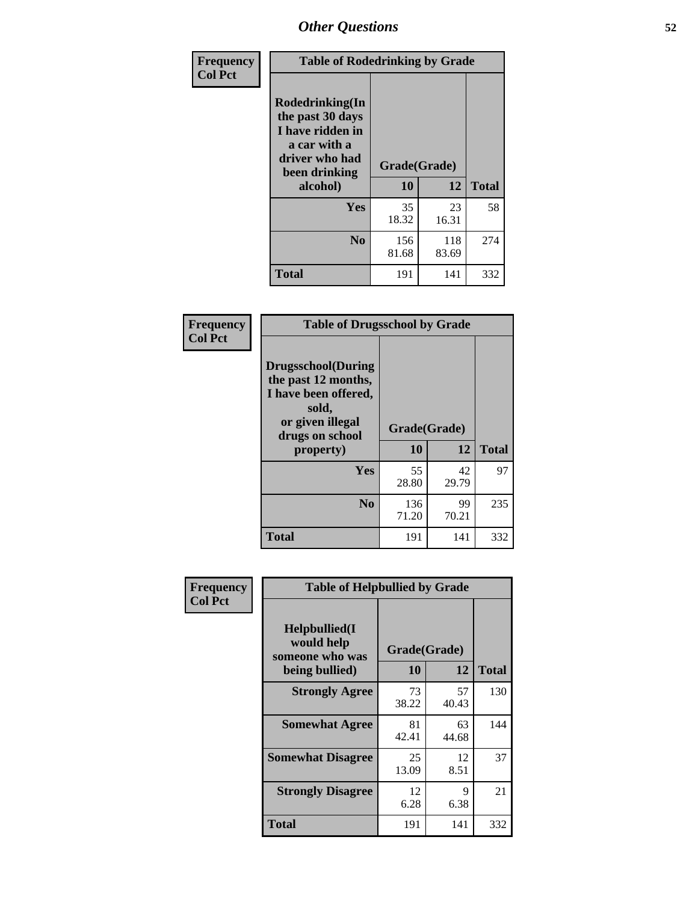## Other Questions

**Frequency**
**Col Pct**

| Table of Rodedrinking by Grade | | | |
|---|---|---|---|
| Rodedrinking(In the past 30 days I have ridden in a car with a driver who had been drinking alcohol) | Grade(Grade) | | |
| | 10 | 12 | Total |
| **Yes** | 35<br>18.32 | 23<br>16.31 | 58 |
| **No** | 156<br>81.68 | 118<br>83.69 | 274 |
| **Total** | 191 | 141 | 332 |

**Frequency**
**Col Pct**

| Table of Drugsschool by Grade | | | |
|---|---|---|---|
| Drugsschool(During the past 12 months, I have been offered, sold, or given illegal drugs on school property) | Grade(Grade) | | |
| | 10 | 12 | Total |
| **Yes** | 55<br>28.80 | 42<br>29.79 | 97 |
| **No** | 136<br>71.20 | 99<br>70.21 | 235 |
| **Total** | 191 | 141 | 332 |

**Frequency**
**Col Pct**

| Table of Helpbullied by Grade | | | |
|---|---|---|---|
| Helpbullied(I would help someone who was being bullied) | Grade(Grade) | | |
| | 10 | 12 | Total |
| **Strongly Agree** | 73<br>38.22 | 57<br>40.43 | 130 |
| **Somewhat Agree** | 81<br>42.41 | 63<br>44.68 | 144 |
| **Somewhat Disagree** | 25<br>13.09 | 12<br>8.51 | 37 |
| **Strongly Disagree** | 12<br>6.28 | 9<br>6.38 | 21 |
| **Total** | 191 | 141 | 332 |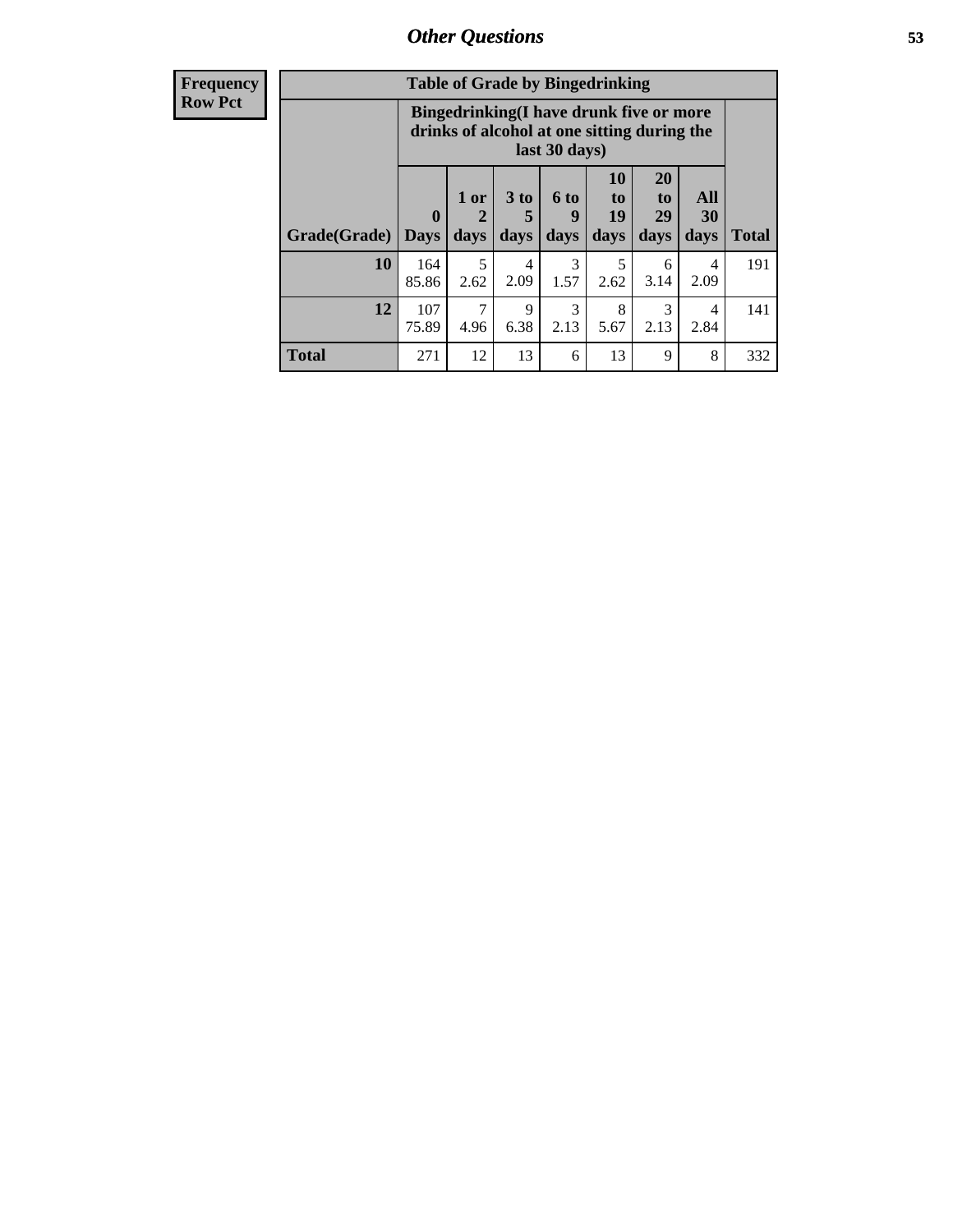**Frequency**
**Row Pct**

| Table of Grade by Bingedrinking | | | | | | | | |
|---|---|---|---|---|---|---|---|---|
| | Bingedrinking(I have drunk five or more drinks of alcohol at one sitting during the last 30 days) | | | | | | | |
| Grade(Grade) | 0 Days | 1 or 2 days | 3 to 5 days | 6 to 9 days | 10 to 19 days | 20 to 29 days | All 30 days | Total |
| 10 | 164<br>85.86 | 5<br>2.62 | 4<br>2.09 | 3<br>1.57 | 5<br>2.62 | 6<br>3.14 | 4<br>2.09 | 191 |
| 12 | 107<br>75.89 | 7<br>4.96 | 9<br>6.38 | 3<br>2.13 | 8<br>5.67 | 3<br>2.13 | 4<br>2.84 | 141 |
| Total | 271 | 12 | 13 | 6 | 13 | 9 | 8 | 332 |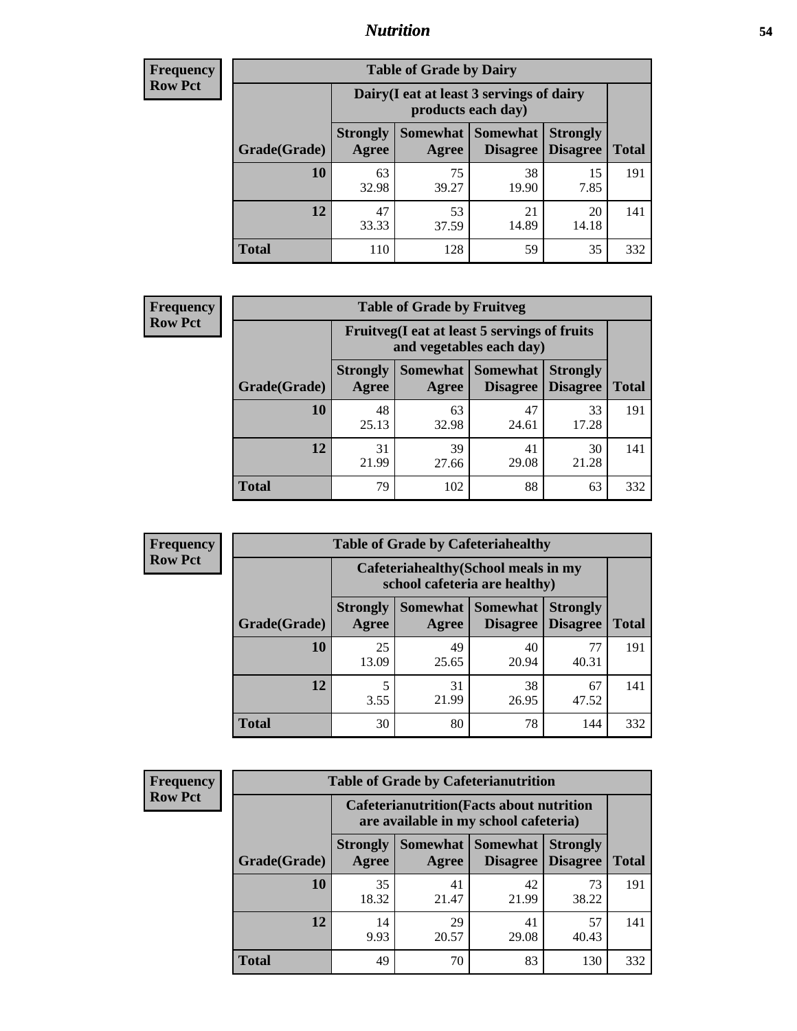# Nutrition

**Frequency**
**Row Pct**

| Table of Grade by Dairy | | | | | |
|---|---|---|---|---|---|
| | Dairy(I eat at least 3 servings of dairy products each day) | | | | |
| Grade(Grade) | Strongly Agree | Somewhat Agree | Somewhat Disagree | Strongly Disagree | Total |
| 10 | 63<br>32.98 | 75<br>39.27 | 38<br>19.90 | 15<br>7.85 | 191 |
| 12 | 47<br>33.33 | 53<br>37.59 | 21<br>14.89 | 20<br>14.18 | 141 |
| Total | 110 | 128 | 59 | 35 | 332 |

**Frequency**
**Row Pct**

| Table of Grade by Fruitveg | | | | | |
|---|---|---|---|---|---|
| | Fruitveg(I eat at least 5 servings of fruits and vegetables each day) | | | | |
| Grade(Grade) | Strongly Agree | Somewhat Agree | Somewhat Disagree | Strongly Disagree | Total |
| 10 | 48<br>25.13 | 63<br>32.98 | 47<br>24.61 | 33<br>17.28 | 191 |
| 12 | 31<br>21.99 | 39<br>27.66 | 41<br>29.08 | 30<br>21.28 | 141 |
| Total | 79 | 102 | 88 | 63 | 332 |

**Frequency**
**Row Pct**

| Table of Grade by Cafeteriahealthy | | | | | |
|---|---|---|---|---|---|
| | Cafeteriahealthy(School meals in my school cafeteria are healthy) | | | | |
| Grade(Grade) | Strongly Agree | Somewhat Agree | Somewhat Disagree | Strongly Disagree | Total |
| 10 | 25<br>13.09 | 49<br>25.65 | 40<br>20.94 | 77<br>40.31 | 191 |
| 12 | 5<br>3.55 | 31<br>21.99 | 38<br>26.95 | 67<br>47.52 | 141 |
| Total | 30 | 80 | 78 | 144 | 332 |

**Frequency**
**Row Pct**

| Table of Grade by Cafeterianutrition | | | | | |
|---|---|---|---|---|---|
| | Cafeterianutrition(Facts about nutrition are available in my school cafeteria) | | | | |
| Grade(Grade) | Strongly Agree | Somewhat Agree | Somewhat Disagree | Strongly Disagree | Total |
| 10 | 35<br>18.32 | 41<br>21.47 | 42<br>21.99 | 73<br>38.22 | 191 |
| 12 | 14<br>9.93 | 29<br>20.57 | 41<br>29.08 | 57<br>40.43 | 141 |
| Total | 49 | 70 | 83 | 130 | 332 |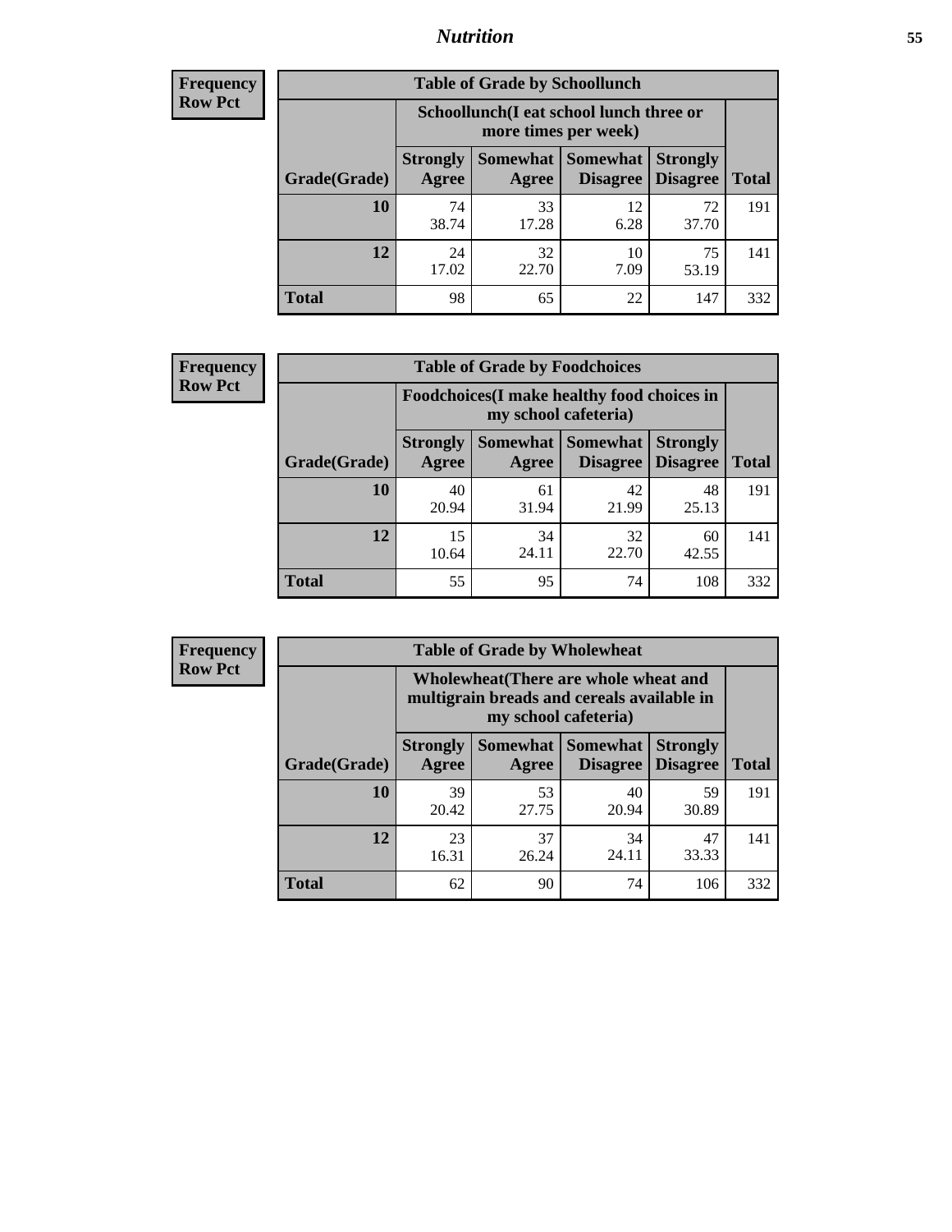## Nutrition

| Frequency Row Pct |
|---|

**Table of Grade by Schoollunch**

| | Schoollunch(I eat school lunch three or more times per week) | | | | |
|---|---|---|---|---|---|
| Grade(Grade) | Strongly Agree | Somewhat Agree | Somewhat Disagree | Strongly Disagree | Total |
| 10 | 74<br>38.74 | 33<br>17.28 | 12<br>6.28 | 72<br>37.70 | 191 |
| 12 | 24<br>17.02 | 32<br>22.70 | 10<br>7.09 | 75<br>53.19 | 141 |
| Total | 98 | 65 | 22 | 147 | 332 |

| Frequency Row Pct |
|---|

**Table of Grade by Foodchoices**

| | Foodchoices(I make healthy food choices in my school cafeteria) | | | | |
|---|---|---|---|---|---|
| Grade(Grade) | Strongly Agree | Somewhat Agree | Somewhat Disagree | Strongly Disagree | Total |
| 10 | 40<br>20.94 | 61<br>31.94 | 42<br>21.99 | 48<br>25.13 | 191 |
| 12 | 15<br>10.64 | 34<br>24.11 | 32<br>22.70 | 60<br>42.55 | 141 |
| Total | 55 | 95 | 74 | 108 | 332 |

| Frequency Row Pct |
|---|

**Table of Grade by Wholewheat**

| | Wholewheat(There are whole wheat and multigrain breads and cereals available in my school cafeteria) | | | | |
|---|---|---|---|---|---|
| Grade(Grade) | Strongly Agree | Somewhat Agree | Somewhat Disagree | Strongly Disagree | Total |
| 10 | 39<br>20.42 | 53<br>27.75 | 40<br>20.94 | 59<br>30.89 | 191 |
| 12 | 23<br>16.31 | 37<br>26.24 | 34<br>24.11 | 47<br>33.33 | 141 |
| Total | 62 | 90 | 74 | 106 | 332 |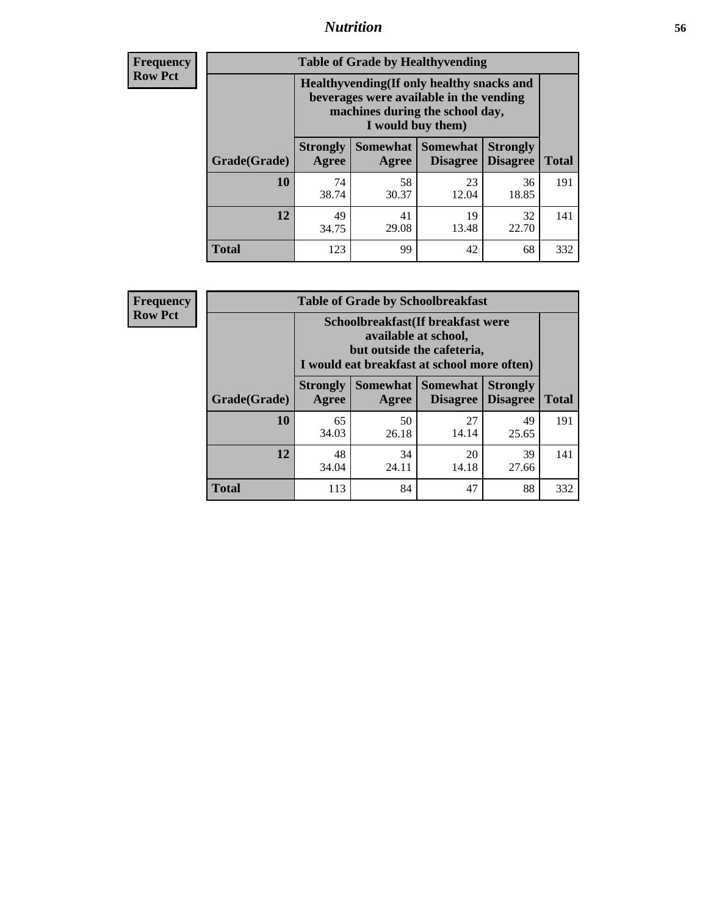# Nutrition

**Frequency**
**Row Pct**

| Table of Grade by Healthyvending | | | | | |
|---|---|---|---|---|---|
| | Healthyvending(If only healthy snacks and beverages were available in the vending machines during the school day, I would buy them) | | | | |
| Grade(Grade) | Strongly Agree | Somewhat Agree | Somewhat Disagree | Strongly Disagree | Total |
| **10** | 74<br>38.74 | 58<br>30.37 | 23<br>12.04 | 36<br>18.85 | 191 |
| **12** | 49<br>34.75 | 41<br>29.08 | 19<br>13.48 | 32<br>22.70 | 141 |
| **Total** | 123 | 99 | 42 | 68 | 332 |

**Frequency**
**Row Pct**

| Table of Grade by Schoolbreakfast | | | | | |
|---|---|---|---|---|---|
| | Schoolbreakfast(If breakfast were available at school, but outside the cafeteria, I would eat breakfast at school more often) | | | | |
| Grade(Grade) | Strongly Agree | Somewhat Agree | Somewhat Disagree | Strongly Disagree | Total |
| **10** | 65<br>34.03 | 50<br>26.18 | 27<br>14.14 | 49<br>25.65 | 191 |
| **12** | 48<br>34.04 | 34<br>24.11 | 20<br>14.18 | 39<br>27.66 | 141 |
| **Total** | 113 | 84 | 47 | 88 | 332 |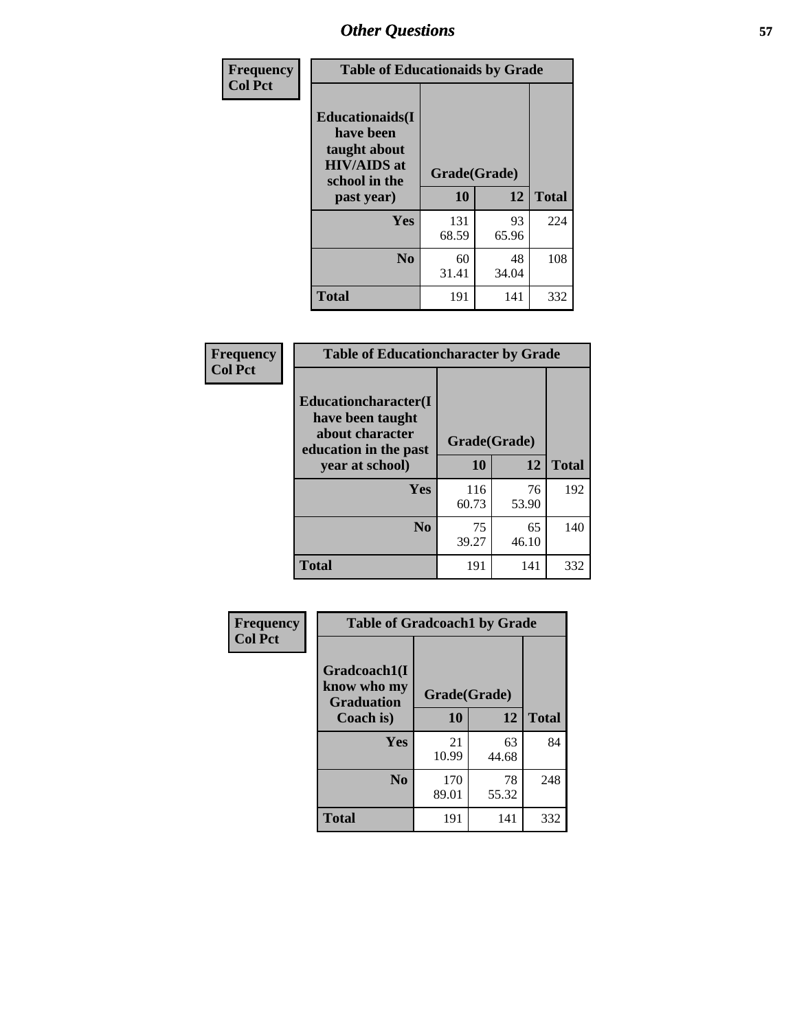| Frequency<br>Col Pct |
|---|

**Table of Educationaids by Grade**

| Educationaids(I have been taught about HIV/AIDS at school in the past year) | Grade(Grade) | | Total |
|---|---|---|---|
| | 10 | 12 | |
| Yes | 131<br>68.59 | 93<br>65.96 | 224 |
| No | 60<br>31.41 | 48<br>34.04 | 108 |
| Total | 191 | 141 | 332 |

| Frequency<br>Col Pct |
|---|

**Table of Educationcharacter by Grade**

| Educationcharacter(I have been taught about character education in the past year at school) | Grade(Grade) | | Total |
|---|---|---|---|
| | 10 | 12 | |
| Yes | 116<br>60.73 | 76<br>53.90 | 192 |
| No | 75<br>39.27 | 65<br>46.10 | 140 |
| Total | 191 | 141 | 332 |

| Frequency<br>Col Pct |
|---|

**Table of Gradcoach1 by Grade**

| Gradcoach1(I know who my Graduation Coach is) | Grade(Grade) | | Total |
|---|---|---|---|
| | 10 | 12 | |
| Yes | 21<br>10.99 | 63<br>44.68 | 84 |
| No | 170<br>89.01 | 78<br>55.32 | 248 |
| Total | 191 | 141 | 332 |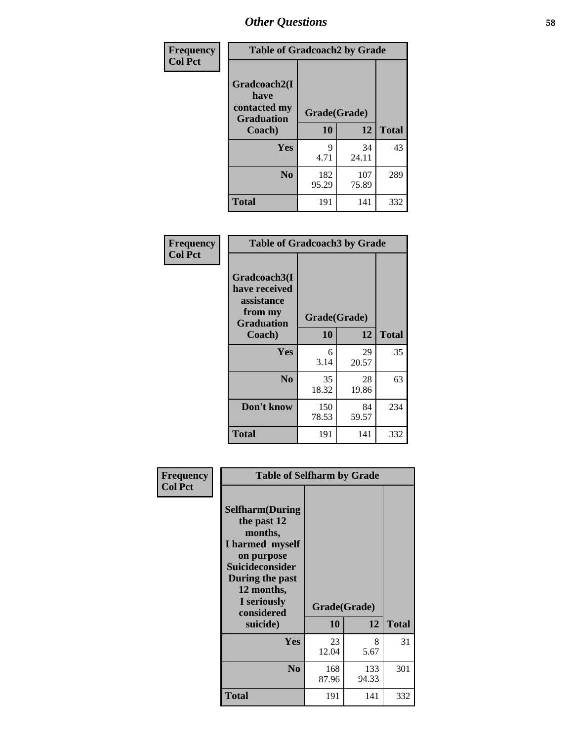# Other Questions

**Frequency**
**Col Pct**

| Table of Gradcoach2 by Grade | | | |
|---|---|---|---|
| Gradcoach2(I have contacted my Graduation Coach) | Grade(Grade) | | |
| | 10 | 12 | Total |
| Yes | 9<br>4.71 | 34<br>24.11 | 43 |
| No | 182<br>95.29 | 107<br>75.89 | 289 |
| Total | 191 | 141 | 332 |

**Frequency**
**Col Pct**

| Table of Gradcoach3 by Grade | | | |
|---|---|---|---|
| Gradcoach3(I have received assistance from my Graduation Coach) | Grade(Grade) | | |
| | 10 | 12 | Total |
| Yes | 6<br>3.14 | 29<br>20.57 | 35 |
| No | 35<br>18.32 | 28<br>19.86 | 63 |
| Don't know | 150<br>78.53 | 84<br>59.57 | 234 |
| Total | 191 | 141 | 332 |

**Frequency**
**Col Pct**

| Table of Selfharm by Grade | | | |
|---|---|---|---|
| Selfharm(During the past 12 months, I harmed myself on purpose Suicideconsider During the past 12 months, I seriously considered suicide) | Grade(Grade) | | |
| | 10 | 12 | Total |
| Yes | 23<br>12.04 | 8<br>5.67 | 31 |
| No | 168<br>87.96 | 133<br>94.33 | 301 |
| Total | 191 | 141 | 332 |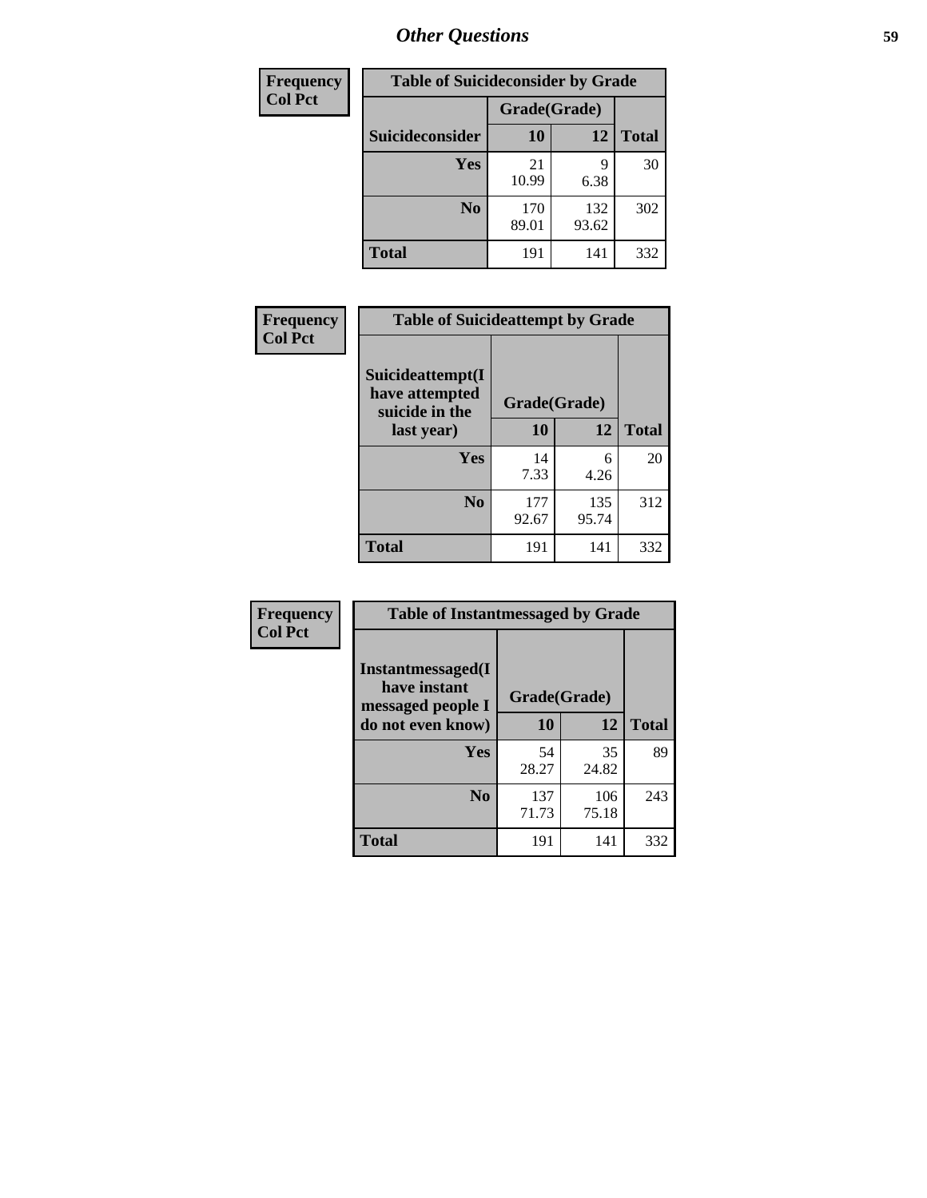# Other Questions

| Frequency<br>Col Pct | Table of Suicideconsider by Grade | | |
|---|---|---|---|
| | Grade(Grade) | | |
| Suicideconsider | 10 | 12 | Total |
| Yes | 21<br>10.99 | 9<br>6.38 | 30 |
| No | 170<br>89.01 | 132<br>93.62 | 302 |
| Total | 191 | 141 | 332 |

| Frequency<br>Col Pct | Table of Suicideattempt by Grade | | |
|---|---|---|---|
| Suicideattempt(I have attempted suicide in the last year) | Grade(Grade)<br>10 | 12 | Total |
| Yes | 14<br>7.33 | 6<br>4.26 | 20 |
| No | 177<br>92.67 | 135<br>95.74 | 312 |
| Total | 191 | 141 | 332 |

| Frequency<br>Col Pct | Table of Instantmessaged by Grade | | |
|---|---|---|---|
| Instantmessaged(I have instant messaged people I do not even know) | Grade(Grade)<br>10 | 12 | Total |
| Yes | 54<br>28.27 | 35<br>24.82 | 89 |
| No | 137<br>71.73 | 106<br>75.18 | 243 |
| Total | 191 | 141 | 332 |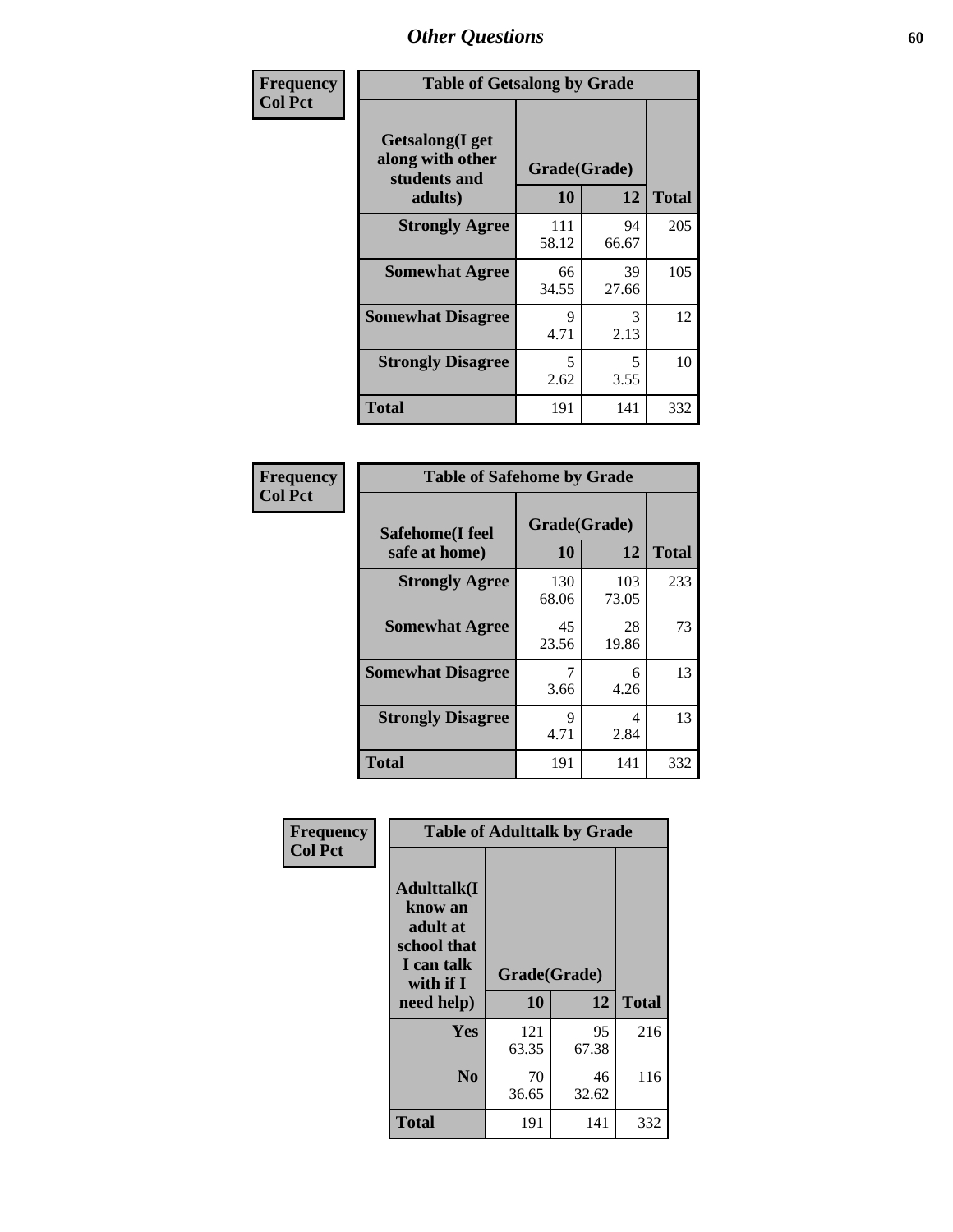# Other Questions

**Frequency**
**Col Pct**

| Table of Getsalong by Grade | | | |
|---|---|---|---|
| Getsalong(I get along with other students and adults) | Grade(Grade) | | |
| | 10 | 12 | Total |
| **Strongly Agree** | 111<br>58.12 | 94<br>66.67 | 205 |
| **Somewhat Agree** | 66<br>34.55 | 39<br>27.66 | 105 |
| **Somewhat Disagree** | 9<br>4.71 | 3<br>2.13 | 12 |
| **Strongly Disagree** | 5<br>2.62 | 5<br>3.55 | 10 |
| **Total** | 191 | 141 | 332 |

**Frequency**
**Col Pct**

| Table of Safehome by Grade | | | |
|---|---|---|---|
| Safehome(I feel safe at home) | Grade(Grade) | | |
| | 10 | 12 | Total |
| **Strongly Agree** | 130<br>68.06 | 103<br>73.05 | 233 |
| **Somewhat Agree** | 45<br>23.56 | 28<br>19.86 | 73 |
| **Somewhat Disagree** | 7<br>3.66 | 6<br>4.26 | 13 |
| **Strongly Disagree** | 9<br>4.71 | 4<br>2.84 | 13 |
| **Total** | 191 | 141 | 332 |

**Frequency**
**Col Pct**

| Table of Adulttalk by Grade | | | |
|---|---|---|---|
| Adulttalk(I know an adult at school that I can talk with if I need help) | Grade(Grade) | | |
| | 10 | 12 | Total |
| **Yes** | 121<br>63.35 | 95<br>67.38 | 216 |
| **No** | 70<br>36.65 | 46<br>32.62 | 116 |
| **Total** | 191 | 141 | 332 |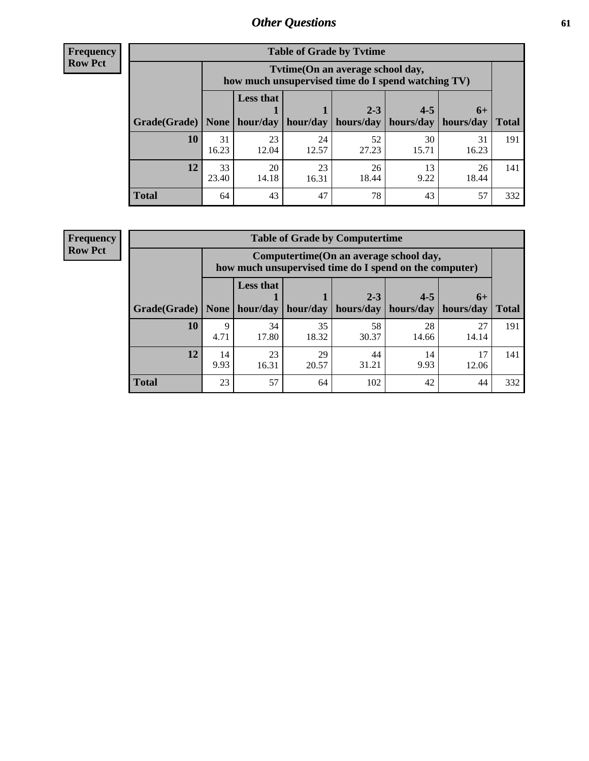## Other Questions

**Frequency**
**Row Pct**

**Table of Grade by Tvtime**

| Grade(Grade) | Tvtime(On an average school day, how much unsupervised time do I spend watching TV) | | | | | | Total |
|---|---|---|---|---|---|---|---|
| | None | Less that 1 hour/day | 1 hour/day | 2-3 hours/day | 4-5 hours/day | 6+ hours/day | |
| **10** | 31<br>16.23 | 23<br>12.04 | 24<br>12.57 | 52<br>27.23 | 30<br>15.71 | 31<br>16.23 | 191 |
| **12** | 33<br>23.40 | 20<br>14.18 | 23<br>16.31 | 26<br>18.44 | 13<br>9.22 | 26<br>18.44 | 141 |
| **Total** | 64 | 43 | 47 | 78 | 43 | 57 | 332 |

**Frequency**
**Row Pct**

**Table of Grade by Computertime**

| Grade(Grade) | Computertime(On an average school day, how much unsupervised time do I spend on the computer) | | | | | | Total |
|---|---|---|---|---|---|---|---|
| | None | Less that 1 hour/day | 1 hour/day | 2-3 hours/day | 4-5 hours/day | 6+ hours/day | |
| **10** | 9<br>4.71 | 34<br>17.80 | 35<br>18.32 | 58<br>30.37 | 28<br>14.66 | 27<br>14.14 | 191 |
| **12** | 14<br>9.93 | 23<br>16.31 | 29<br>20.57 | 44<br>31.21 | 14<br>9.93 | 17<br>12.06 | 141 |
| **Total** | 23 | 57 | 64 | 102 | 42 | 44 | 332 |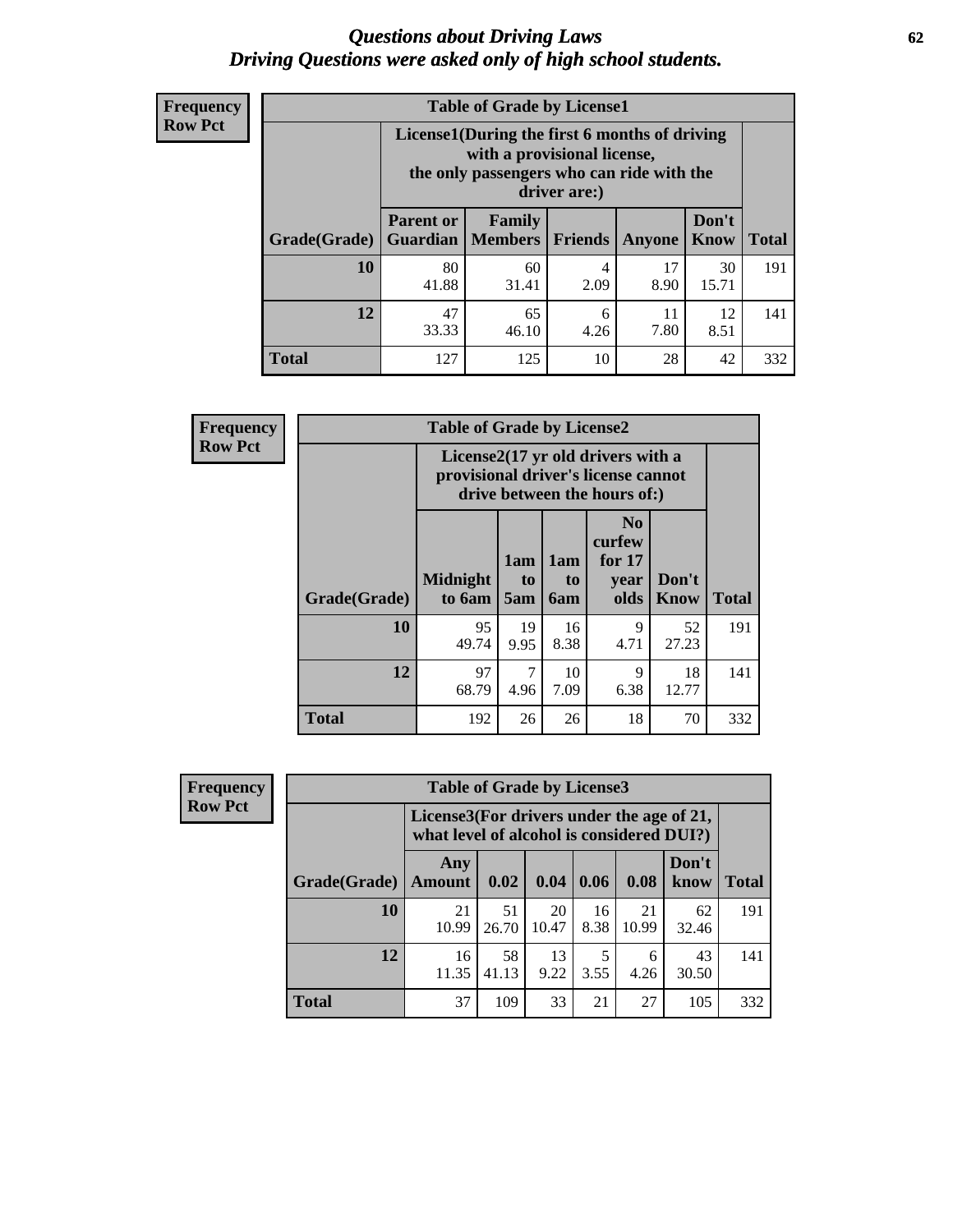# *Questions about Driving Laws*
# *Driving Questions were asked only of high school students.*

**Frequency**
**Row Pct**

**Table of Grade by License1**

| Grade(Grade) | License1(During the first 6 months of driving with a provisional license, the only passengers who can ride with the driver are:) | | | | | Total |
|---|---|---|---|---|---|---|
| | Parent or Guardian | Family Members | Friends | Anyone | Don't Know | |
| **10** | 80<br>41.88 | 60<br>31.41 | 4<br>2.09 | 17<br>8.90 | 30<br>15.71 | 191 |
| **12** | 47<br>33.33 | 65<br>46.10 | 6<br>4.26 | 11<br>7.80 | 12<br>8.51 | 141 |
| **Total** | 127 | 125 | 10 | 28 | 42 | 332 |

**Frequency**
**Row Pct**

**Table of Grade by License2**

| Grade(Grade) | License2(17 yr old drivers with a provisional driver's license cannot drive between the hours of:) | | | | | Total |
|---|---|---|---|---|---|---|
| | Midnight to 6am | 1am to 5am | 1am to 6am | No curfew for 17 year olds | Don't Know | |
| **10** | 95<br>49.74 | 19<br>9.95 | 16<br>8.38 | 9<br>4.71 | 52<br>27.23 | 191 |
| **12** | 97<br>68.79 | 7<br>4.96 | 10<br>7.09 | 9<br>6.38 | 18<br>12.77 | 141 |
| **Total** | 192 | 26 | 26 | 18 | 70 | 332 |

**Frequency**
**Row Pct**

**Table of Grade by License3**

| Grade(Grade) | License3(For drivers under the age of 21, what level of alcohol is considered DUI?) | | | | | | Total |
|---|---|---|---|---|---|---|---|
| | Any Amount | 0.02 | 0.04 | 0.06 | 0.08 | Don't know | |
| **10** | 21<br>10.99 | 51<br>26.70 | 20<br>10.47 | 16<br>8.38 | 21<br>10.99 | 62<br>32.46 | 191 |
| **12** | 16<br>11.35 | 58<br>41.13 | 13<br>9.22 | 5<br>3.55 | 6<br>4.26 | 43<br>30.50 | 141 |
| **Total** | 37 | 109 | 33 | 21 | 27 | 105 | 332 |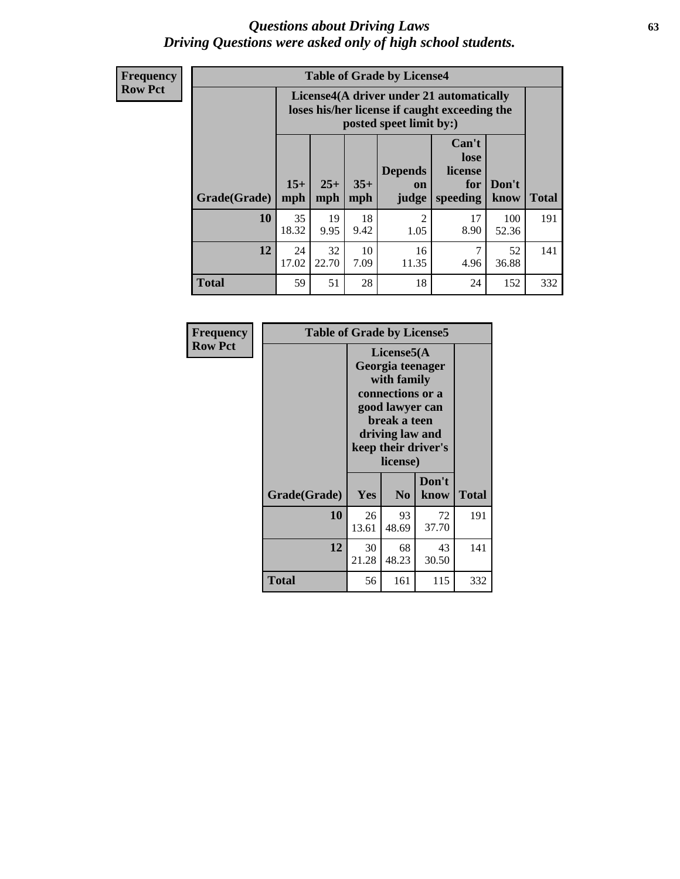# *Questions about Driving Laws*
## *Driving Questions were asked only of high school students.*

**Frequency**
**Row Pct**

**Table of Grade by License4**

| Grade(Grade) | License4(A driver under 21 automatically loses his/her license if caught exceeding the posted speet limit by:) | | | | | | Total |
|---|---|---|---|---|---|---|---|
| | 15+ mph | 25+ mph | 35+ mph | Depends on judge | Can't lose license for speeding | Don't know | |
| **10** | 35<br>18.32 | 19<br>9.95 | 18<br>9.42 | 2<br>1.05 | 17<br>8.90 | 100<br>52.36 | 191 |
| **12** | 24<br>17.02 | 32<br>22.70 | 10<br>7.09 | 16<br>11.35 | 7<br>4.96 | 52<br>36.88 | 141 |
| **Total** | 59 | 51 | 28 | 18 | 24 | 152 | 332 |

**Frequency**
**Row Pct**

**Table of Grade by License5**

| Grade(Grade) | License5(A Georgia teenager with family connections or a good lawyer can break a teen driving law and keep their driver's license) | | | Total |
|---|---|---|---|---|
| | Yes | No | Don't know | |
| **10** | 26<br>13.61 | 93<br>48.69 | 72<br>37.70 | 191 |
| **12** | 30<br>21.28 | 68<br>48.23 | 43<br>30.50 | 141 |
| **Total** | 56 | 161 | 115 | 332 |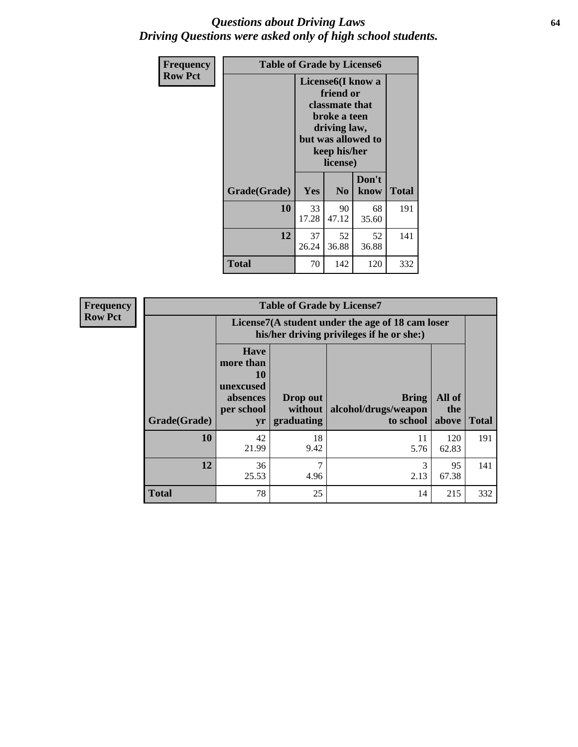# *Questions about Driving Laws*
## *Driving Questions were asked only of high school students.*

**Frequency**
**Row Pct**

| Table of Grade by License6 | | | | |
|---|---|---|---|---|
| | License6(I know a friend or classmate that broke a teen driving law, but was allowed to keep his/her license) | | | |
| Grade(Grade) | Yes | No | Don't know | Total |
| 10 | 33<br>17.28 | 90<br>47.12 | 68<br>35.60 | 191 |
| 12 | 37<br>26.24 | 52<br>36.88 | 52<br>36.88 | 141 |
| Total | 70 | 142 | 120 | 332 |

**Frequency**
**Row Pct**

| Table of Grade by License7 | | | | | |
|---|---|---|---|---|---|
| | License7(A student under the age of 18 cam loser his/her driving privileges if he or she:) | | | | |
| Grade(Grade) | Have more than 10 unexcused absences per school yr | Drop out without graduating | Bring alcohol/drugs/weapon to school | All of the above | Total |
| 10 | 42<br>21.99 | 18<br>9.42 | 11<br>5.76 | 120<br>62.83 | 191 |
| 12 | 36<br>25.53 | 7<br>4.96 | 3<br>2.13 | 95<br>67.38 | 141 |
| Total | 78 | 25 | 14 | 215 | 332 |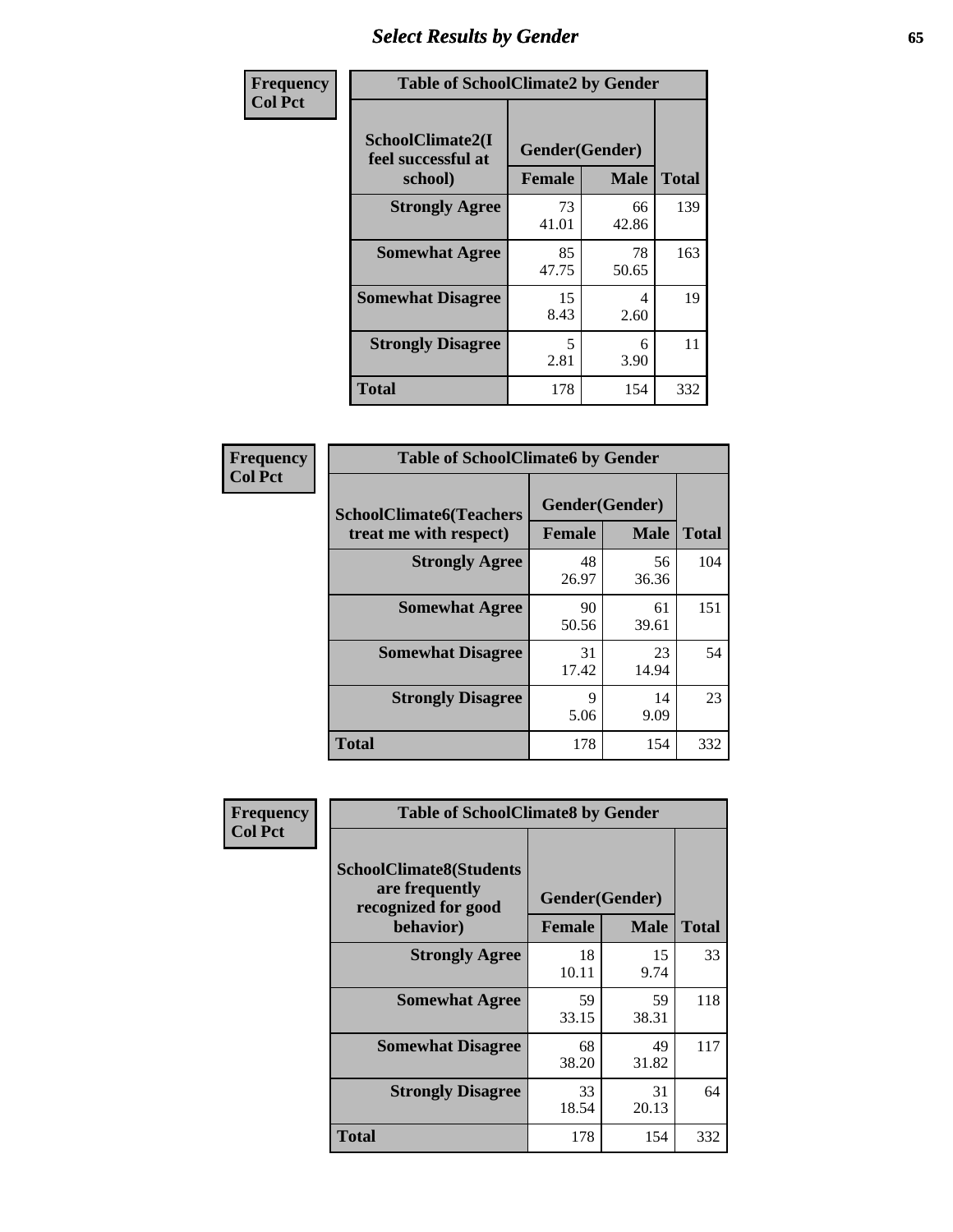## Select Results by Gender

**Frequency / Col Pct**

| Table of SchoolClimate2 by Gender | | | |
|---|---|---|---|
| SchoolClimate2(I feel successful at school) | Gender(Gender) | | |
| | Female | Male | Total |
| **Strongly Agree** | 73<br>41.01 | 66<br>42.86 | 139 |
| **Somewhat Agree** | 85<br>47.75 | 78<br>50.65 | 163 |
| **Somewhat Disagree** | 15<br>8.43 | 4<br>2.60 | 19 |
| **Strongly Disagree** | 5<br>2.81 | 6<br>3.90 | 11 |
| **Total** | 178 | 154 | 332 |

**Frequency / Col Pct**

| Table of SchoolClimate6 by Gender | | | |
|---|---|---|---|
| SchoolClimate6(Teachers treat me with respect) | Gender(Gender) | | |
| | Female | Male | Total |
| **Strongly Agree** | 48<br>26.97 | 56<br>36.36 | 104 |
| **Somewhat Agree** | 90<br>50.56 | 61<br>39.61 | 151 |
| **Somewhat Disagree** | 31<br>17.42 | 23<br>14.94 | 54 |
| **Strongly Disagree** | 9<br>5.06 | 14<br>9.09 | 23 |
| **Total** | 178 | 154 | 332 |

**Frequency / Col Pct**

| Table of SchoolClimate8 by Gender | | | |
|---|---|---|---|
| SchoolClimate8(Students are frequently recognized for good behavior) | Gender(Gender) | | |
| | Female | Male | Total |
| **Strongly Agree** | 18<br>10.11 | 15<br>9.74 | 33 |
| **Somewhat Agree** | 59<br>33.15 | 59<br>38.31 | 118 |
| **Somewhat Disagree** | 68<br>38.20 | 49<br>31.82 | 117 |
| **Strongly Disagree** | 33<br>18.54 | 31<br>20.13 | 64 |
| **Total** | 178 | 154 | 332 |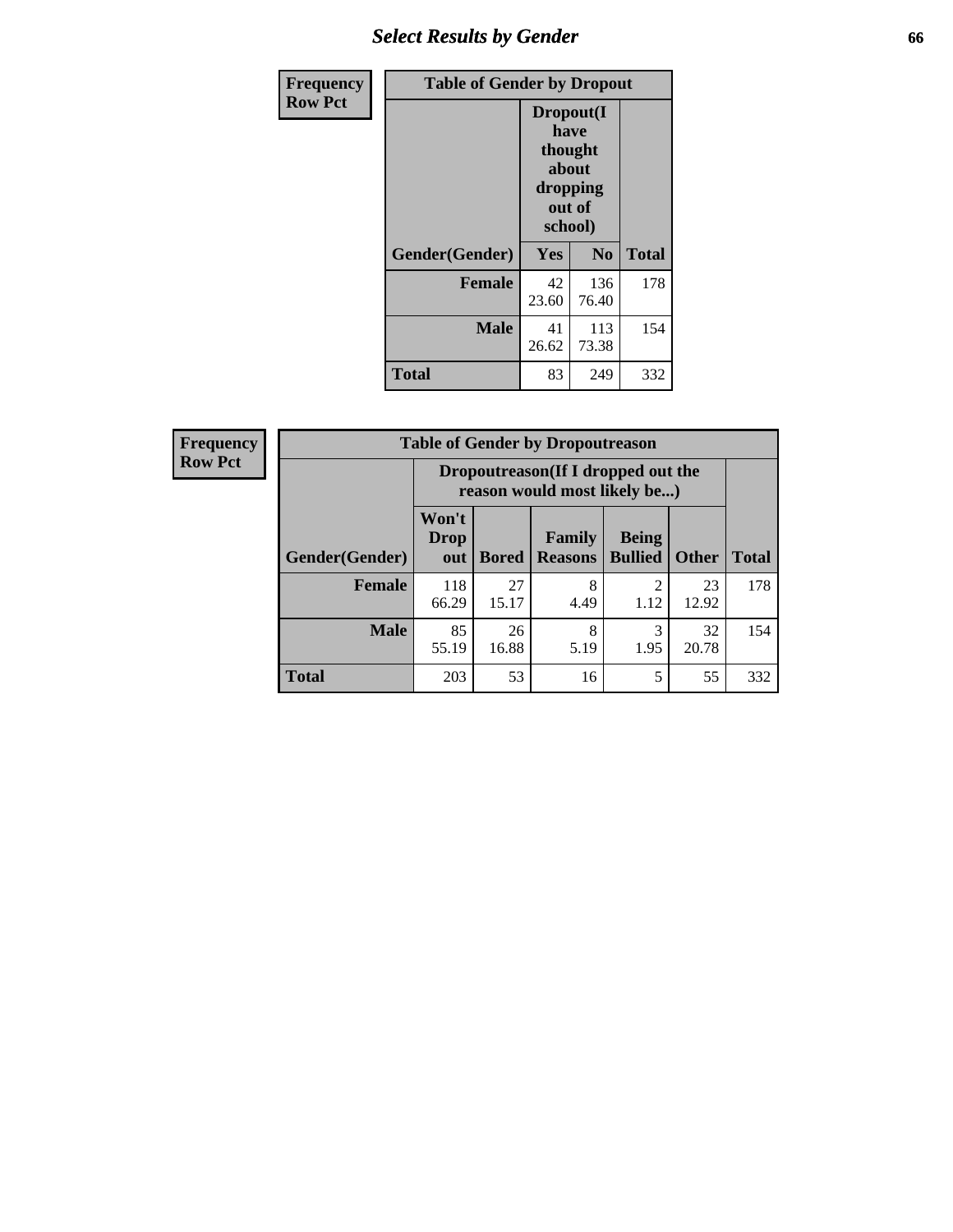| Frequency Row Pct | Table of Gender by Dropout | | |
|---|---|---|---|
| | Dropout(I have thought about dropping out of school) | | |
| Gender(Gender) | Yes | No | Total |
| Female | 42<br>23.60 | 136<br>76.40 | 178 |
| Male | 41<br>26.62 | 113<br>73.38 | 154 |
| Total | 83 | 249 | 332 |

| Frequency Row Pct | Table of Gender by Dropoutreason | | | | | |
|---|---|---|---|---|---|---|
| | Dropoutreason(If I dropped out the reason would most likely be...) | | | | | |
| Gender(Gender) | Won't Drop out | Bored | Family Reasons | Being Bullied | Other | Total |
| Female | 118<br>66.29 | 27<br>15.17 | 8<br>4.49 | 2<br>1.12 | 23<br>12.92 | 178 |
| Male | 85<br>55.19 | 26<br>16.88 | 8<br>5.19 | 3<br>1.95 | 32<br>20.78 | 154 |
| Total | 203 | 53 | 16 | 5 | 55 | 332 |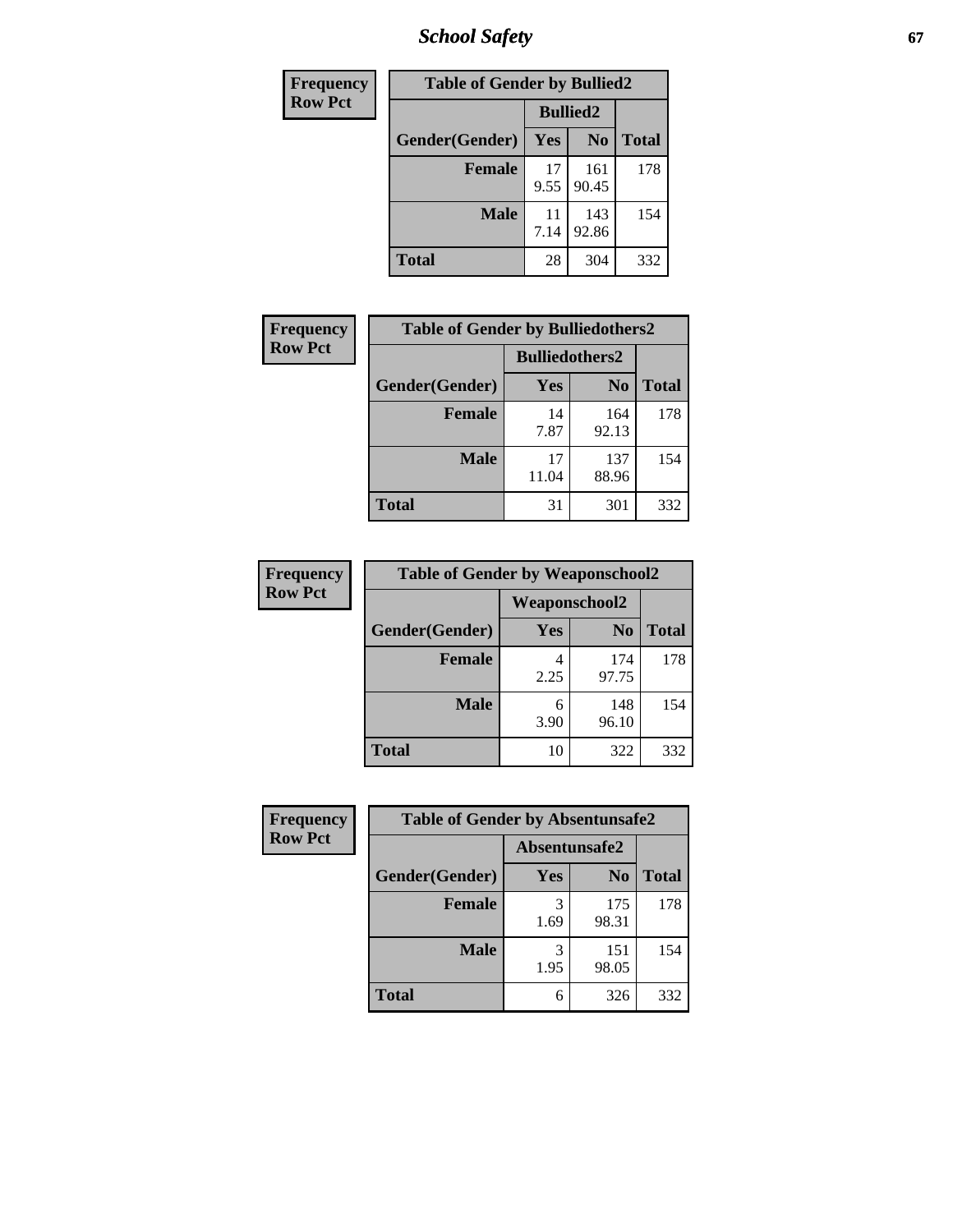| Frequency Row Pct |
|---|

| Table of Gender by Bullied2 | | | |
|---|---|---|---|
| | Bullied2 | | |
| Gender(Gender) | Yes | No | Total |
| Female | 17<br>9.55 | 161<br>90.45 | 178 |
| Male | 11<br>7.14 | 143<br>92.86 | 154 |
| Total | 28 | 304 | 332 |

| Frequency Row Pct |
|---|

| Table of Gender by Bulliedothers2 | | | |
|---|---|---|---|
| | Bulliedothers2 | | |
| Gender(Gender) | Yes | No | Total |
| Female | 14<br>7.87 | 164<br>92.13 | 178 |
| Male | 17<br>11.04 | 137<br>88.96 | 154 |
| Total | 31 | 301 | 332 |

| Frequency Row Pct |
|---|

| Table of Gender by Weaponschool2 | | | |
|---|---|---|---|
| | Weaponschool2 | | |
| Gender(Gender) | Yes | No | Total |
| Female | 4<br>2.25 | 174<br>97.75 | 178 |
| Male | 6<br>3.90 | 148<br>96.10 | 154 |
| Total | 10 | 322 | 332 |

| Frequency Row Pct |
|---|

| Table of Gender by Absentunsafe2 | | | |
|---|---|---|---|
| | Absentunsafe2 | | |
| Gender(Gender) | Yes | No | Total |
| Female | 3<br>1.69 | 175<br>98.31 | 178 |
| Male | 3<br>1.95 | 151<br>98.05 | 154 |
| Total | 6 | 326 | 332 |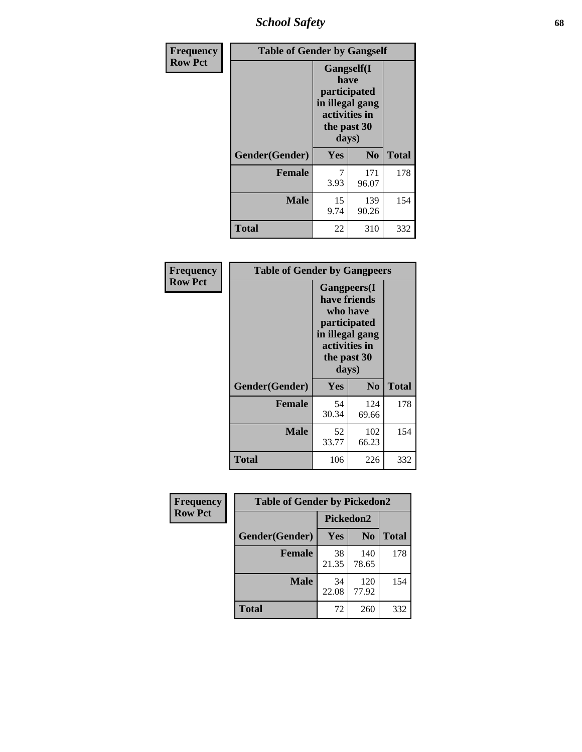## School Safety

**Frequency / Row Pct**

**Table of Gender by Gangself**

| Gender(Gender) | Gangself(I have participated in illegal gang activities in the past 30 days) | | Total |
|---|---|---|---|
| | Yes | No | |
| Female | 7<br>3.93 | 171<br>96.07 | 178 |
| Male | 15<br>9.74 | 139<br>90.26 | 154 |
| Total | 22 | 310 | 332 |

**Frequency / Row Pct**

**Table of Gender by Gangpeers**

| Gender(Gender) | Gangpeers(I have friends who have participated in illegal gang activities in the past 30 days) | | Total |
|---|---|---|---|
| | Yes | No | |
| Female | 54<br>30.34 | 124<br>69.66 | 178 |
| Male | 52<br>33.77 | 102<br>66.23 | 154 |
| Total | 106 | 226 | 332 |

**Frequency / Row Pct**

**Table of Gender by Pickedon2**

| Gender(Gender) | Pickedon2 | | Total |
|---|---|---|---|
| | Yes | No | |
| Female | 38<br>21.35 | 140<br>78.65 | 178 |
| Male | 34<br>22.08 | 120<br>77.92 | 154 |
| Total | 72 | 260 | 332 |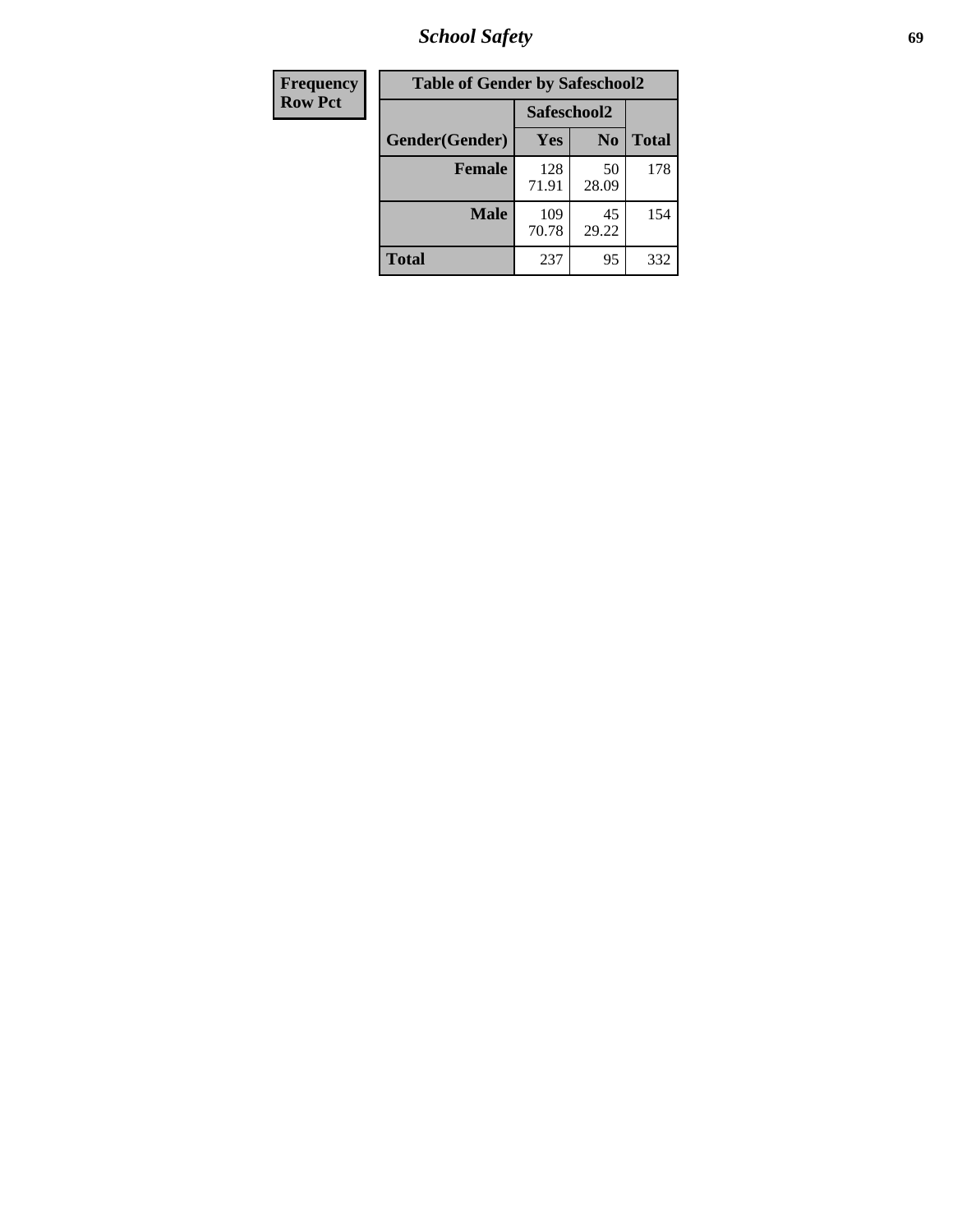| Frequency Row Pct | Table of Gender by Safeschool2 | | |
|---|---|---|---|
| | Safeschool2 | | |
| Gender(Gender) | Yes | No | Total |
| **Female** | 128<br>71.91 | 50<br>28.09 | 178 |
| **Male** | 109<br>70.78 | 45<br>29.22 | 154 |
| **Total** | 237 | 95 | 332 |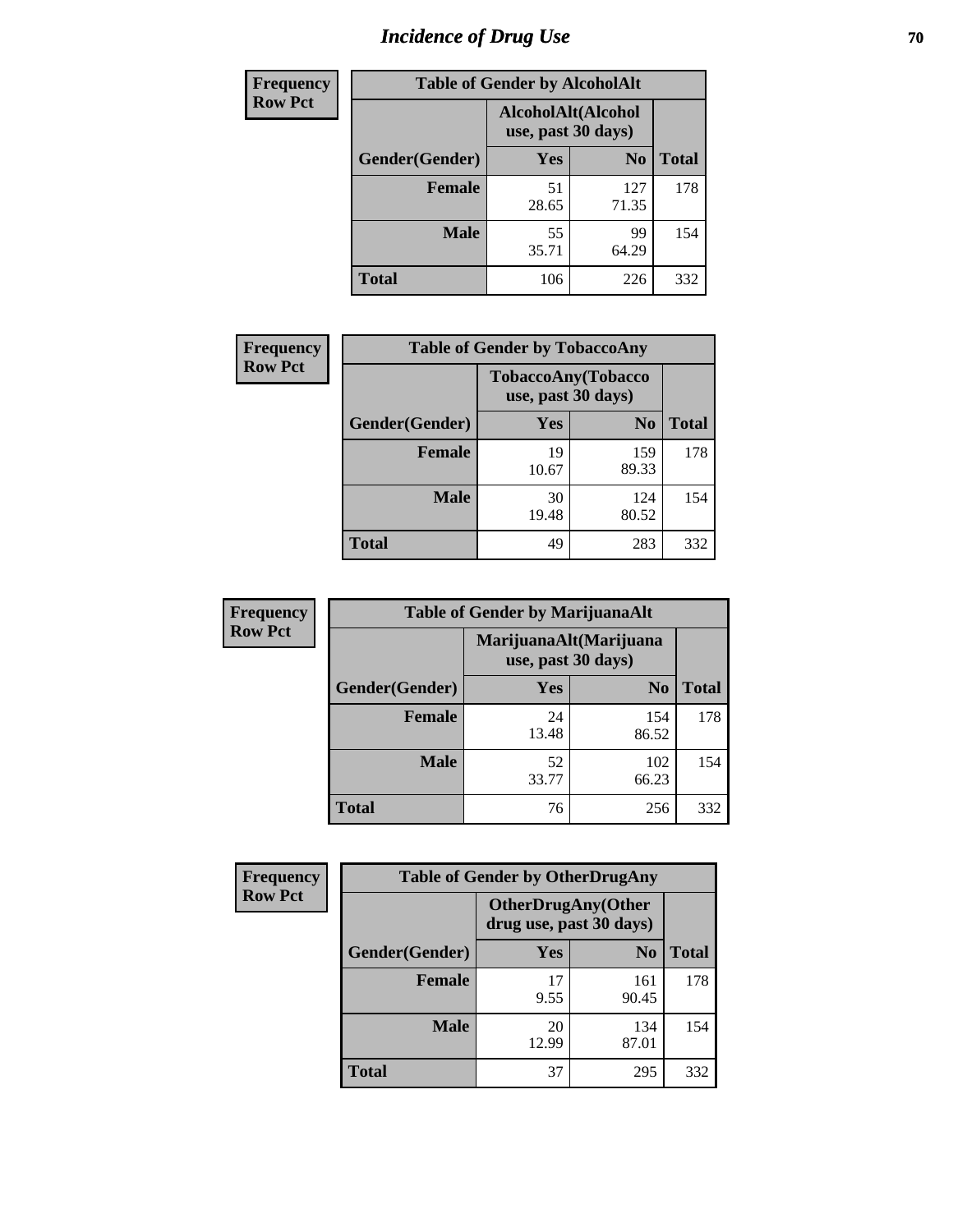# Incidence of Drug Use

**Frequency**
**Row Pct**

| Table of Gender by AlcoholAlt | | | |
|---|---|---|---|
| | AlcoholAlt(Alcohol use, past 30 days) | | |
| Gender(Gender) | Yes | No | Total |
| Female | 51<br>28.65 | 127<br>71.35 | 178 |
| Male | 55<br>35.71 | 99<br>64.29 | 154 |
| Total | 106 | 226 | 332 |

**Frequency**
**Row Pct**

| Table of Gender by TobaccoAny | | | |
|---|---|---|---|
| | TobaccoAny(Tobacco use, past 30 days) | | |
| Gender(Gender) | Yes | No | Total |
| Female | 19<br>10.67 | 159<br>89.33 | 178 |
| Male | 30<br>19.48 | 124<br>80.52 | 154 |
| Total | 49 | 283 | 332 |

**Frequency**
**Row Pct**

| Table of Gender by MarijuanaAlt | | | |
|---|---|---|---|
| | MarijuanaAlt(Marijuana use, past 30 days) | | |
| Gender(Gender) | Yes | No | Total |
| Female | 24<br>13.48 | 154<br>86.52 | 178 |
| Male | 52<br>33.77 | 102<br>66.23 | 154 |
| Total | 76 | 256 | 332 |

**Frequency**
**Row Pct**

| Table of Gender by OtherDrugAny | | | |
|---|---|---|---|
| | OtherDrugAny(Other drug use, past 30 days) | | |
| Gender(Gender) | Yes | No | Total |
| Female | 17<br>9.55 | 161<br>90.45 | 178 |
| Male | 20<br>12.99 | 134<br>87.01 | 154 |
| Total | 37 | 295 | 332 |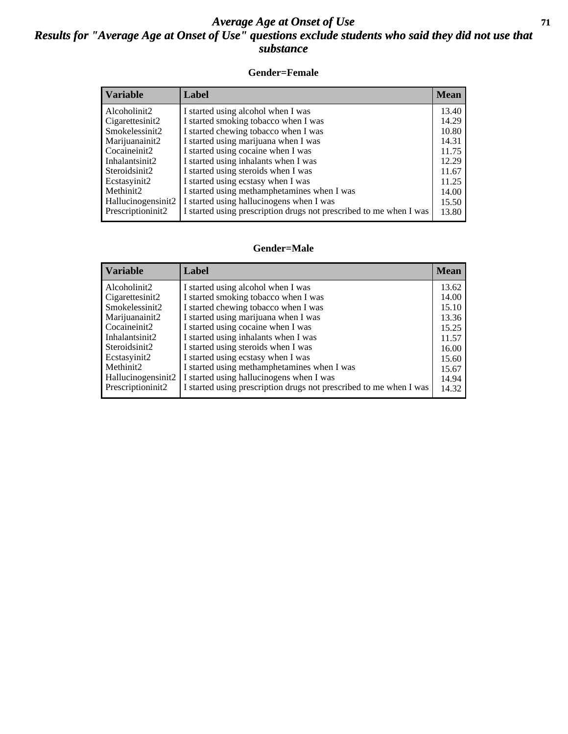# *Average Age at Onset of Use*

## *Results for "Average Age at Onset of Use" questions exclude students who said they did not use that substance*

### Gender=Female

| Variable | Label | Mean |
|---|---|---|
| Alcoholinit2 | I started using alcohol when I was | 13.40 |
| Cigarettesinit2 | I started smoking tobacco when I was | 14.29 |
| Smokelessinit2 | I started chewing tobacco when I was | 10.80 |
| Marijuanainit2 | I started using marijuana when I was | 14.31 |
| Cocaineinit2 | I started using cocaine when I was | 11.75 |
| Inhalantsinit2 | I started using inhalants when I was | 12.29 |
| Steroidsinit2 | I started using steroids when I was | 11.67 |
| Ecstasyinit2 | I started using ecstasy when I was | 11.25 |
| Methinit2 | I started using methamphetamines when I was | 14.00 |
| Hallucinogensinit2 | I started using hallucinogens when I was | 15.50 |
| Prescriptioninit2 | I started using prescription drugs not prescribed to me when I was | 13.80 |

### Gender=Male

| Variable | Label | Mean |
|---|---|---|
| Alcoholinit2 | I started using alcohol when I was | 13.62 |
| Cigarettesinit2 | I started smoking tobacco when I was | 14.00 |
| Smokelessinit2 | I started chewing tobacco when I was | 15.10 |
| Marijuanainit2 | I started using marijuana when I was | 13.36 |
| Cocaineinit2 | I started using cocaine when I was | 15.25 |
| Inhalantsinit2 | I started using inhalants when I was | 11.57 |
| Steroidsinit2 | I started using steroids when I was | 16.00 |
| Ecstasyinit2 | I started using ecstasy when I was | 15.60 |
| Methinit2 | I started using methamphetamines when I was | 15.67 |
| Hallucinogensinit2 | I started using hallucinogens when I was | 14.94 |
| Prescriptioninit2 | I started using prescription drugs not prescribed to me when I was | 14.32 |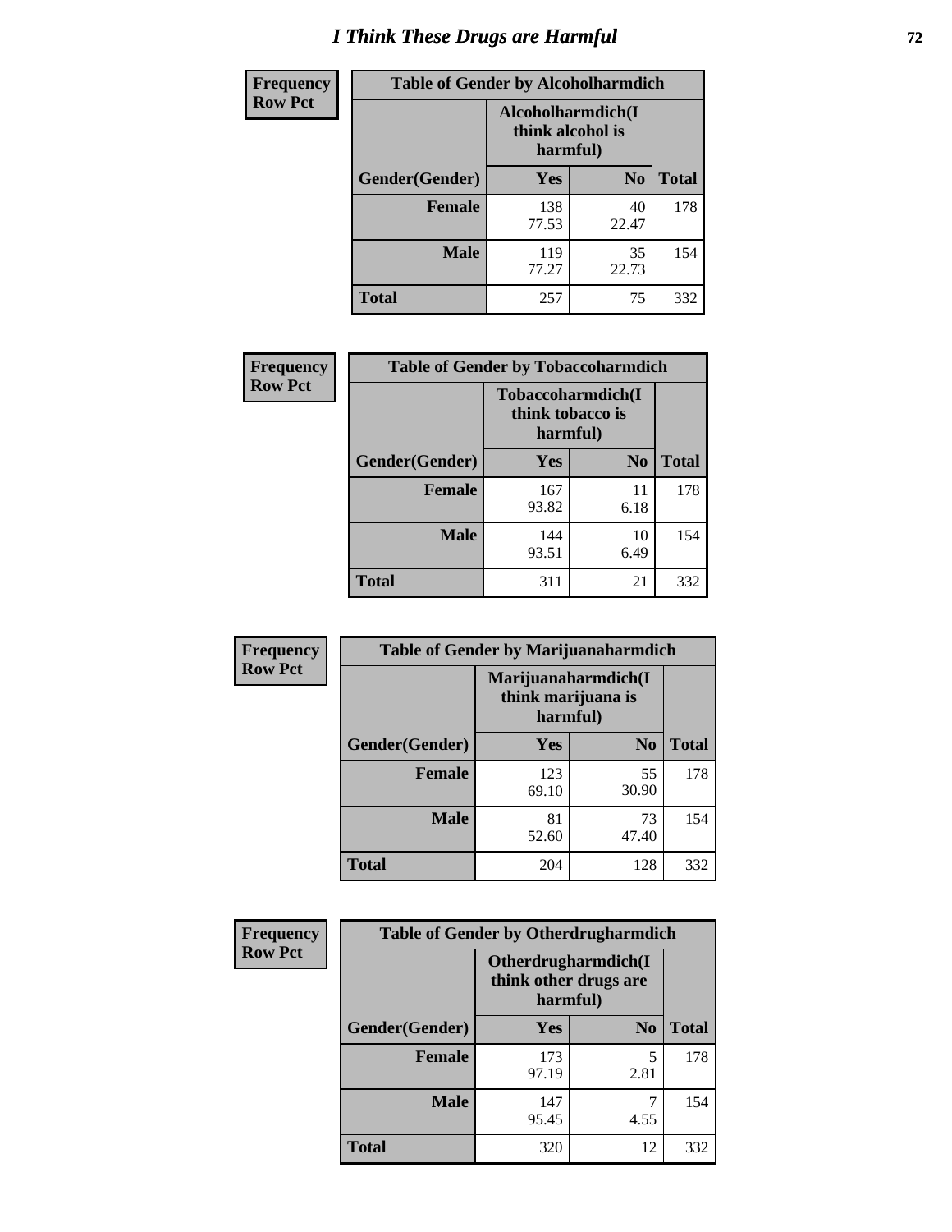# I Think These Drugs are Harmful

| Frequency Row Pct | Table of Gender by Alcoholharmdich | | |
|---|---|---|---|
| | Alcoholharmdich(I think alcohol is harmful) | | |
| Gender(Gender) | Yes | No | Total |
| Female | 138<br>77.53 | 40<br>22.47 | 178 |
| Male | 119<br>77.27 | 35<br>22.73 | 154 |
| Total | 257 | 75 | 332 |

| Frequency Row Pct | Table of Gender by Tobaccoharmdich | | |
|---|---|---|---|
| | Tobaccoharmdich(I think tobacco is harmful) | | |
| Gender(Gender) | Yes | No | Total |
| Female | 167<br>93.82 | 11<br>6.18 | 178 |
| Male | 144<br>93.51 | 10<br>6.49 | 154 |
| Total | 311 | 21 | 332 |

| Frequency Row Pct | Table of Gender by Marijuanaharmdich | | |
|---|---|---|---|
| | Marijuanaharmdich(I think marijuana is harmful) | | |
| Gender(Gender) | Yes | No | Total |
| Female | 123<br>69.10 | 55<br>30.90 | 178 |
| Male | 81<br>52.60 | 73<br>47.40 | 154 |
| Total | 204 | 128 | 332 |

| Frequency Row Pct | Table of Gender by Otherdrugharmdich | | |
|---|---|---|---|
| | Otherdrugharmdich(I think other drugs are harmful) | | |
| Gender(Gender) | Yes | No | Total |
| Female | 173<br>97.19 | 5<br>2.81 | 178 |
| Male | 147<br>95.45 | 7<br>4.55 | 154 |
| Total | 320 | 12 | 332 |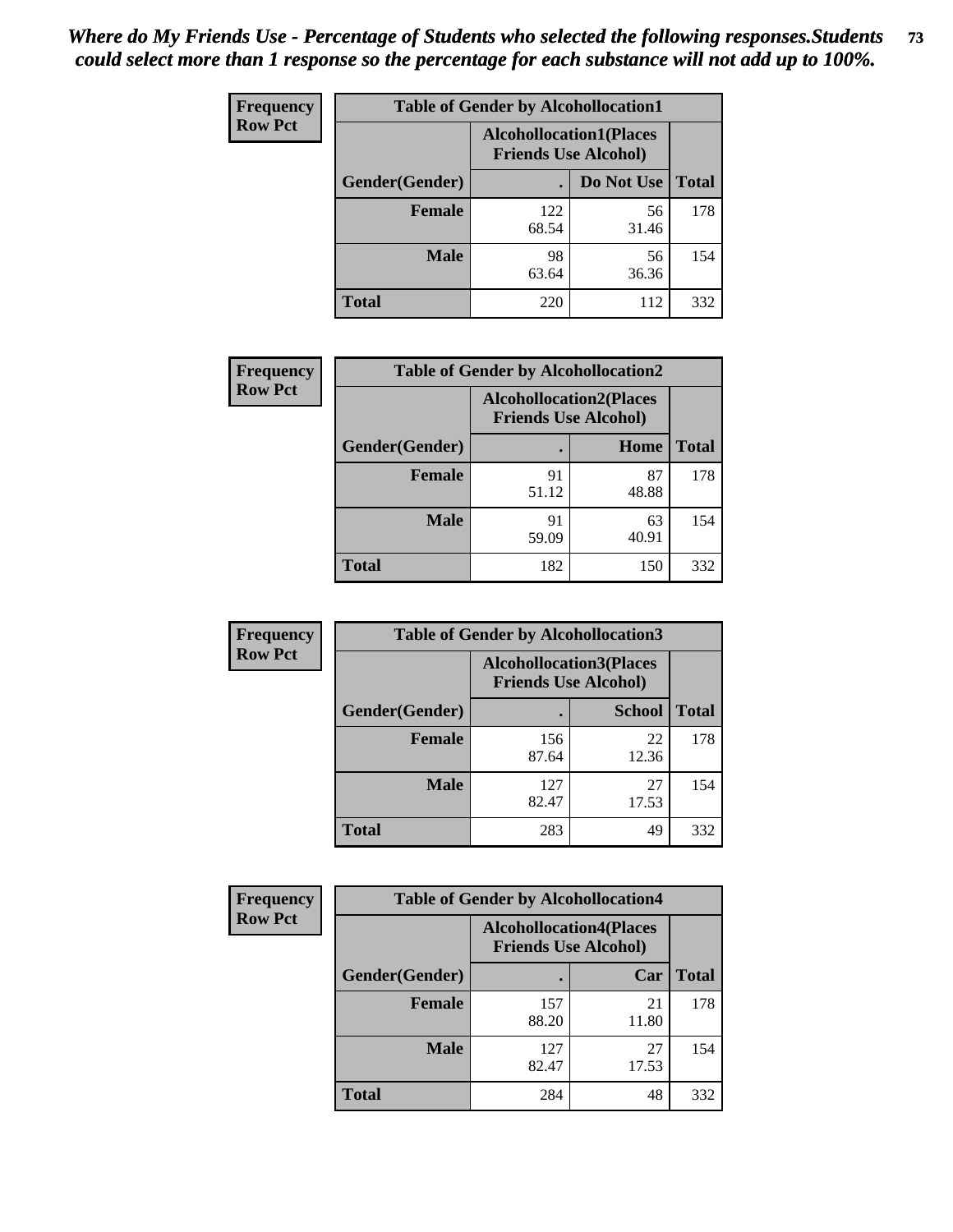*Where do My Friends Use - Percentage of Students who selected the following responses.Students could select more than 1 response so the percentage for each substance will not add up to 100%.*

**Frequency**
**Row Pct**

| Table of Gender by Alcohollocation1 | | | |
|---|---|---|---|
| | Alcohollocation1(Places Friends Use Alcohol) | | |
| Gender(Gender) | . | Do Not Use | Total |
| **Female** | 122<br>68.54 | 56<br>31.46 | 178 |
| **Male** | 98<br>63.64 | 56<br>36.36 | 154 |
| **Total** | 220 | 112 | 332 |

**Frequency**
**Row Pct**

| Table of Gender by Alcohollocation2 | | | |
|---|---|---|---|
| | Alcohollocation2(Places Friends Use Alcohol) | | |
| Gender(Gender) | . | Home | Total |
| **Female** | 91<br>51.12 | 87<br>48.88 | 178 |
| **Male** | 91<br>59.09 | 63<br>40.91 | 154 |
| **Total** | 182 | 150 | 332 |

**Frequency**
**Row Pct**

| Table of Gender by Alcohollocation3 | | | |
|---|---|---|---|
| | Alcohollocation3(Places Friends Use Alcohol) | | |
| Gender(Gender) | . | School | Total |
| **Female** | 156<br>87.64 | 22<br>12.36 | 178 |
| **Male** | 127<br>82.47 | 27<br>17.53 | 154 |
| **Total** | 283 | 49 | 332 |

**Frequency**
**Row Pct**

| Table of Gender by Alcohollocation4 | | | |
|---|---|---|---|
| | Alcohollocation4(Places Friends Use Alcohol) | | |
| Gender(Gender) | . | Car | Total |
| **Female** | 157<br>88.20 | 21<br>11.80 | 178 |
| **Male** | 127<br>82.47 | 27<br>17.53 | 154 |
| **Total** | 284 | 48 | 332 |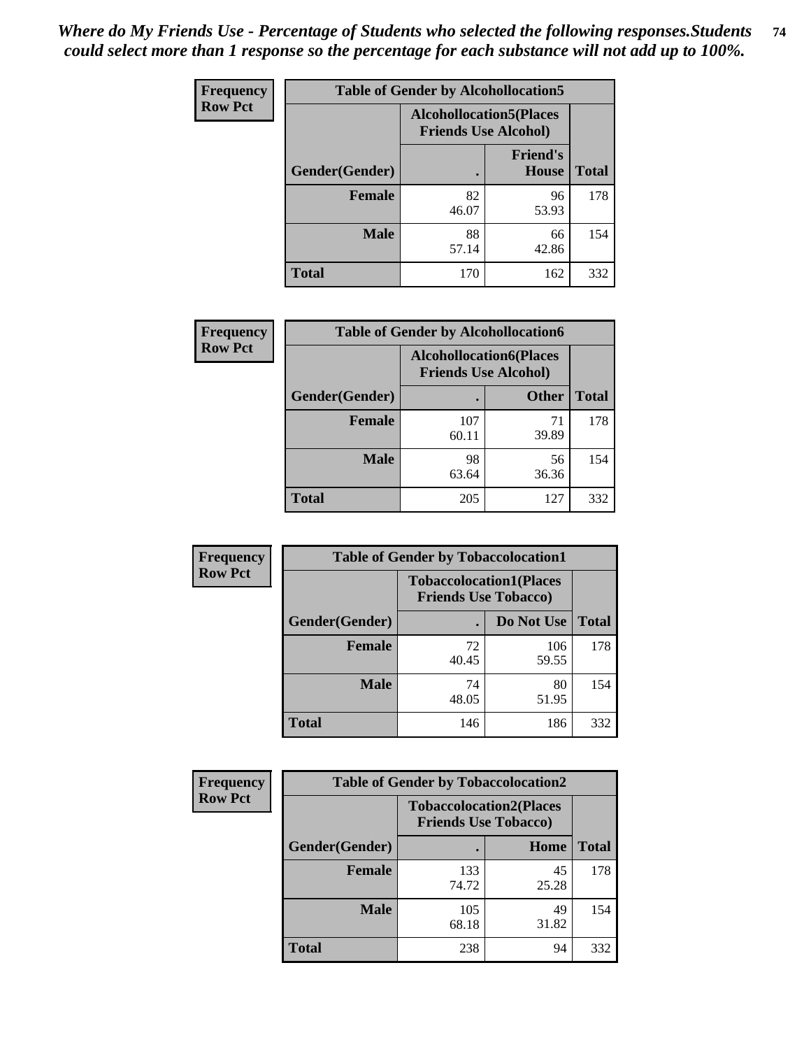*Where do My Friends Use - Percentage of Students who selected the following responses.Students could select more than 1 response so the percentage for each substance will not add up to 100%.*

**Frequency**
**Row Pct**

| Table of Gender by Alcohollocation5 | | | |
|---|---|---|---|
| | Alcohollocation5(Places Friends Use Alcohol) | | |
| Gender(Gender) | . | Friend's House | Total |
| **Female** | 82<br>46.07 | 96<br>53.93 | 178 |
| **Male** | 88<br>57.14 | 66<br>42.86 | 154 |
| **Total** | 170 | 162 | 332 |

**Frequency**
**Row Pct**

| Table of Gender by Alcohollocation6 | | | |
|---|---|---|---|
| | Alcohollocation6(Places Friends Use Alcohol) | | |
| Gender(Gender) | . | Other | Total |
| **Female** | 107<br>60.11 | 71<br>39.89 | 178 |
| **Male** | 98<br>63.64 | 56<br>36.36 | 154 |
| **Total** | 205 | 127 | 332 |

**Frequency**
**Row Pct**

| Table of Gender by Tobaccolocation1 | | | |
|---|---|---|---|
| | Tobaccolocation1(Places Friends Use Tobacco) | | |
| Gender(Gender) | . | Do Not Use | Total |
| **Female** | 72<br>40.45 | 106<br>59.55 | 178 |
| **Male** | 74<br>48.05 | 80<br>51.95 | 154 |
| **Total** | 146 | 186 | 332 |

**Frequency**
**Row Pct**

| Table of Gender by Tobaccolocation2 | | | |
|---|---|---|---|
| | Tobaccolocation2(Places Friends Use Tobacco) | | |
| Gender(Gender) | . | Home | Total |
| **Female** | 133<br>74.72 | 45<br>25.28 | 178 |
| **Male** | 105<br>68.18 | 49<br>31.82 | 154 |
| **Total** | 238 | 94 | 332 |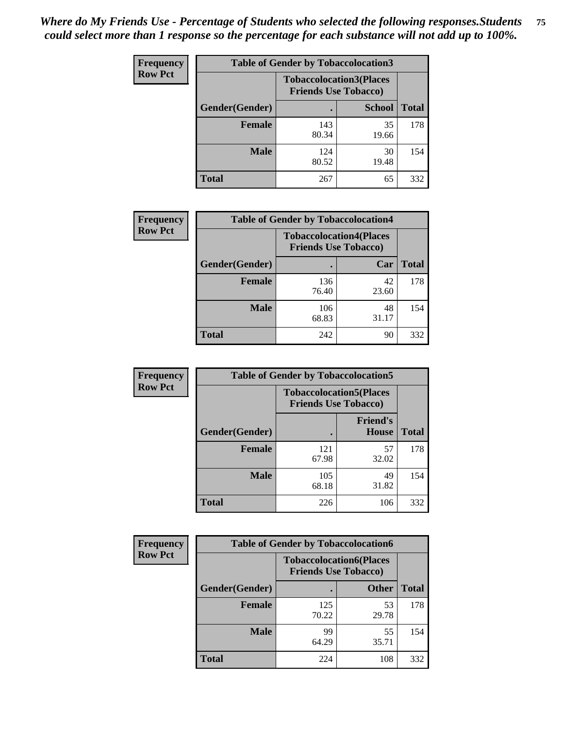*Where do My Friends Use - Percentage of Students who selected the following responses.Students could select more than 1 response so the percentage for each substance will not add up to 100%.*

**Frequency**
**Row Pct**

| Table of Gender by Tobaccolocation3 | | | |
|---|---|---|---|
| | Tobaccolocation3(Places Friends Use Tobacco) | | |
| Gender(Gender) | . | School | Total |
| Female | 143<br>80.34 | 35<br>19.66 | 178 |
| Male | 124<br>80.52 | 30<br>19.48 | 154 |
| Total | 267 | 65 | 332 |

**Frequency**
**Row Pct**

| Table of Gender by Tobaccolocation4 | | | |
|---|---|---|---|
| | Tobaccolocation4(Places Friends Use Tobacco) | | |
| Gender(Gender) | . | Car | Total |
| Female | 136<br>76.40 | 42<br>23.60 | 178 |
| Male | 106<br>68.83 | 48<br>31.17 | 154 |
| Total | 242 | 90 | 332 |

**Frequency**
**Row Pct**

| Table of Gender by Tobaccolocation5 | | | |
|---|---|---|---|
| | Tobaccolocation5(Places Friends Use Tobacco) | | |
| Gender(Gender) | . | Friend's House | Total |
| Female | 121<br>67.98 | 57<br>32.02 | 178 |
| Male | 105<br>68.18 | 49<br>31.82 | 154 |
| Total | 226 | 106 | 332 |

**Frequency**
**Row Pct**

| Table of Gender by Tobaccolocation6 | | | |
|---|---|---|---|
| | Tobaccolocation6(Places Friends Use Tobacco) | | |
| Gender(Gender) | . | Other | Total |
| Female | 125<br>70.22 | 53<br>29.78 | 178 |
| Male | 99<br>64.29 | 55<br>35.71 | 154 |
| Total | 224 | 108 | 332 |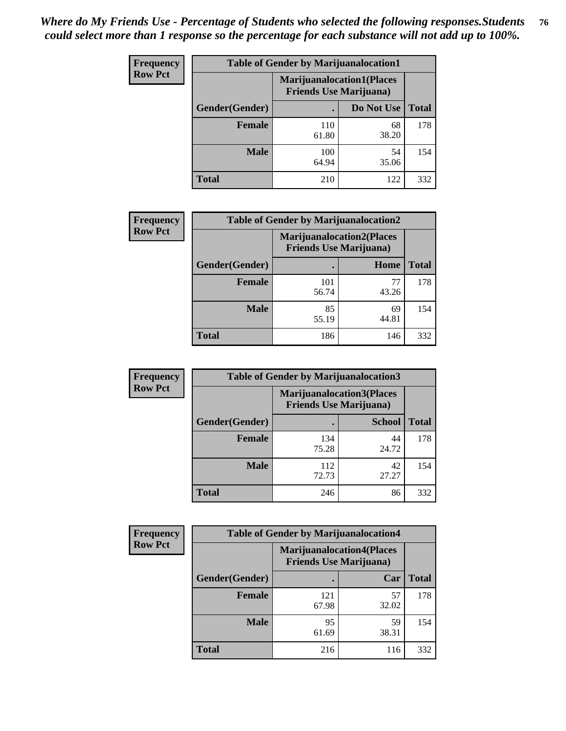*Where do My Friends Use - Percentage of Students who selected the following responses.Students could select more than 1 response so the percentage for each substance will not add up to 100%.*

**Frequency Row Pct**

| Table of Gender by Marijuanalocation1 | | | |
|---|---|---|---|
| | Marijuanalocation1(Places Friends Use Marijuana) | | |
| Gender(Gender) | . | Do Not Use | Total |
| Female | 110<br>61.80 | 68<br>38.20 | 178 |
| Male | 100<br>64.94 | 54<br>35.06 | 154 |
| Total | 210 | 122 | 332 |

**Frequency Row Pct**

| Table of Gender by Marijuanalocation2 | | | |
|---|---|---|---|
| | Marijuanalocation2(Places Friends Use Marijuana) | | |
| Gender(Gender) | . | Home | Total |
| Female | 101<br>56.74 | 77<br>43.26 | 178 |
| Male | 85<br>55.19 | 69<br>44.81 | 154 |
| Total | 186 | 146 | 332 |

**Frequency Row Pct**

| Table of Gender by Marijuanalocation3 | | | |
|---|---|---|---|
| | Marijuanalocation3(Places Friends Use Marijuana) | | |
| Gender(Gender) | . | School | Total |
| Female | 134<br>75.28 | 44<br>24.72 | 178 |
| Male | 112<br>72.73 | 42<br>27.27 | 154 |
| Total | 246 | 86 | 332 |

**Frequency Row Pct**

| Table of Gender by Marijuanalocation4 | | | |
|---|---|---|---|
| | Marijuanalocation4(Places Friends Use Marijuana) | | |
| Gender(Gender) | . | Car | Total |
| Female | 121<br>67.98 | 57<br>32.02 | 178 |
| Male | 95<br>61.69 | 59<br>38.31 | 154 |
| Total | 216 | 116 | 332 |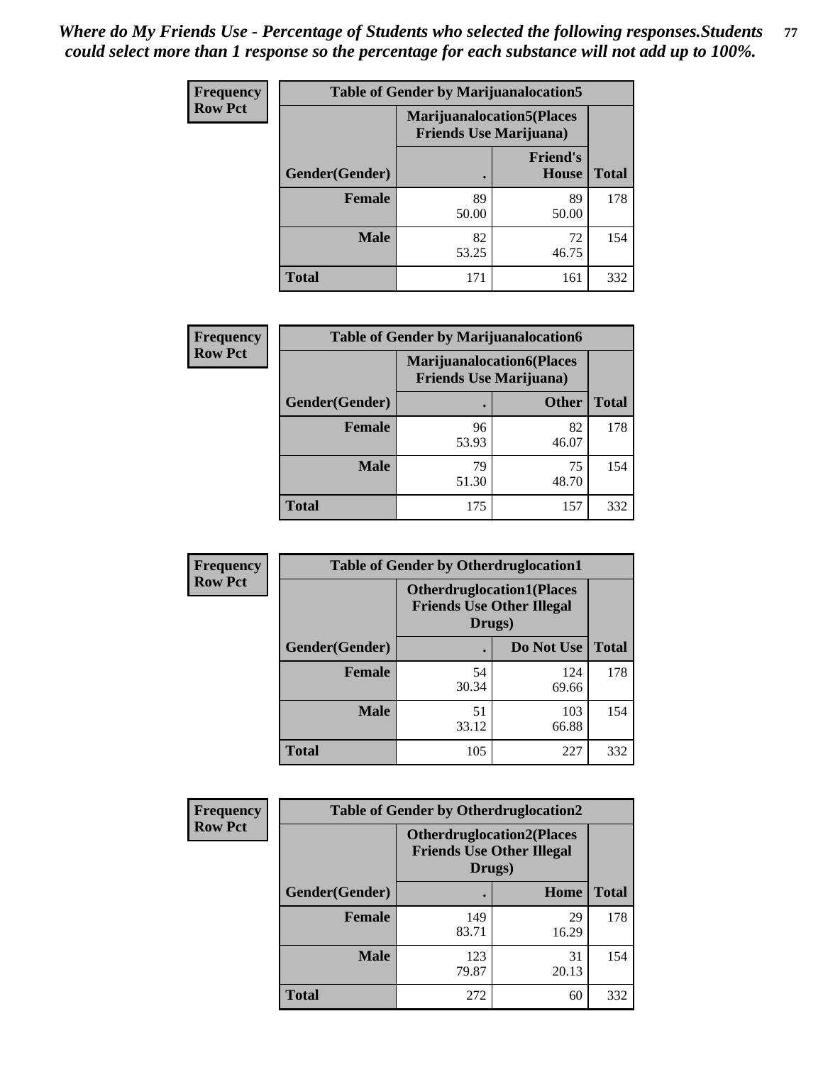*Where do My Friends Use - Percentage of Students who selected the following responses.Students could select more than 1 response so the percentage for each substance will not add up to 100%.*

**Frequency Row Pct**

| Table of Gender by Marijuanalocation5 | | | |
|---|---|---|---|
| | Marijuanalocation5(Places Friends Use Marijuana) | | |
| Gender(Gender) | . | Friend's House | Total |
| **Female** | 89<br>50.00 | 89<br>50.00 | 178 |
| **Male** | 82<br>53.25 | 72<br>46.75 | 154 |
| **Total** | 171 | 161 | 332 |

**Frequency Row Pct**

| Table of Gender by Marijuanalocation6 | | | |
|---|---|---|---|
| | Marijuanalocation6(Places Friends Use Marijuana) | | |
| Gender(Gender) | . | Other | Total |
| **Female** | 96<br>53.93 | 82<br>46.07 | 178 |
| **Male** | 79<br>51.30 | 75<br>48.70 | 154 |
| **Total** | 175 | 157 | 332 |

**Frequency Row Pct**

| Table of Gender by Otherdruglocation1 | | | |
|---|---|---|---|
| | Otherdruglocation1(Places Friends Use Other Illegal Drugs) | | |
| Gender(Gender) | . | Do Not Use | Total |
| **Female** | 54<br>30.34 | 124<br>69.66 | 178 |
| **Male** | 51<br>33.12 | 103<br>66.88 | 154 |
| **Total** | 105 | 227 | 332 |

**Frequency Row Pct**

| Table of Gender by Otherdruglocation2 | | | |
|---|---|---|---|
| | Otherdruglocation2(Places Friends Use Other Illegal Drugs) | | |
| Gender(Gender) | . | Home | Total |
| **Female** | 149<br>83.71 | 29<br>16.29 | 178 |
| **Male** | 123<br>79.87 | 31<br>20.13 | 154 |
| **Total** | 272 | 60 | 332 |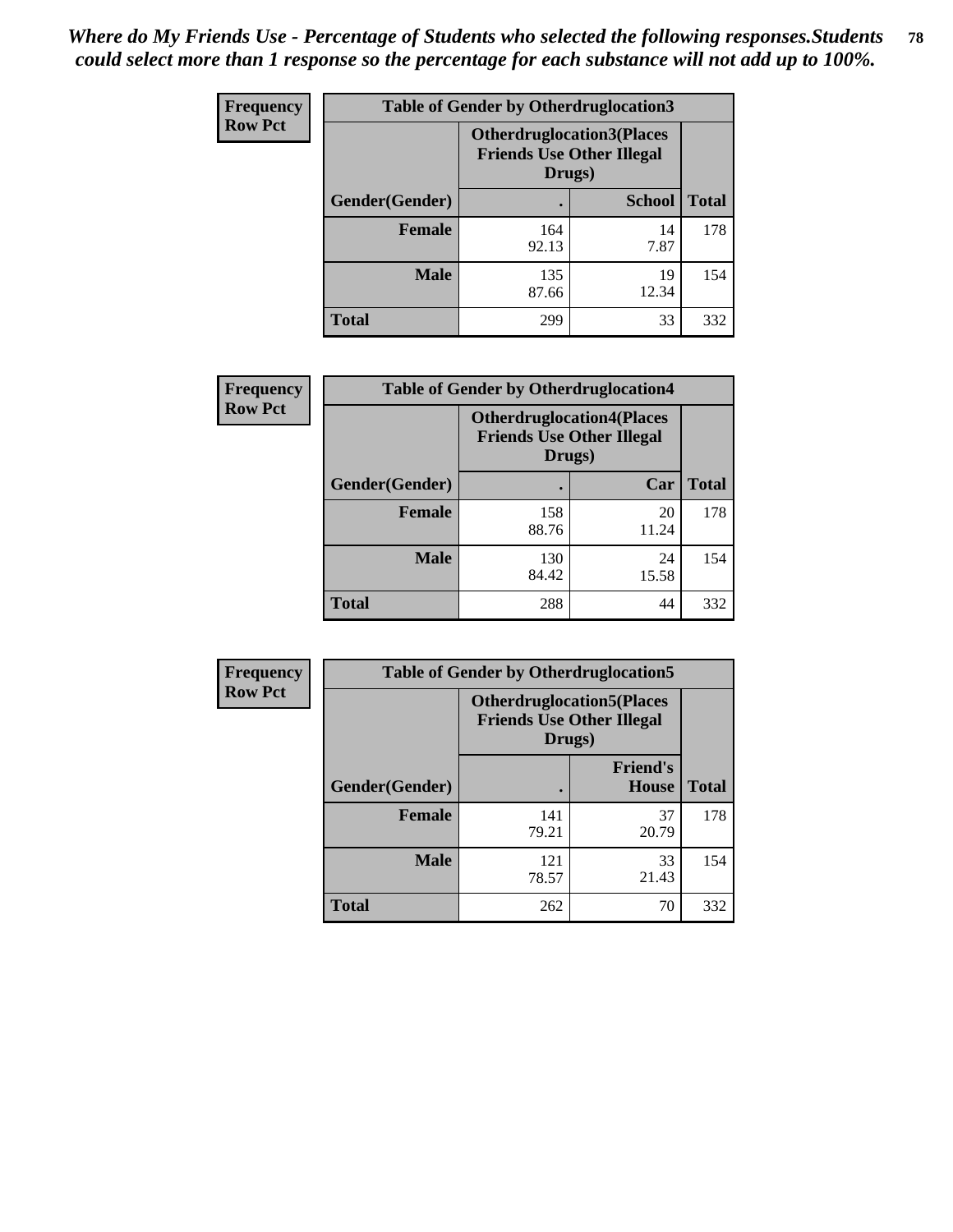*Where do My Friends Use - Percentage of Students who selected the following responses.Students could select more than 1 response so the percentage for each substance will not add up to 100%.*

**Frequency Row Pct**

| Table of Gender by Otherdruglocation3 | | | |
|---|---|---|---|
| | Otherdruglocation3(Places Friends Use Other Illegal Drugs) | | |
| Gender(Gender) | . | School | Total |
| Female | 164<br>92.13 | 14<br>7.87 | 178 |
| Male | 135<br>87.66 | 19<br>12.34 | 154 |
| Total | 299 | 33 | 332 |

**Frequency Row Pct**

| Table of Gender by Otherdruglocation4 | | | |
|---|---|---|---|
| | Otherdruglocation4(Places Friends Use Other Illegal Drugs) | | |
| Gender(Gender) | . | Car | Total |
| Female | 158<br>88.76 | 20<br>11.24 | 178 |
| Male | 130<br>84.42 | 24<br>15.58 | 154 |
| Total | 288 | 44 | 332 |

**Frequency Row Pct**

| Table of Gender by Otherdruglocation5 | | | |
|---|---|---|---|
| | Otherdruglocation5(Places Friends Use Other Illegal Drugs) | | |
| Gender(Gender) | . | Friend's House | Total |
| Female | 141<br>79.21 | 37<br>20.79 | 178 |
| Male | 121<br>78.57 | 33<br>21.43 | 154 |
| Total | 262 | 70 | 332 |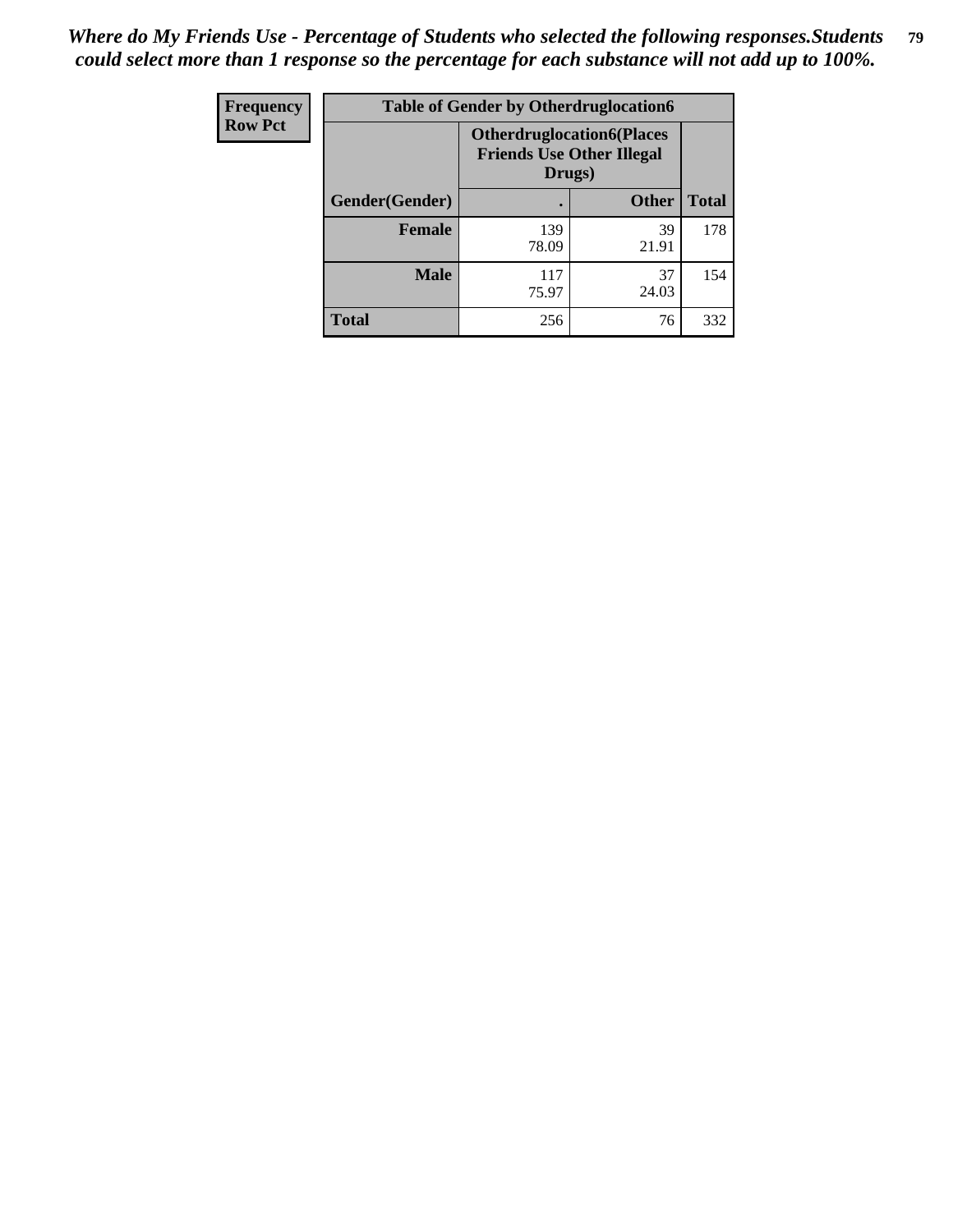*Where do My Friends Use - Percentage of Students who selected the following responses.Students could select more than 1 response so the percentage for each substance will not add up to 100%.*

| Frequency Row Pct | Table of Gender by Otherdruglocation6 | | |
|---|---|---|---|
| | Otherdruglocation6(Places Friends Use Other Illegal Drugs) | | |
| Gender(Gender) | . | Other | Total |
| Female | 139<br>78.09 | 39<br>21.91 | 178 |
| Male | 117<br>75.97 | 37<br>24.03 | 154 |
| Total | 256 | 76 | 332 |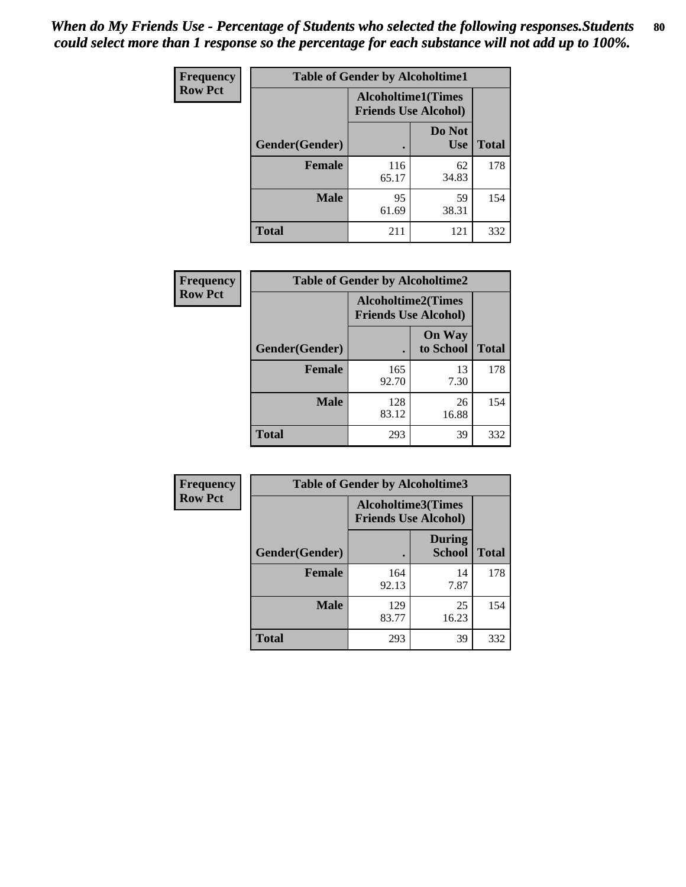*When do My Friends Use - Percentage of Students who selected the following responses.Students could select more than 1 response so the percentage for each substance will not add up to 100%.*

| Frequency Row Pct | Table of Gender by Alcoholtime1 | | |
|---|---|---|---|
| | Alcoholtime1(Times Friends Use Alcohol) | | |
| Gender(Gender) | . | Do Not Use | Total |
| Female | 116<br>65.17 | 62<br>34.83 | 178 |
| Male | 95<br>61.69 | 59<br>38.31 | 154 |
| Total | 211 | 121 | 332 |

| Frequency Row Pct | Table of Gender by Alcoholtime2 | | |
|---|---|---|---|
| | Alcoholtime2(Times Friends Use Alcohol) | | |
| Gender(Gender) | . | On Way to School | Total |
| Female | 165<br>92.70 | 13<br>7.30 | 178 |
| Male | 128<br>83.12 | 26<br>16.88 | 154 |
| Total | 293 | 39 | 332 |

| Frequency Row Pct | Table of Gender by Alcoholtime3 | | |
|---|---|---|---|
| | Alcoholtime3(Times Friends Use Alcohol) | | |
| Gender(Gender) | . | During School | Total |
| Female | 164<br>92.13 | 14<br>7.87 | 178 |
| Male | 129<br>83.77 | 25<br>16.23 | 154 |
| Total | 293 | 39 | 332 |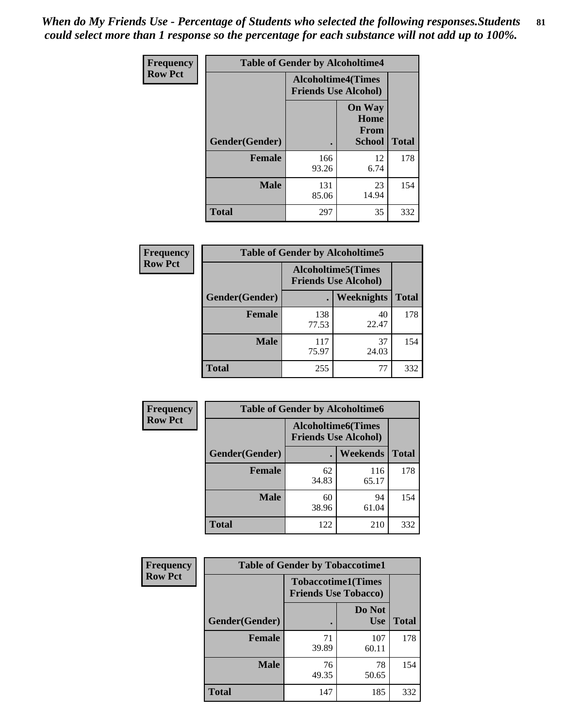*When do My Friends Use - Percentage of Students who selected the following responses.Students could select more than 1 response so the percentage for each substance will not add up to 100%.*

**Frequency Row Pct**

| Table of Gender by Alcoholtime4 | | | |
|---|---|---|---|
| | Alcoholtime4(Times Friends Use Alcohol) | | |
| Gender(Gender) | . | On Way Home From School | Total |
| **Female** | 166<br>93.26 | 12<br>6.74 | 178 |
| **Male** | 131<br>85.06 | 23<br>14.94 | 154 |
| **Total** | 297 | 35 | 332 |

**Frequency Row Pct**

| Table of Gender by Alcoholtime5 | | | |
|---|---|---|---|
| | Alcoholtime5(Times Friends Use Alcohol) | | |
| Gender(Gender) | . | Weeknights | Total |
| **Female** | 138<br>77.53 | 40<br>22.47 | 178 |
| **Male** | 117<br>75.97 | 37<br>24.03 | 154 |
| **Total** | 255 | 77 | 332 |

**Frequency Row Pct**

| Table of Gender by Alcoholtime6 | | | |
|---|---|---|---|
| | Alcoholtime6(Times Friends Use Alcohol) | | |
| Gender(Gender) | . | Weekends | Total |
| **Female** | 62<br>34.83 | 116<br>65.17 | 178 |
| **Male** | 60<br>38.96 | 94<br>61.04 | 154 |
| **Total** | 122 | 210 | 332 |

**Frequency Row Pct**

| Table of Gender by Tobaccotime1 | | | |
|---|---|---|---|
| | Tobaccotime1(Times Friends Use Tobacco) | | |
| Gender(Gender) | . | Do Not Use | Total |
| **Female** | 71<br>39.89 | 107<br>60.11 | 178 |
| **Male** | 76<br>49.35 | 78<br>50.65 | 154 |
| **Total** | 147 | 185 | 332 |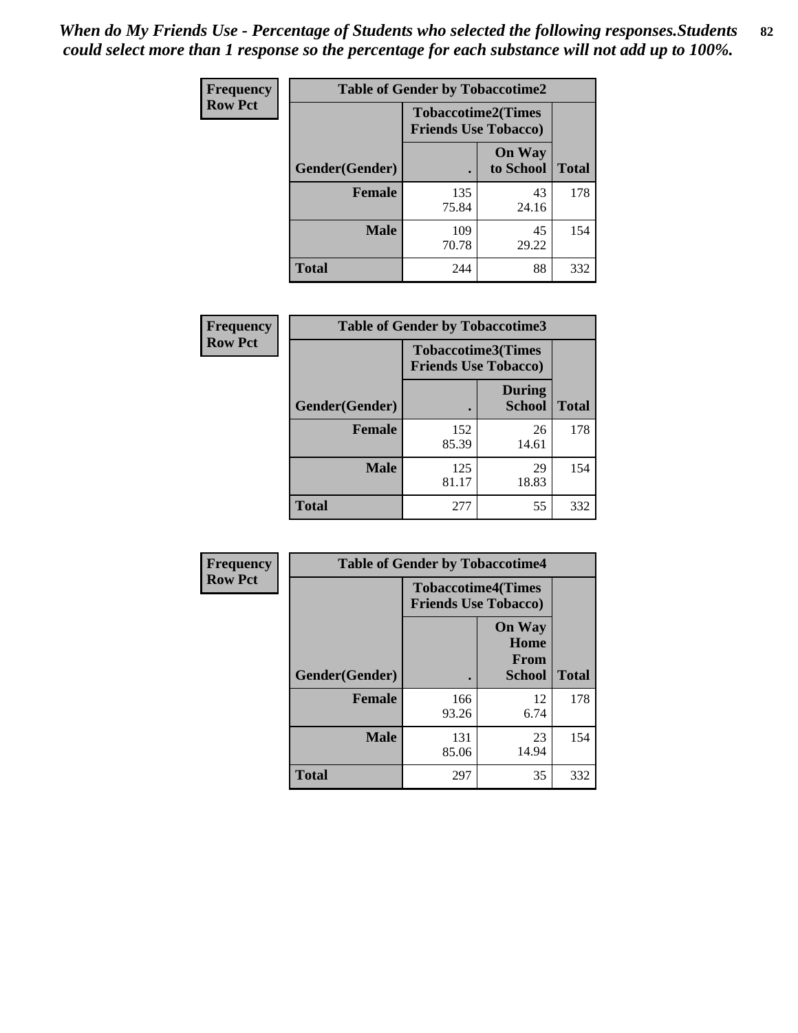*When do My Friends Use - Percentage of Students who selected the following responses.Students could select more than 1 response so the percentage for each substance will not add up to 100%.*

**Frequency**
**Row Pct**

| Table of Gender by Tobaccotime2 | | | |
|---|---|---|---|
| | Tobaccotime2(Times Friends Use Tobacco) | | |
| Gender(Gender) | . | On Way to School | Total |
| **Female** | 135<br>75.84 | 43<br>24.16 | 178 |
| **Male** | 109<br>70.78 | 45<br>29.22 | 154 |
| **Total** | 244 | 88 | 332 |

**Frequency**
**Row Pct**

| Table of Gender by Tobaccotime3 | | | |
|---|---|---|---|
| | Tobaccotime3(Times Friends Use Tobacco) | | |
| Gender(Gender) | . | During School | Total |
| **Female** | 152<br>85.39 | 26<br>14.61 | 178 |
| **Male** | 125<br>81.17 | 29<br>18.83 | 154 |
| **Total** | 277 | 55 | 332 |

**Frequency**
**Row Pct**

| Table of Gender by Tobaccotime4 | | | |
|---|---|---|---|
| | Tobaccotime4(Times Friends Use Tobacco) | | |
| Gender(Gender) | . | On Way Home From School | Total |
| **Female** | 166<br>93.26 | 12<br>6.74 | 178 |
| **Male** | 131<br>85.06 | 23<br>14.94 | 154 |
| **Total** | 297 | 35 | 332 |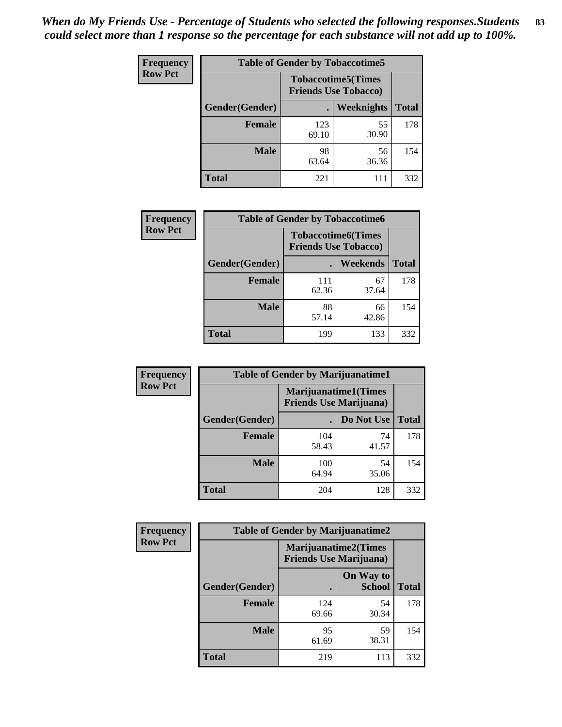*When do My Friends Use - Percentage of Students who selected the following responses.Students could select more than 1 response so the percentage for each substance will not add up to 100%.*

**Frequency**
**Row Pct**

| Table of Gender by Tobaccotime5 | | | |
|---|---|---|---|
| | Tobaccotime5(Times Friends Use Tobacco) | | |
| Gender(Gender) | . | Weeknights | Total |
| Female | 123<br>69.10 | 55<br>30.90 | 178 |
| Male | 98<br>63.64 | 56<br>36.36 | 154 |
| Total | 221 | 111 | 332 |

**Frequency**
**Row Pct**

| Table of Gender by Tobaccotime6 | | | |
|---|---|---|---|
| | Tobaccotime6(Times Friends Use Tobacco) | | |
| Gender(Gender) | . | Weekends | Total |
| Female | 111<br>62.36 | 67<br>37.64 | 178 |
| Male | 88<br>57.14 | 66<br>42.86 | 154 |
| Total | 199 | 133 | 332 |

**Frequency**
**Row Pct**

| Table of Gender by Marijuanatime1 | | | |
|---|---|---|---|
| | Marijuanatime1(Times Friends Use Marijuana) | | |
| Gender(Gender) | . | Do Not Use | Total |
| Female | 104<br>58.43 | 74<br>41.57 | 178 |
| Male | 100<br>64.94 | 54<br>35.06 | 154 |
| Total | 204 | 128 | 332 |

**Frequency**
**Row Pct**

| Table of Gender by Marijuanatime2 | | | |
|---|---|---|---|
| | Marijuanatime2(Times Friends Use Marijuana) | | |
| Gender(Gender) | . | On Way to School | Total |
| Female | 124<br>69.66 | 54<br>30.34 | 178 |
| Male | 95<br>61.69 | 59<br>38.31 | 154 |
| Total | 219 | 113 | 332 |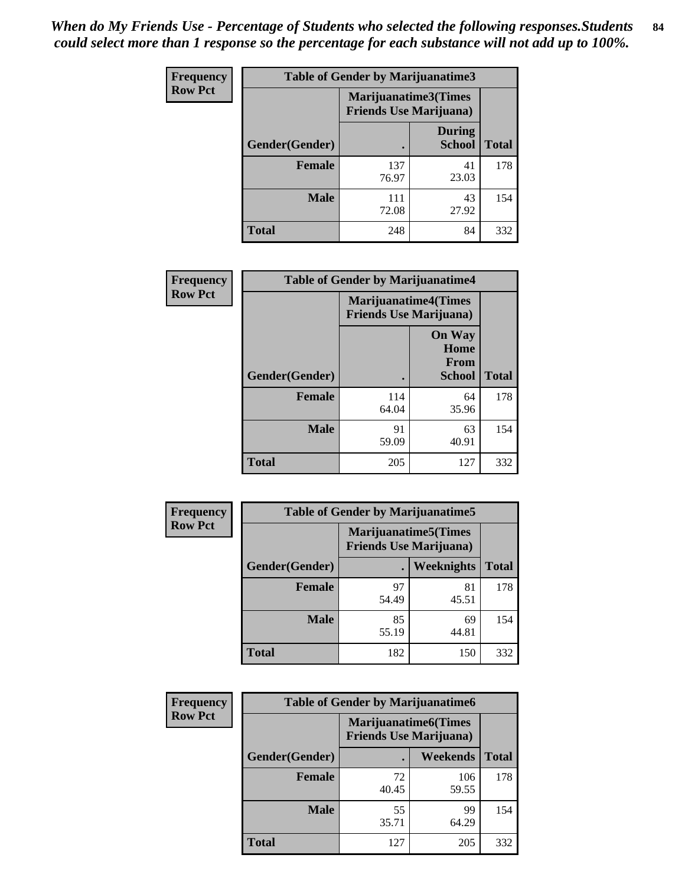*When do My Friends Use - Percentage of Students who selected the following responses.Students could select more than 1 response so the percentage for each substance will not add up to 100%.*

**Frequency**
**Row Pct**

| Table of Gender by Marijuanatime3 | | | |
|---|---|---|---|
| | Marijuanatime3(Times Friends Use Marijuana) | | |
| Gender(Gender) | . | During School | Total |
| Female | 137<br>76.97 | 41<br>23.03 | 178 |
| Male | 111<br>72.08 | 43<br>27.92 | 154 |
| Total | 248 | 84 | 332 |

**Frequency**
**Row Pct**

| Table of Gender by Marijuanatime4 | | | |
|---|---|---|---|
| | Marijuanatime4(Times Friends Use Marijuana) | | |
| Gender(Gender) | . | On Way Home From School | Total |
| Female | 114<br>64.04 | 64<br>35.96 | 178 |
| Male | 91<br>59.09 | 63<br>40.91 | 154 |
| Total | 205 | 127 | 332 |

**Frequency**
**Row Pct**

| Table of Gender by Marijuanatime5 | | | |
|---|---|---|---|
| | Marijuanatime5(Times Friends Use Marijuana) | | |
| Gender(Gender) | . | Weeknights | Total |
| Female | 97<br>54.49 | 81<br>45.51 | 178 |
| Male | 85<br>55.19 | 69<br>44.81 | 154 |
| Total | 182 | 150 | 332 |

**Frequency**
**Row Pct**

| Table of Gender by Marijuanatime6 | | | |
|---|---|---|---|
| | Marijuanatime6(Times Friends Use Marijuana) | | |
| Gender(Gender) | . | Weekends | Total |
| Female | 72<br>40.45 | 106<br>59.55 | 178 |
| Male | 55<br>35.71 | 99<br>64.29 | 154 |
| Total | 127 | 205 | 332 |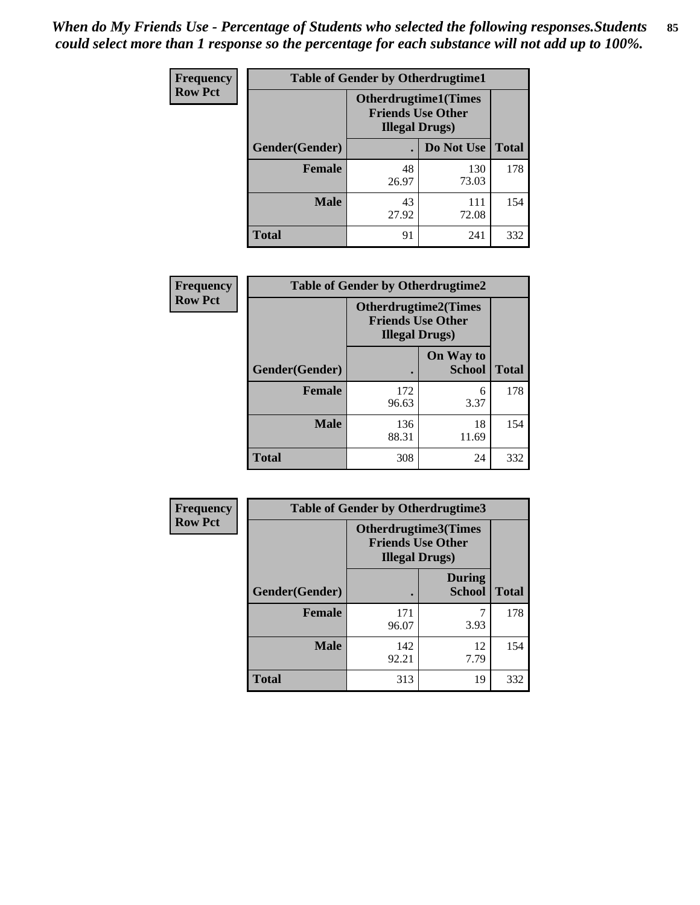*When do My Friends Use - Percentage of Students who selected the following responses.Students could select more than 1 response so the percentage for each substance will not add up to 100%.*

**Frequency**
**Row Pct**

| Table of Gender by Otherdrugtime1 | | | |
|---|---|---|---|
| | Otherdrugtime1(Times Friends Use Other Illegal Drugs) | | |
| Gender(Gender) | . | Do Not Use | Total |
| **Female** | 48<br>26.97 | 130<br>73.03 | 178 |
| **Male** | 43<br>27.92 | 111<br>72.08 | 154 |
| **Total** | 91 | 241 | 332 |

**Frequency**
**Row Pct**

| Table of Gender by Otherdrugtime2 | | | |
|---|---|---|---|
| | Otherdrugtime2(Times Friends Use Other Illegal Drugs) | | |
| Gender(Gender) | . | On Way to School | Total |
| **Female** | 172<br>96.63 | 6<br>3.37 | 178 |
| **Male** | 136<br>88.31 | 18<br>11.69 | 154 |
| **Total** | 308 | 24 | 332 |

**Frequency**
**Row Pct**

| Table of Gender by Otherdrugtime3 | | | |
|---|---|---|---|
| | Otherdrugtime3(Times Friends Use Other Illegal Drugs) | | |
| Gender(Gender) | . | During School | Total |
| **Female** | 171<br>96.07 | 7<br>3.93 | 178 |
| **Male** | 142<br>92.21 | 12<br>7.79 | 154 |
| **Total** | 313 | 19 | 332 |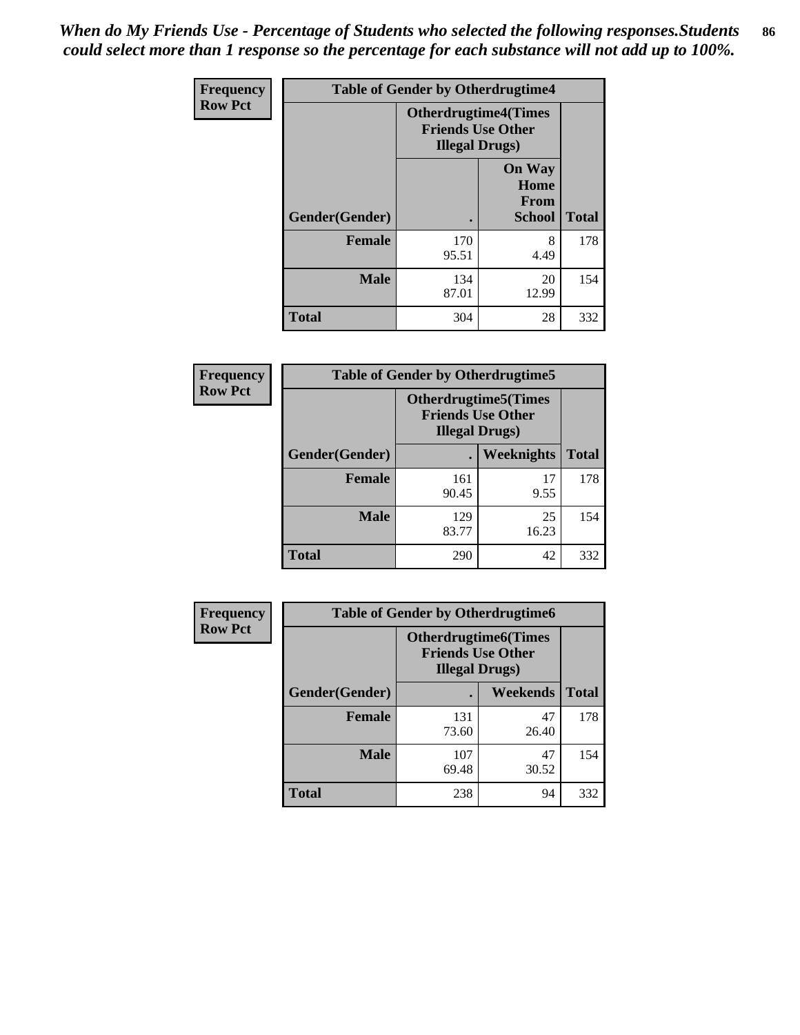*When do My Friends Use - Percentage of Students who selected the following responses.Students could select more than 1 response so the percentage for each substance will not add up to 100%.*

**Frequency Row Pct**

| Table of Gender by Otherdrugtime4 | | | |
|---|---|---|---|
| | Otherdrugtime4(Times Friends Use Other Illegal Drugs) | | |
| Gender(Gender) | . | On Way Home From School | Total |
| Female | 170<br>95.51 | 8<br>4.49 | 178 |
| Male | 134<br>87.01 | 20<br>12.99 | 154 |
| Total | 304 | 28 | 332 |

**Frequency Row Pct**

| Table of Gender by Otherdrugtime5 | | | |
|---|---|---|---|
| | Otherdrugtime5(Times Friends Use Other Illegal Drugs) | | |
| Gender(Gender) | . | Weeknights | Total |
| Female | 161<br>90.45 | 17<br>9.55 | 178 |
| Male | 129<br>83.77 | 25<br>16.23 | 154 |
| Total | 290 | 42 | 332 |

**Frequency Row Pct**

| Table of Gender by Otherdrugtime6 | | | |
|---|---|---|---|
| | Otherdrugtime6(Times Friends Use Other Illegal Drugs) | | |
| Gender(Gender) | . | Weekends | Total |
| Female | 131<br>73.60 | 47<br>26.40 | 178 |
| Male | 107<br>69.48 | 47<br>30.52 | 154 |
| Total | 238 | 94 | 332 |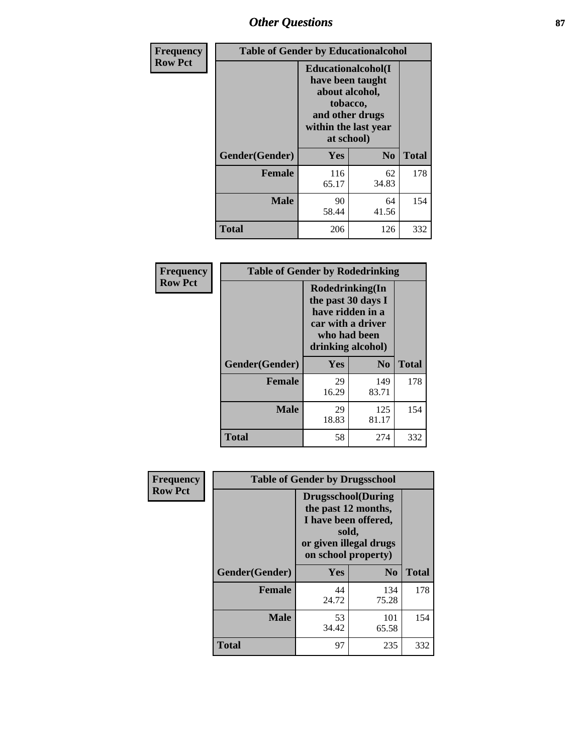## Other Questions

**Frequency Row Pct**

| Table of Gender by Educationalcohol | | | |
|---|---|---|---|
| | Educationalcohol(I have been taught about alcohol, tobacco, and other drugs within the last year at school) | | |
| Gender(Gender) | Yes | No | Total |
| Female | 116<br>65.17 | 62<br>34.83 | 178 |
| Male | 90<br>58.44 | 64<br>41.56 | 154 |
| Total | 206 | 126 | 332 |

**Frequency Row Pct**

| Table of Gender by Rodedrinking | | | |
|---|---|---|---|
| | Rodedrinking(In the past 30 days I have ridden in a car with a driver who had been drinking alcohol) | | |
| Gender(Gender) | Yes | No | Total |
| Female | 29<br>16.29 | 149<br>83.71 | 178 |
| Male | 29<br>18.83 | 125<br>81.17 | 154 |
| Total | 58 | 274 | 332 |

**Frequency Row Pct**

| Table of Gender by Drugsschool | | | |
|---|---|---|---|
| | Drugsschool(During the past 12 months, I have been offered, sold, or given illegal drugs on school property) | | |
| Gender(Gender) | Yes | No | Total |
| Female | 44<br>24.72 | 134<br>75.28 | 178 |
| Male | 53<br>34.42 | 101<br>65.58 | 154 |
| Total | 97 | 235 | 332 |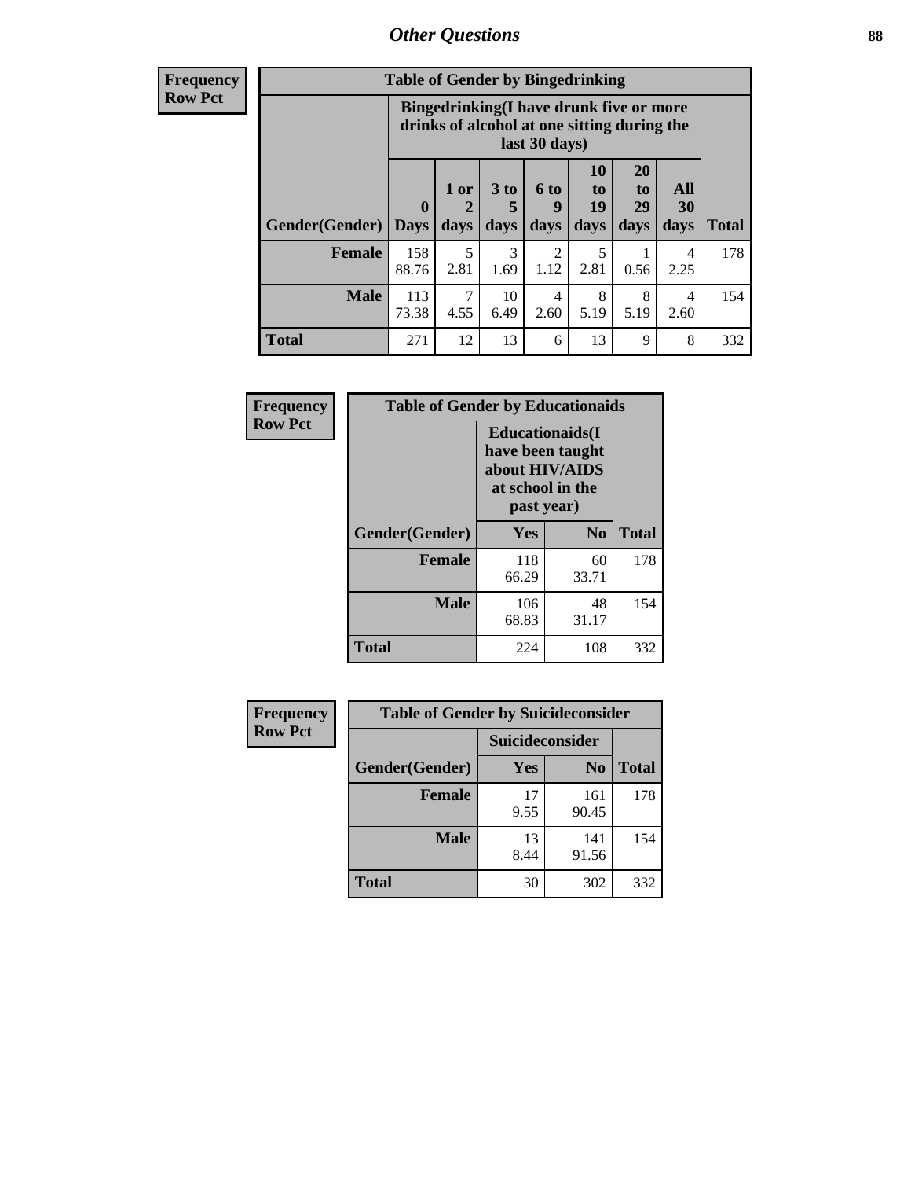## Other Questions

**Frequency / Row Pct**

**Table of Gender by Bingedrinking**

| Gender(Gender) | Bingedrinking(I have drunk five or more drinks of alcohol at one sitting during the last 30 days) | | | | | | | Total |
|---|---|---|---|---|---|---|---|---|
| | 0 Days | 1 or 2 days | 3 to 5 days | 6 to 9 days | 10 to 19 days | 20 to 29 days | All 30 days | |
| **Female** | 158<br>88.76 | 5<br>2.81 | 3<br>1.69 | 2<br>1.12 | 5<br>2.81 | 1<br>0.56 | 4<br>2.25 | 178 |
| **Male** | 113<br>73.38 | 7<br>4.55 | 10<br>6.49 | 4<br>2.60 | 8<br>5.19 | 8<br>5.19 | 4<br>2.60 | 154 |
| **Total** | 271 | 12 | 13 | 6 | 13 | 9 | 8 | 332 |

**Frequency / Row Pct**

**Table of Gender by Educationaids**

| Gender(Gender) | Educationaids(I have been taught about HIV/AIDS at school in the past year) | | Total |
|---|---|---|---|
| | Yes | No | |
| **Female** | 118<br>66.29 | 60<br>33.71 | 178 |
| **Male** | 106<br>68.83 | 48<br>31.17 | 154 |
| **Total** | 224 | 108 | 332 |

**Frequency / Row Pct**

**Table of Gender by Suicideconsider**

| Gender(Gender) | Suicideconsider | | Total |
|---|---|---|---|
| | Yes | No | |
| **Female** | 17<br>9.55 | 161<br>90.45 | 178 |
| **Male** | 13<br>8.44 | 141<br>91.56 | 154 |
| **Total** | 30 | 302 | 332 |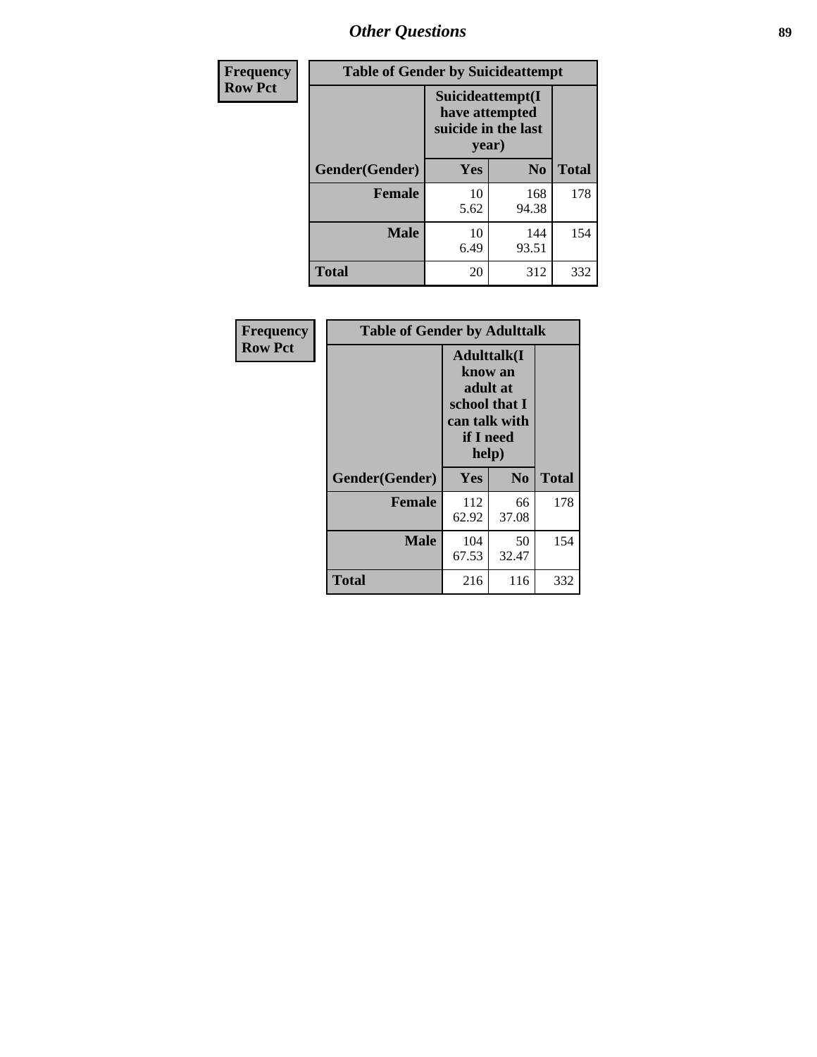# Other Questions

**Frequency**
**Row Pct**

| Table of Gender by Suicideattempt | | | |
|---|---|---|---|
| | Suicideattempt(I have attempted suicide in the last year) | | |
| Gender(Gender) | Yes | No | Total |
| Female | 10<br>5.62 | 168<br>94.38 | 178 |
| Male | 10<br>6.49 | 144<br>93.51 | 154 |
| Total | 20 | 312 | 332 |

**Frequency**
**Row Pct**

| Table of Gender by Adulttalk | | | |
|---|---|---|---|
| | Adulttalk(I know an adult at school that I can talk with if I need help) | | |
| Gender(Gender) | Yes | No | Total |
| Female | 112<br>62.92 | 66<br>37.08 | 178 |
| Male | 104<br>67.53 | 50<br>32.47 | 154 |
| Total | 216 | 116 | 332 |